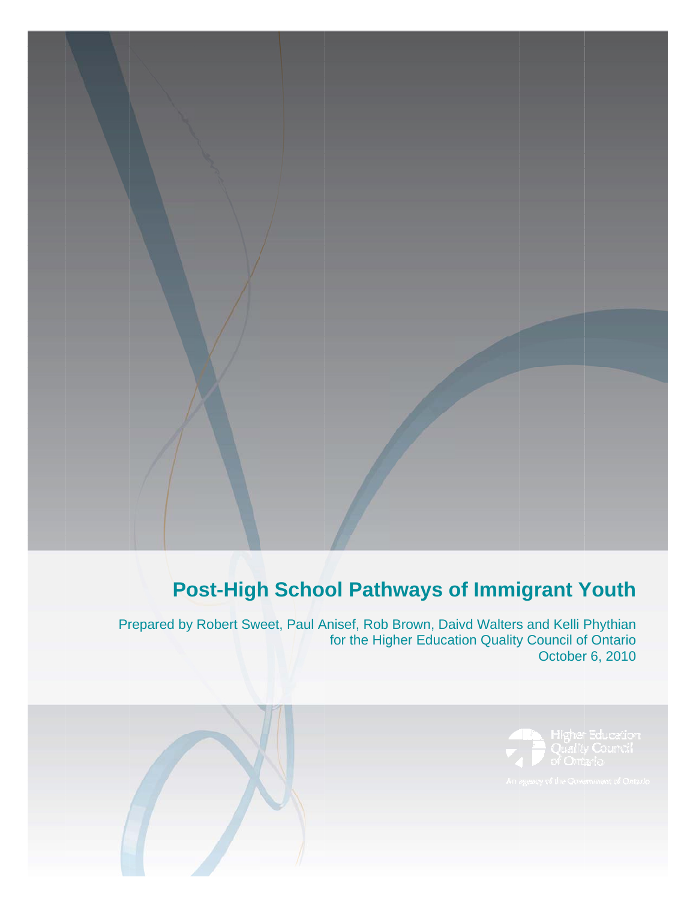# Post-High School Pathways of Immigrant Youth

Prepared by Robert Sweet, Paul Anisef, Rob Brown, Daivd Walters and Kelli Phythian
for the Higher Education Quality Council of Ontario
October 6, 2010

Higher Education Quality Council of Ontario

An agency of the Government of Ontario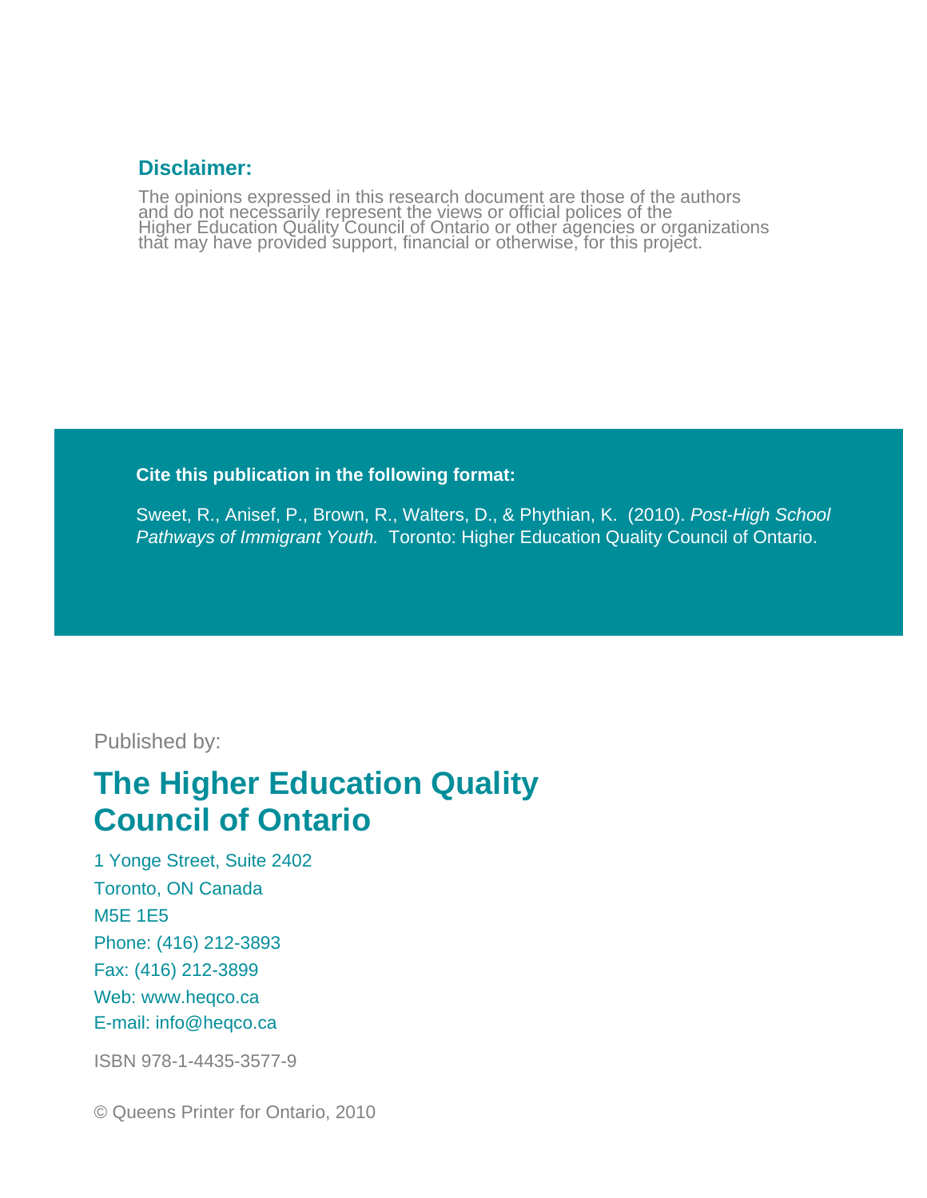**Disclaimer:**

The opinions expressed in this research document are those of the authors and do not necessarily represent the views or official polices of the Higher Education Quality Council of Ontario or other agencies or organizations that may have provided support, financial or otherwise, for this project.

**Cite this publication in the following format:**

Sweet, R., Anisef, P., Brown, R., Walters, D., & Phythian, K. (2010). *Post-High School Pathways of Immigrant Youth.* Toronto: Higher Education Quality Council of Ontario.

Published by:

## The Higher Education Quality Council of Ontario

1 Yonge Street, Suite 2402
Toronto, ON Canada
M5E 1E5
Phone: (416) 212-3893
Fax: (416) 212-3899
Web: www.heqco.ca
E-mail: info@heqco.ca

ISBN 978-1-4435-3577-9

© Queens Printer for Ontario, 2010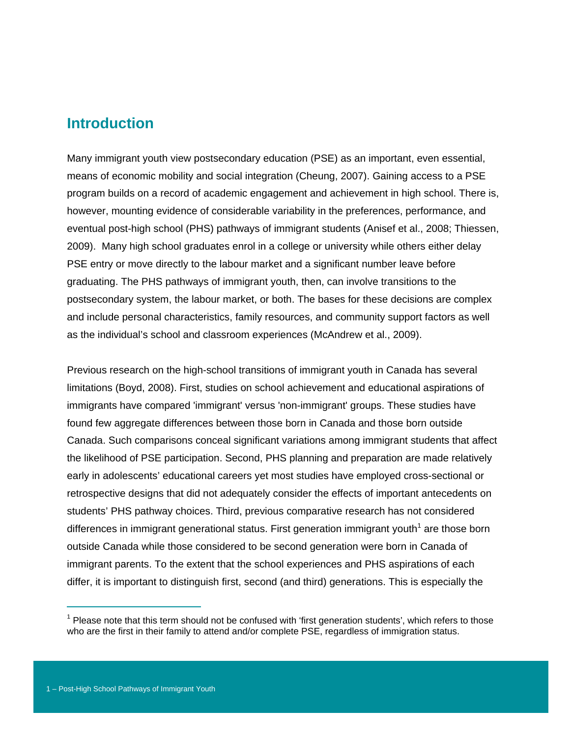## Introduction

Many immigrant youth view postsecondary education (PSE) as an important, even essential, means of economic mobility and social integration (Cheung, 2007). Gaining access to a PSE program builds on a record of academic engagement and achievement in high school. There is, however, mounting evidence of considerable variability in the preferences, performance, and eventual post-high school (PHS) pathways of immigrant students (Anisef et al., 2008; Thiessen, 2009). Many high school graduates enrol in a college or university while others either delay PSE entry or move directly to the labour market and a significant number leave before graduating. The PHS pathways of immigrant youth, then, can involve transitions to the postsecondary system, the labour market, or both. The bases for these decisions are complex and include personal characteristics, family resources, and community support factors as well as the individual's school and classroom experiences (McAndrew et al., 2009).

Previous research on the high-school transitions of immigrant youth in Canada has several limitations (Boyd, 2008). First, studies on school achievement and educational aspirations of immigrants have compared 'immigrant' versus 'non-immigrant' groups. These studies have found few aggregate differences between those born in Canada and those born outside Canada. Such comparisons conceal significant variations among immigrant students that affect the likelihood of PSE participation. Second, PHS planning and preparation are made relatively early in adolescents' educational careers yet most studies have employed cross-sectional or retrospective designs that did not adequately consider the effects of important antecedents on students' PHS pathway choices. Third, previous comparative research has not considered differences in immigrant generational status. First generation immigrant youth[1] are those born outside Canada while those considered to be second generation were born in Canada of immigrant parents. To the extent that the school experiences and PHS aspirations of each differ, it is important to distinguish first, second (and third) generations. This is especially the

[1] Please note that this term should not be confused with 'first generation students', which refers to those who are the first in their family to attend and/or complete PSE, regardless of immigration status.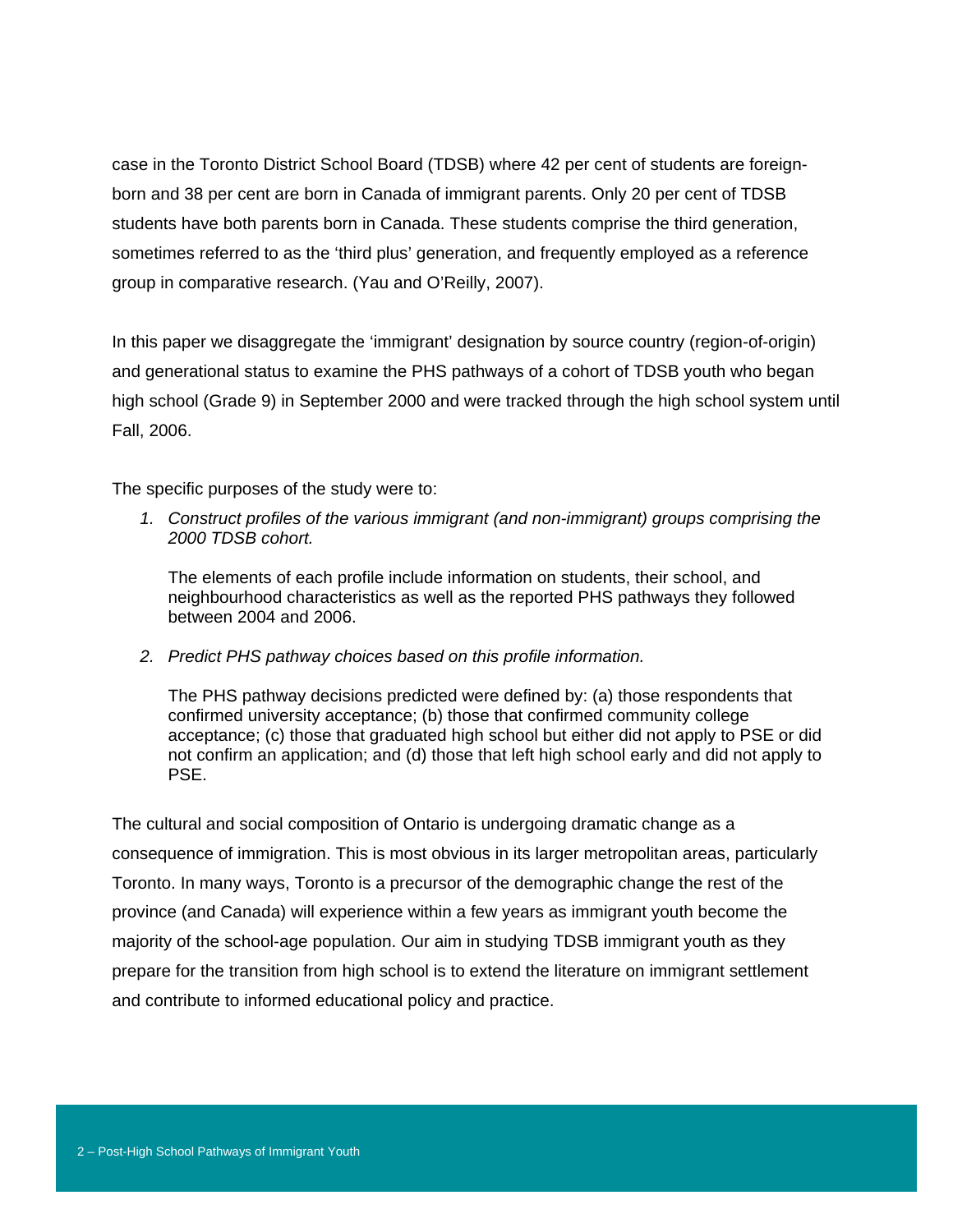case in the Toronto District School Board (TDSB) where 42 per cent of students are foreign-born and 38 per cent are born in Canada of immigrant parents. Only 20 per cent of TDSB students have both parents born in Canada. These students comprise the third generation, sometimes referred to as the 'third plus' generation, and frequently employed as a reference group in comparative research. (Yau and O'Reilly, 2007).

In this paper we disaggregate the 'immigrant' designation by source country (region-of-origin) and generational status to examine the PHS pathways of a cohort of TDSB youth who began high school (Grade 9) in September 2000 and were tracked through the high school system until Fall, 2006.

The specific purposes of the study were to:

1. *Construct profiles of the various immigrant (and non-immigrant) groups comprising the 2000 TDSB cohort.*

   The elements of each profile include information on students, their school, and neighbourhood characteristics as well as the reported PHS pathways they followed between 2004 and 2006.

2. *Predict PHS pathway choices based on this profile information.*

   The PHS pathway decisions predicted were defined by: (a) those respondents that confirmed university acceptance; (b) those that confirmed community college acceptance; (c) those that graduated high school but either did not apply to PSE or did not confirm an application; and (d) those that left high school early and did not apply to PSE.

The cultural and social composition of Ontario is undergoing dramatic change as a consequence of immigration. This is most obvious in its larger metropolitan areas, particularly Toronto. In many ways, Toronto is a precursor of the demographic change the rest of the province (and Canada) will experience within a few years as immigrant youth become the majority of the school-age population. Our aim in studying TDSB immigrant youth as they prepare for the transition from high school is to extend the literature on immigrant settlement and contribute to informed educational policy and practice.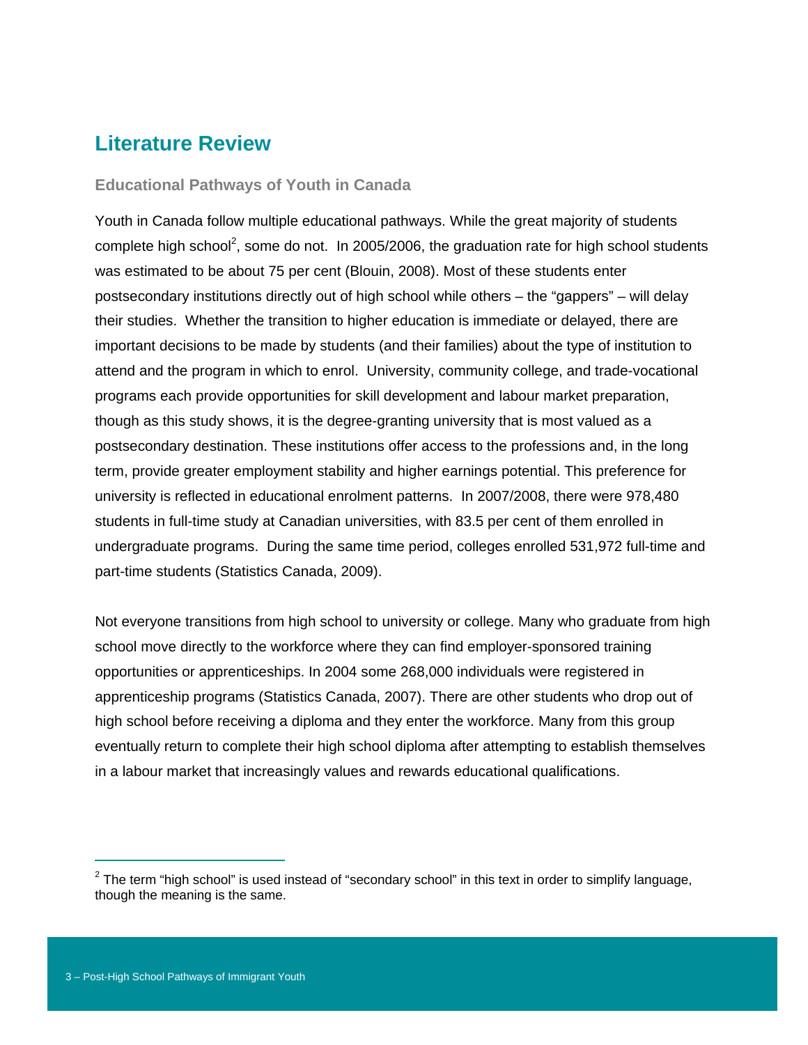## Literature Review

### Educational Pathways of Youth in Canada

Youth in Canada follow multiple educational pathways. While the great majority of students complete high school[2], some do not. In 2005/2006, the graduation rate for high school students was estimated to be about 75 per cent (Blouin, 2008). Most of these students enter postsecondary institutions directly out of high school while others – the "gappers" – will delay their studies. Whether the transition to higher education is immediate or delayed, there are important decisions to be made by students (and their families) about the type of institution to attend and the program in which to enrol. University, community college, and trade-vocational programs each provide opportunities for skill development and labour market preparation, though as this study shows, it is the degree-granting university that is most valued as a postsecondary destination. These institutions offer access to the professions and, in the long term, provide greater employment stability and higher earnings potential. This preference for university is reflected in educational enrolment patterns. In 2007/2008, there were 978,480 students in full-time study at Canadian universities, with 83.5 per cent of them enrolled in undergraduate programs. During the same time period, colleges enrolled 531,972 full-time and part-time students (Statistics Canada, 2009).

Not everyone transitions from high school to university or college. Many who graduate from high school move directly to the workforce where they can find employer-sponsored training opportunities or apprenticeships. In 2004 some 268,000 individuals were registered in apprenticeship programs (Statistics Canada, 2007). There are other students who drop out of high school before receiving a diploma and they enter the workforce. Many from this group eventually return to complete their high school diploma after attempting to establish themselves in a labour market that increasingly values and rewards educational qualifications.

[2] The term "high school" is used instead of "secondary school" in this text in order to simplify language, though the meaning is the same.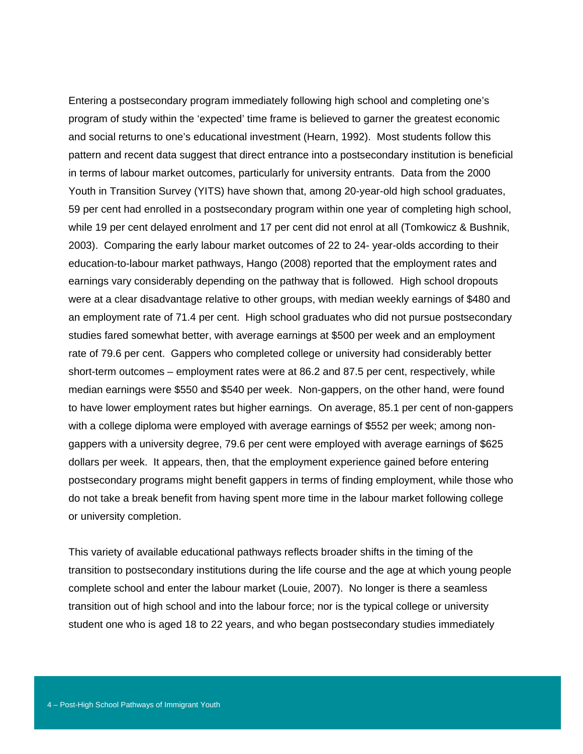Entering a postsecondary program immediately following high school and completing one's program of study within the 'expected' time frame is believed to garner the greatest economic and social returns to one's educational investment (Hearn, 1992). Most students follow this pattern and recent data suggest that direct entrance into a postsecondary institution is beneficial in terms of labour market outcomes, particularly for university entrants. Data from the 2000 Youth in Transition Survey (YITS) have shown that, among 20-year-old high school graduates, 59 per cent had enrolled in a postsecondary program within one year of completing high school, while 19 per cent delayed enrolment and 17 per cent did not enrol at all (Tomkowicz & Bushnik, 2003). Comparing the early labour market outcomes of 22 to 24- year-olds according to their education-to-labour market pathways, Hango (2008) reported that the employment rates and earnings vary considerably depending on the pathway that is followed. High school dropouts were at a clear disadvantage relative to other groups, with median weekly earnings of $480 and an employment rate of 71.4 per cent. High school graduates who did not pursue postsecondary studies fared somewhat better, with average earnings at $500 per week and an employment rate of 79.6 per cent. Gappers who completed college or university had considerably better short-term outcomes – employment rates were at 86.2 and 87.5 per cent, respectively, while median earnings were $550 and $540 per week. Non-gappers, on the other hand, were found to have lower employment rates but higher earnings. On average, 85.1 per cent of non-gappers with a college diploma were employed with average earnings of $552 per week; among non-gappers with a university degree, 79.6 per cent were employed with average earnings of $625 dollars per week. It appears, then, that the employment experience gained before entering postsecondary programs might benefit gappers in terms of finding employment, while those who do not take a break benefit from having spent more time in the labour market following college or university completion.

This variety of available educational pathways reflects broader shifts in the timing of the transition to postsecondary institutions during the life course and the age at which young people complete school and enter the labour market (Louie, 2007). No longer is there a seamless transition out of high school and into the labour force; nor is the typical college or university student one who is aged 18 to 22 years, and who began postsecondary studies immediately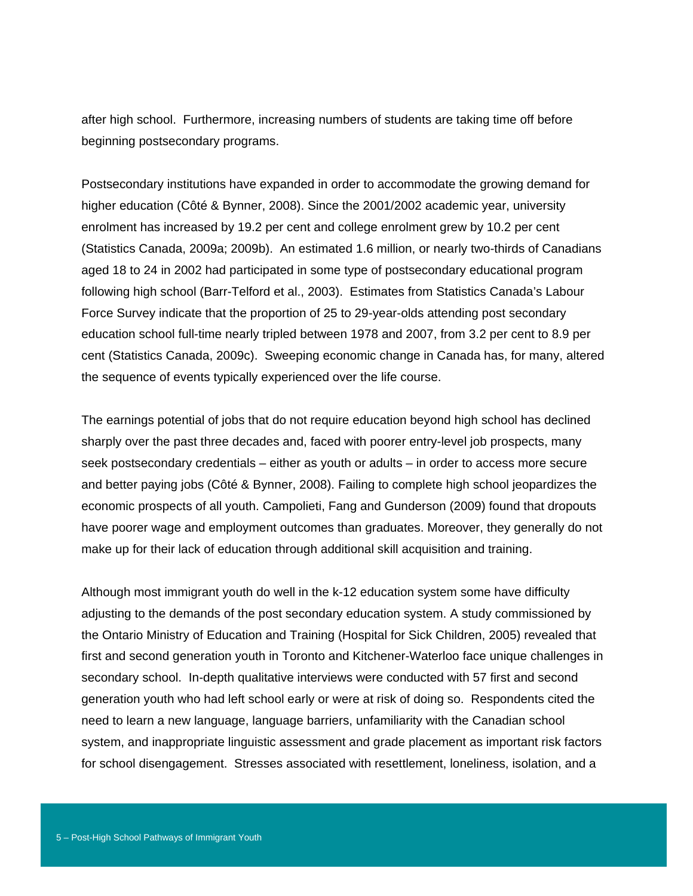after high school. Furthermore, increasing numbers of students are taking time off before beginning postsecondary programs.

Postsecondary institutions have expanded in order to accommodate the growing demand for higher education (Côté & Bynner, 2008). Since the 2001/2002 academic year, university enrolment has increased by 19.2 per cent and college enrolment grew by 10.2 per cent (Statistics Canada, 2009a; 2009b). An estimated 1.6 million, or nearly two-thirds of Canadians aged 18 to 24 in 2002 had participated in some type of postsecondary educational program following high school (Barr-Telford et al., 2003). Estimates from Statistics Canada's Labour Force Survey indicate that the proportion of 25 to 29-year-olds attending post secondary education school full-time nearly tripled between 1978 and 2007, from 3.2 per cent to 8.9 per cent (Statistics Canada, 2009c). Sweeping economic change in Canada has, for many, altered the sequence of events typically experienced over the life course.

The earnings potential of jobs that do not require education beyond high school has declined sharply over the past three decades and, faced with poorer entry-level job prospects, many seek postsecondary credentials – either as youth or adults – in order to access more secure and better paying jobs (Côté & Bynner, 2008). Failing to complete high school jeopardizes the economic prospects of all youth. Campolieti, Fang and Gunderson (2009) found that dropouts have poorer wage and employment outcomes than graduates. Moreover, they generally do not make up for their lack of education through additional skill acquisition and training.

Although most immigrant youth do well in the k-12 education system some have difficulty adjusting to the demands of the post secondary education system. A study commissioned by the Ontario Ministry of Education and Training (Hospital for Sick Children, 2005) revealed that first and second generation youth in Toronto and Kitchener-Waterloo face unique challenges in secondary school. In-depth qualitative interviews were conducted with 57 first and second generation youth who had left school early or were at risk of doing so. Respondents cited the need to learn a new language, language barriers, unfamiliarity with the Canadian school system, and inappropriate linguistic assessment and grade placement as important risk factors for school disengagement. Stresses associated with resettlement, loneliness, isolation, and a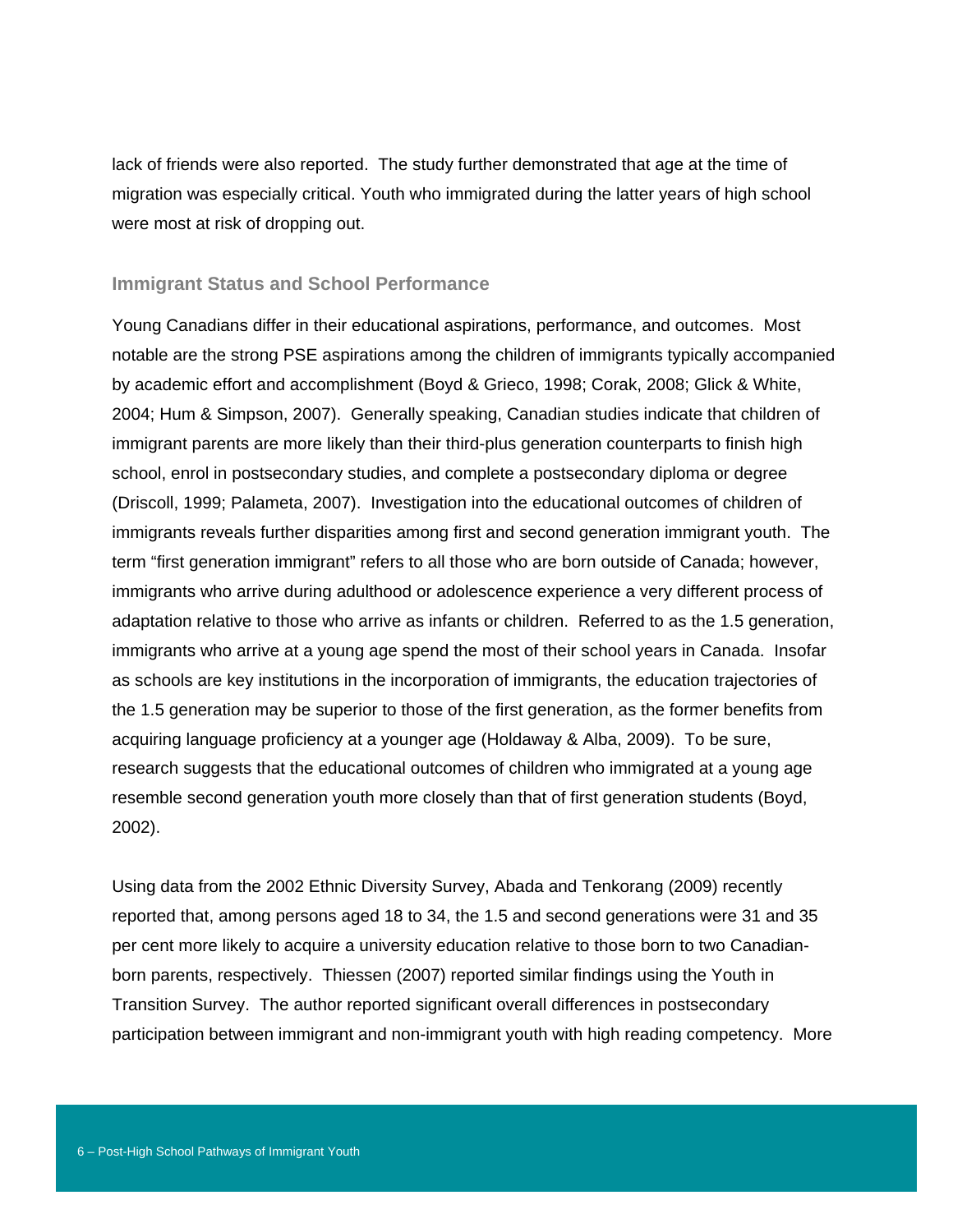lack of friends were also reported. The study further demonstrated that age at the time of migration was especially critical. Youth who immigrated during the latter years of high school were most at risk of dropping out.

### Immigrant Status and School Performance

Young Canadians differ in their educational aspirations, performance, and outcomes. Most notable are the strong PSE aspirations among the children of immigrants typically accompanied by academic effort and accomplishment (Boyd & Grieco, 1998; Corak, 2008; Glick & White, 2004; Hum & Simpson, 2007). Generally speaking, Canadian studies indicate that children of immigrant parents are more likely than their third-plus generation counterparts to finish high school, enrol in postsecondary studies, and complete a postsecondary diploma or degree (Driscoll, 1999; Palameta, 2007). Investigation into the educational outcomes of children of immigrants reveals further disparities among first and second generation immigrant youth. The term "first generation immigrant" refers to all those who are born outside of Canada; however, immigrants who arrive during adulthood or adolescence experience a very different process of adaptation relative to those who arrive as infants or children. Referred to as the 1.5 generation, immigrants who arrive at a young age spend the most of their school years in Canada. Insofar as schools are key institutions in the incorporation of immigrants, the education trajectories of the 1.5 generation may be superior to those of the first generation, as the former benefits from acquiring language proficiency at a younger age (Holdaway & Alba, 2009). To be sure, research suggests that the educational outcomes of children who immigrated at a young age resemble second generation youth more closely than that of first generation students (Boyd, 2002).

Using data from the 2002 Ethnic Diversity Survey, Abada and Tenkorang (2009) recently reported that, among persons aged 18 to 34, the 1.5 and second generations were 31 and 35 per cent more likely to acquire a university education relative to those born to two Canadian-born parents, respectively. Thiessen (2007) reported similar findings using the Youth in Transition Survey. The author reported significant overall differences in postsecondary participation between immigrant and non-immigrant youth with high reading competency. More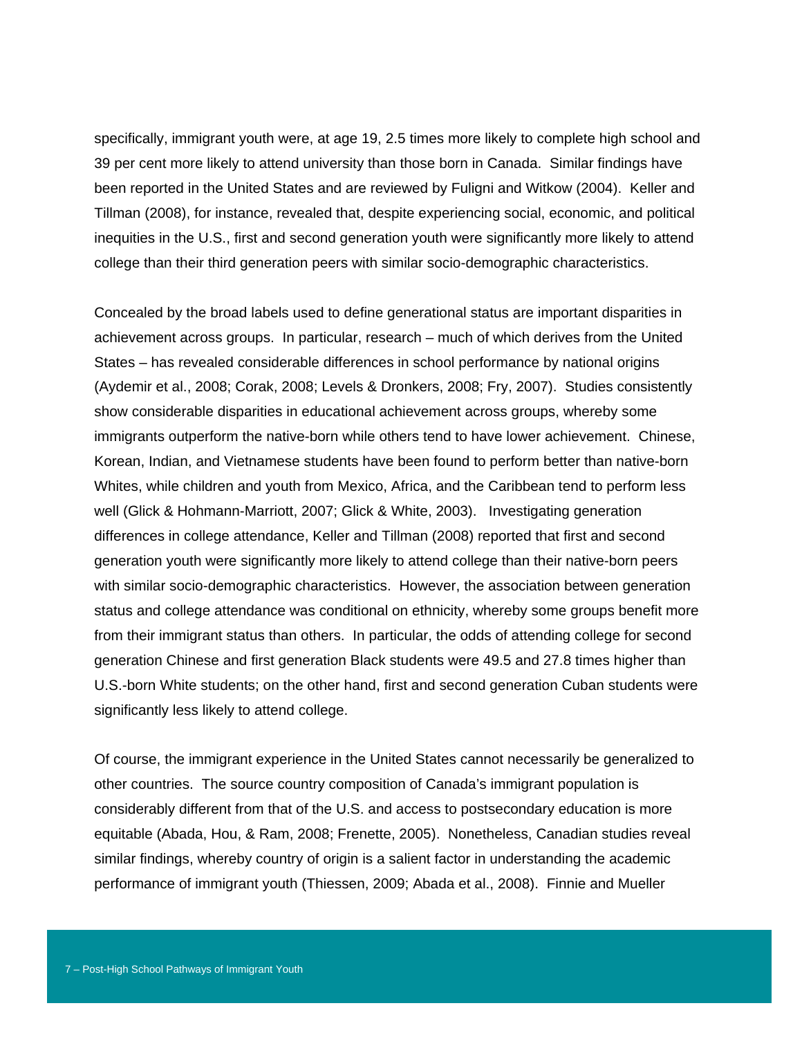specifically, immigrant youth were, at age 19, 2.5 times more likely to complete high school and 39 per cent more likely to attend university than those born in Canada. Similar findings have been reported in the United States and are reviewed by Fuligni and Witkow (2004). Keller and Tillman (2008), for instance, revealed that, despite experiencing social, economic, and political inequities in the U.S., first and second generation youth were significantly more likely to attend college than their third generation peers with similar socio-demographic characteristics.

Concealed by the broad labels used to define generational status are important disparities in achievement across groups. In particular, research – much of which derives from the United States – has revealed considerable differences in school performance by national origins (Aydemir et al., 2008; Corak, 2008; Levels & Dronkers, 2008; Fry, 2007). Studies consistently show considerable disparities in educational achievement across groups, whereby some immigrants outperform the native-born while others tend to have lower achievement. Chinese, Korean, Indian, and Vietnamese students have been found to perform better than native-born Whites, while children and youth from Mexico, Africa, and the Caribbean tend to perform less well (Glick & Hohmann-Marriott, 2007; Glick & White, 2003). Investigating generation differences in college attendance, Keller and Tillman (2008) reported that first and second generation youth were significantly more likely to attend college than their native-born peers with similar socio-demographic characteristics. However, the association between generation status and college attendance was conditional on ethnicity, whereby some groups benefit more from their immigrant status than others. In particular, the odds of attending college for second generation Chinese and first generation Black students were 49.5 and 27.8 times higher than U.S.-born White students; on the other hand, first and second generation Cuban students were significantly less likely to attend college.

Of course, the immigrant experience in the United States cannot necessarily be generalized to other countries. The source country composition of Canada's immigrant population is considerably different from that of the U.S. and access to postsecondary education is more equitable (Abada, Hou, & Ram, 2008; Frenette, 2005). Nonetheless, Canadian studies reveal similar findings, whereby country of origin is a salient factor in understanding the academic performance of immigrant youth (Thiessen, 2009; Abada et al., 2008). Finnie and Mueller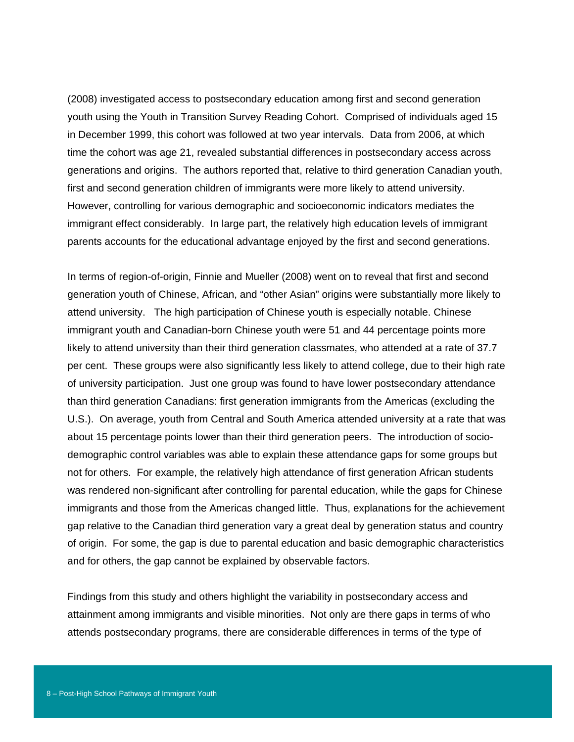(2008) investigated access to postsecondary education among first and second generation youth using the Youth in Transition Survey Reading Cohort. Comprised of individuals aged 15 in December 1999, this cohort was followed at two year intervals. Data from 2006, at which time the cohort was age 21, revealed substantial differences in postsecondary access across generations and origins. The authors reported that, relative to third generation Canadian youth, first and second generation children of immigrants were more likely to attend university. However, controlling for various demographic and socioeconomic indicators mediates the immigrant effect considerably. In large part, the relatively high education levels of immigrant parents accounts for the educational advantage enjoyed by the first and second generations.

In terms of region-of-origin, Finnie and Mueller (2008) went on to reveal that first and second generation youth of Chinese, African, and "other Asian" origins were substantially more likely to attend university. The high participation of Chinese youth is especially notable. Chinese immigrant youth and Canadian-born Chinese youth were 51 and 44 percentage points more likely to attend university than their third generation classmates, who attended at a rate of 37.7 per cent. These groups were also significantly less likely to attend college, due to their high rate of university participation. Just one group was found to have lower postsecondary attendance than third generation Canadians: first generation immigrants from the Americas (excluding the U.S.). On average, youth from Central and South America attended university at a rate that was about 15 percentage points lower than their third generation peers. The introduction of socio-demographic control variables was able to explain these attendance gaps for some groups but not for others. For example, the relatively high attendance of first generation African students was rendered non-significant after controlling for parental education, while the gaps for Chinese immigrants and those from the Americas changed little. Thus, explanations for the achievement gap relative to the Canadian third generation vary a great deal by generation status and country of origin. For some, the gap is due to parental education and basic demographic characteristics and for others, the gap cannot be explained by observable factors.

Findings from this study and others highlight the variability in postsecondary access and attainment among immigrants and visible minorities. Not only are there gaps in terms of who attends postsecondary programs, there are considerable differences in terms of the type of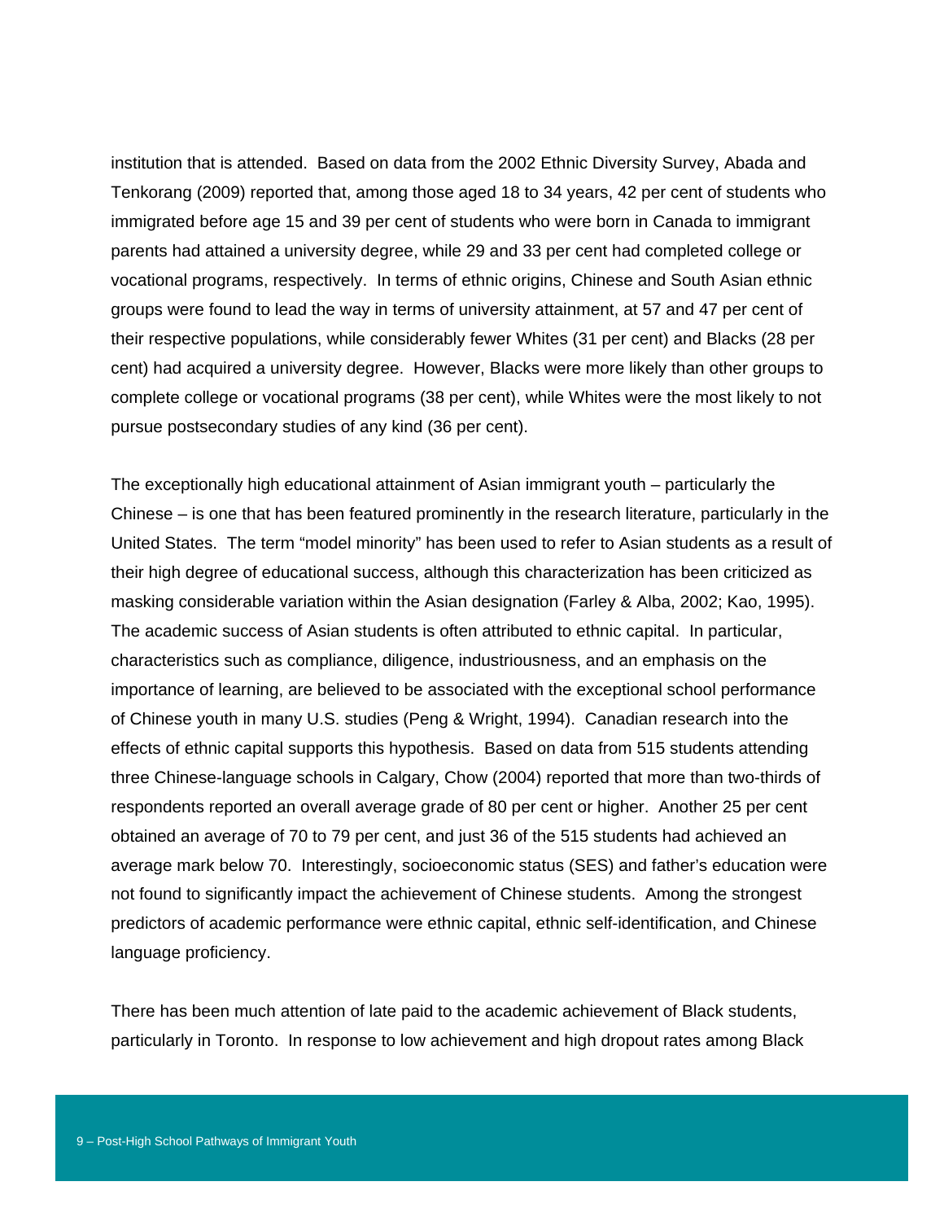institution that is attended. Based on data from the 2002 Ethnic Diversity Survey, Abada and Tenkorang (2009) reported that, among those aged 18 to 34 years, 42 per cent of students who immigrated before age 15 and 39 per cent of students who were born in Canada to immigrant parents had attained a university degree, while 29 and 33 per cent had completed college or vocational programs, respectively. In terms of ethnic origins, Chinese and South Asian ethnic groups were found to lead the way in terms of university attainment, at 57 and 47 per cent of their respective populations, while considerably fewer Whites (31 per cent) and Blacks (28 per cent) had acquired a university degree. However, Blacks were more likely than other groups to complete college or vocational programs (38 per cent), while Whites were the most likely to not pursue postsecondary studies of any kind (36 per cent).

The exceptionally high educational attainment of Asian immigrant youth – particularly the Chinese – is one that has been featured prominently in the research literature, particularly in the United States. The term "model minority" has been used to refer to Asian students as a result of their high degree of educational success, although this characterization has been criticized as masking considerable variation within the Asian designation (Farley & Alba, 2002; Kao, 1995). The academic success of Asian students is often attributed to ethnic capital. In particular, characteristics such as compliance, diligence, industriousness, and an emphasis on the importance of learning, are believed to be associated with the exceptional school performance of Chinese youth in many U.S. studies (Peng & Wright, 1994). Canadian research into the effects of ethnic capital supports this hypothesis. Based on data from 515 students attending three Chinese-language schools in Calgary, Chow (2004) reported that more than two-thirds of respondents reported an overall average grade of 80 per cent or higher. Another 25 per cent obtained an average of 70 to 79 per cent, and just 36 of the 515 students had achieved an average mark below 70. Interestingly, socioeconomic status (SES) and father's education were not found to significantly impact the achievement of Chinese students. Among the strongest predictors of academic performance were ethnic capital, ethnic self-identification, and Chinese language proficiency.

There has been much attention of late paid to the academic achievement of Black students, particularly in Toronto. In response to low achievement and high dropout rates among Black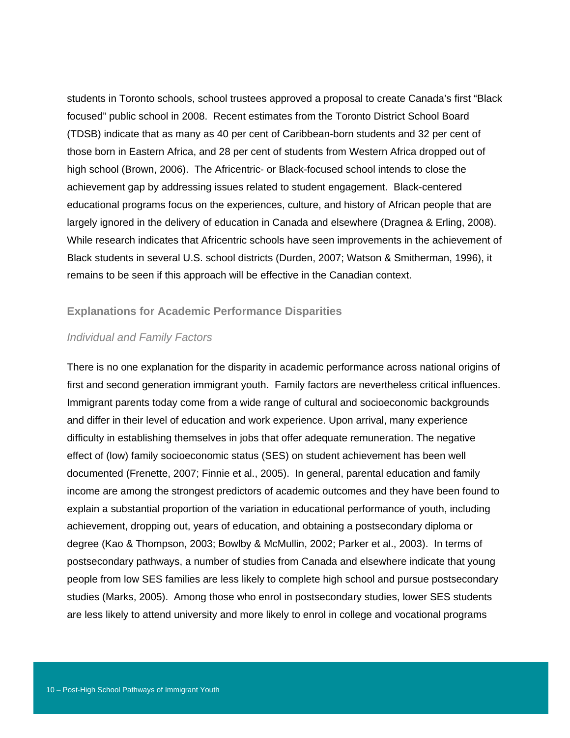students in Toronto schools, school trustees approved a proposal to create Canada's first "Black focused" public school in 2008. Recent estimates from the Toronto District School Board (TDSB) indicate that as many as 40 per cent of Caribbean-born students and 32 per cent of those born in Eastern Africa, and 28 per cent of students from Western Africa dropped out of high school (Brown, 2006). The Africentric- or Black-focused school intends to close the achievement gap by addressing issues related to student engagement. Black-centered educational programs focus on the experiences, culture, and history of African people that are largely ignored in the delivery of education in Canada and elsewhere (Dragnea & Erling, 2008). While research indicates that Africentric schools have seen improvements in the achievement of Black students in several U.S. school districts (Durden, 2007; Watson & Smitherman, 1996), it remains to be seen if this approach will be effective in the Canadian context.

## Explanations for Academic Performance Disparities

### *Individual and Family Factors*

There is no one explanation for the disparity in academic performance across national origins of first and second generation immigrant youth. Family factors are nevertheless critical influences. Immigrant parents today come from a wide range of cultural and socioeconomic backgrounds and differ in their level of education and work experience. Upon arrival, many experience difficulty in establishing themselves in jobs that offer adequate remuneration. The negative effect of (low) family socioeconomic status (SES) on student achievement has been well documented (Frenette, 2007; Finnie et al., 2005). In general, parental education and family income are among the strongest predictors of academic outcomes and they have been found to explain a substantial proportion of the variation in educational performance of youth, including achievement, dropping out, years of education, and obtaining a postsecondary diploma or degree (Kao & Thompson, 2003; Bowlby & McMullin, 2002; Parker et al., 2003). In terms of postsecondary pathways, a number of studies from Canada and elsewhere indicate that young people from low SES families are less likely to complete high school and pursue postsecondary studies (Marks, 2005). Among those who enrol in postsecondary studies, lower SES students are less likely to attend university and more likely to enrol in college and vocational programs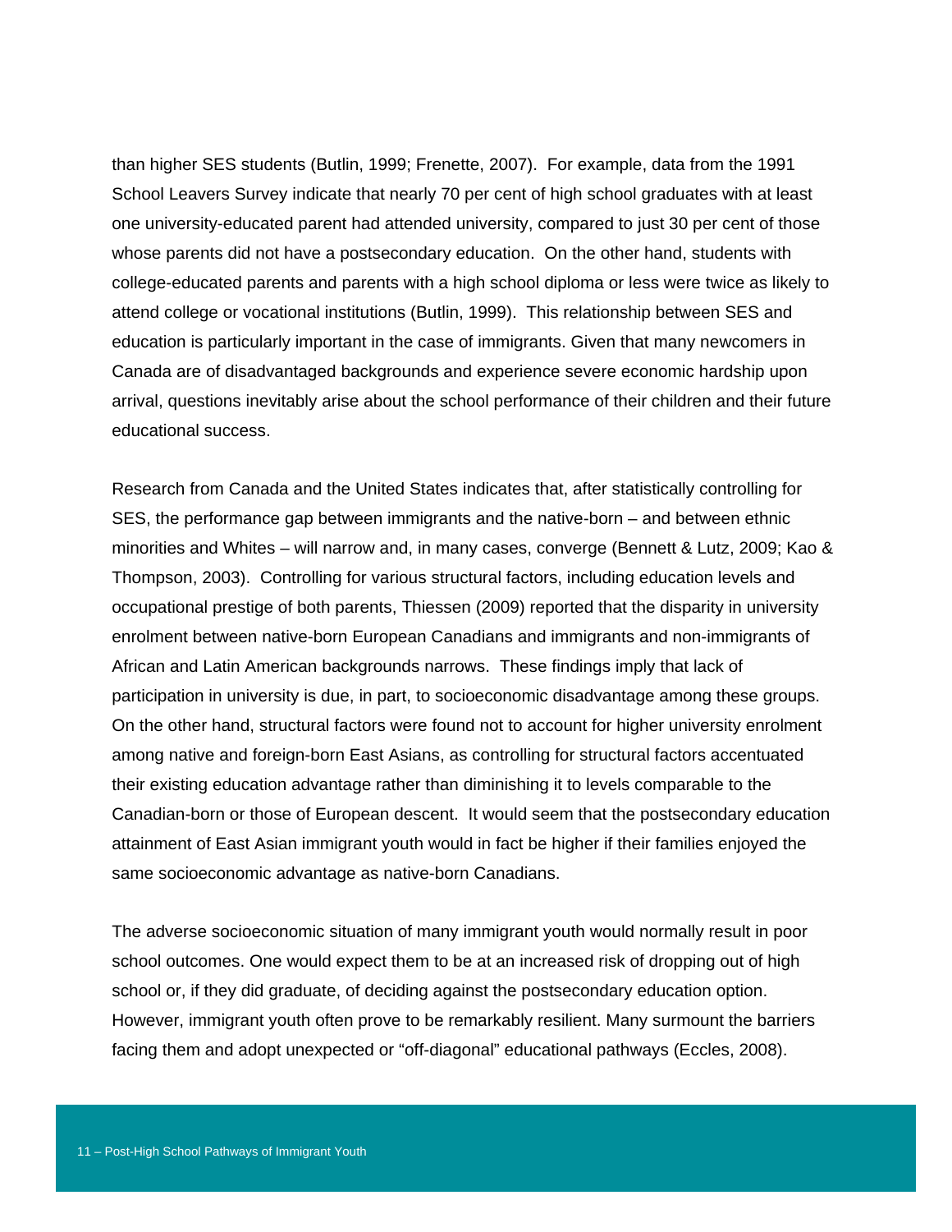than higher SES students (Butlin, 1999; Frenette, 2007). For example, data from the 1991 School Leavers Survey indicate that nearly 70 per cent of high school graduates with at least one university-educated parent had attended university, compared to just 30 per cent of those whose parents did not have a postsecondary education. On the other hand, students with college-educated parents and parents with a high school diploma or less were twice as likely to attend college or vocational institutions (Butlin, 1999). This relationship between SES and education is particularly important in the case of immigrants. Given that many newcomers in Canada are of disadvantaged backgrounds and experience severe economic hardship upon arrival, questions inevitably arise about the school performance of their children and their future educational success.

Research from Canada and the United States indicates that, after statistically controlling for SES, the performance gap between immigrants and the native-born – and between ethnic minorities and Whites – will narrow and, in many cases, converge (Bennett & Lutz, 2009; Kao & Thompson, 2003). Controlling for various structural factors, including education levels and occupational prestige of both parents, Thiessen (2009) reported that the disparity in university enrolment between native-born European Canadians and immigrants and non-immigrants of African and Latin American backgrounds narrows. These findings imply that lack of participation in university is due, in part, to socioeconomic disadvantage among these groups. On the other hand, structural factors were found not to account for higher university enrolment among native and foreign-born East Asians, as controlling for structural factors accentuated their existing education advantage rather than diminishing it to levels comparable to the Canadian-born or those of European descent. It would seem that the postsecondary education attainment of East Asian immigrant youth would in fact be higher if their families enjoyed the same socioeconomic advantage as native-born Canadians.

The adverse socioeconomic situation of many immigrant youth would normally result in poor school outcomes. One would expect them to be at an increased risk of dropping out of high school or, if they did graduate, of deciding against the postsecondary education option. However, immigrant youth often prove to be remarkably resilient. Many surmount the barriers facing them and adopt unexpected or “off-diagonal” educational pathways (Eccles, 2008).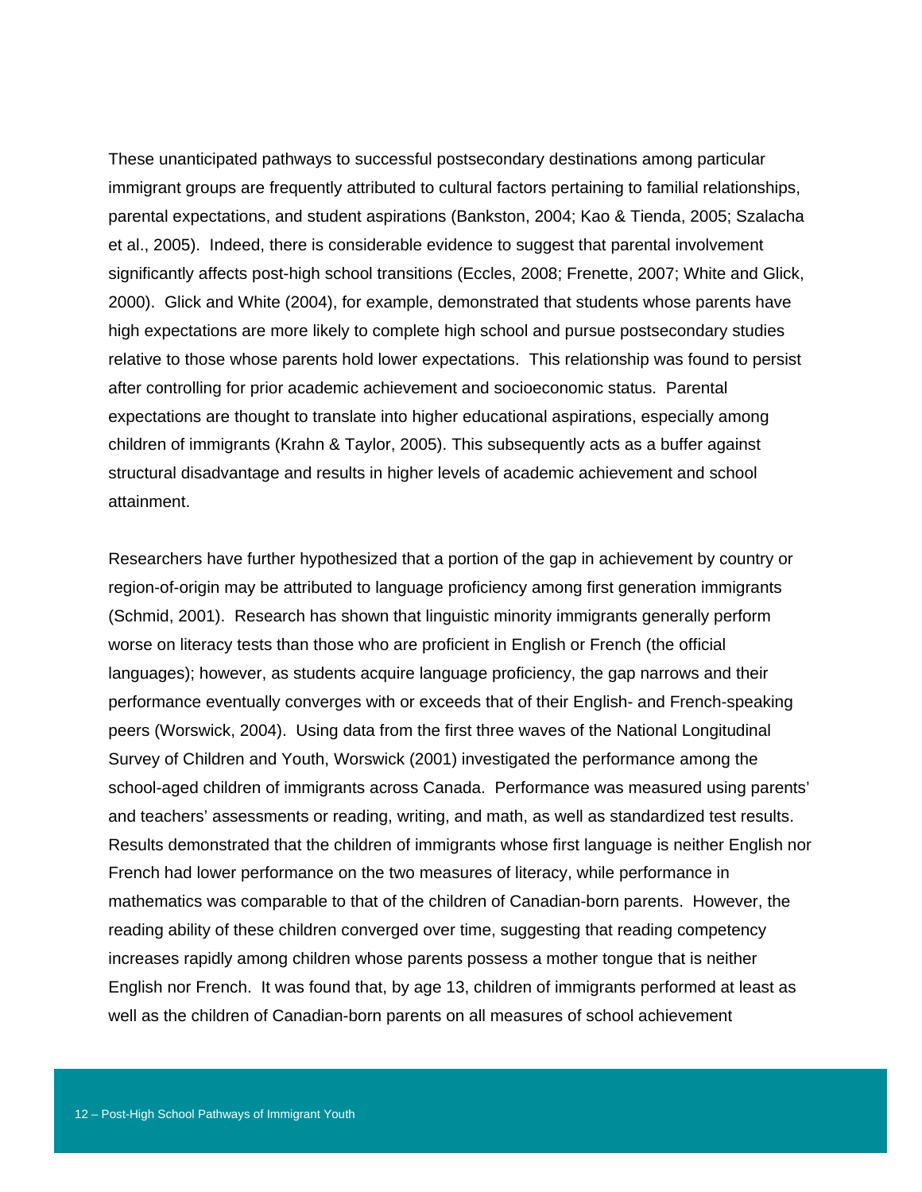These unanticipated pathways to successful postsecondary destinations among particular immigrant groups are frequently attributed to cultural factors pertaining to familial relationships, parental expectations, and student aspirations (Bankston, 2004; Kao & Tienda, 2005; Szalacha et al., 2005). Indeed, there is considerable evidence to suggest that parental involvement significantly affects post-high school transitions (Eccles, 2008; Frenette, 2007; White and Glick, 2000). Glick and White (2004), for example, demonstrated that students whose parents have high expectations are more likely to complete high school and pursue postsecondary studies relative to those whose parents hold lower expectations. This relationship was found to persist after controlling for prior academic achievement and socioeconomic status. Parental expectations are thought to translate into higher educational aspirations, especially among children of immigrants (Krahn & Taylor, 2005). This subsequently acts as a buffer against structural disadvantage and results in higher levels of academic achievement and school attainment.

Researchers have further hypothesized that a portion of the gap in achievement by country or region-of-origin may be attributed to language proficiency among first generation immigrants (Schmid, 2001). Research has shown that linguistic minority immigrants generally perform worse on literacy tests than those who are proficient in English or French (the official languages); however, as students acquire language proficiency, the gap narrows and their performance eventually converges with or exceeds that of their English- and French-speaking peers (Worswick, 2004). Using data from the first three waves of the National Longitudinal Survey of Children and Youth, Worswick (2001) investigated the performance among the school-aged children of immigrants across Canada. Performance was measured using parents' and teachers' assessments or reading, writing, and math, as well as standardized test results. Results demonstrated that the children of immigrants whose first language is neither English nor French had lower performance on the two measures of literacy, while performance in mathematics was comparable to that of the children of Canadian-born parents. However, the reading ability of these children converged over time, suggesting that reading competency increases rapidly among children whose parents possess a mother tongue that is neither English nor French. It was found that, by age 13, children of immigrants performed at least as well as the children of Canadian-born parents on all measures of school achievement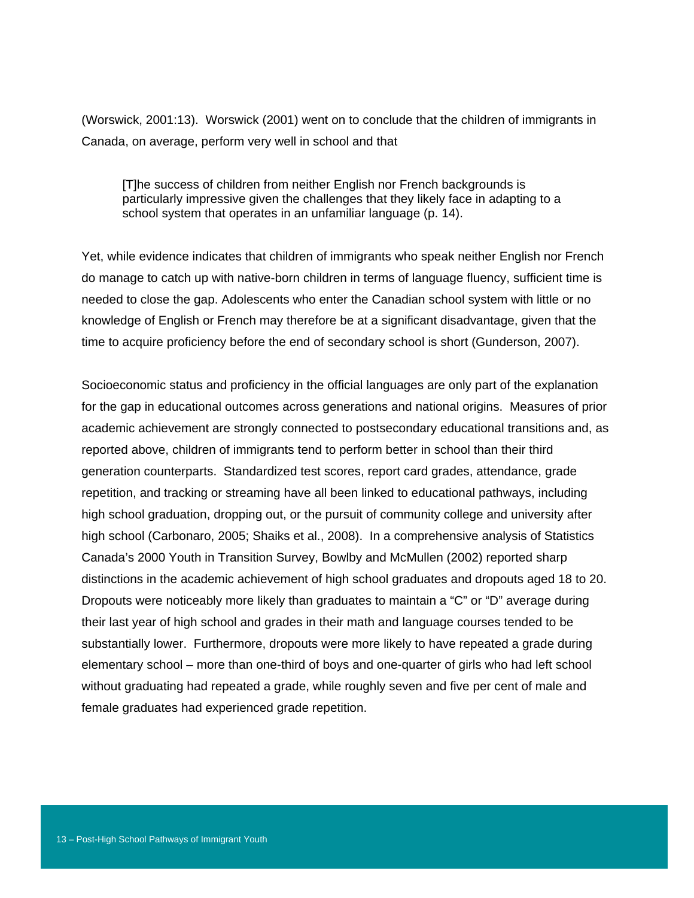(Worswick, 2001:13). Worswick (2001) went on to conclude that the children of immigrants in Canada, on average, perform very well in school and that

> [T]he success of children from neither English nor French backgrounds is particularly impressive given the challenges that they likely face in adapting to a school system that operates in an unfamiliar language (p. 14).

Yet, while evidence indicates that children of immigrants who speak neither English nor French do manage to catch up with native-born children in terms of language fluency, sufficient time is needed to close the gap. Adolescents who enter the Canadian school system with little or no knowledge of English or French may therefore be at a significant disadvantage, given that the time to acquire proficiency before the end of secondary school is short (Gunderson, 2007).

Socioeconomic status and proficiency in the official languages are only part of the explanation for the gap in educational outcomes across generations and national origins. Measures of prior academic achievement are strongly connected to postsecondary educational transitions and, as reported above, children of immigrants tend to perform better in school than their third generation counterparts. Standardized test scores, report card grades, attendance, grade repetition, and tracking or streaming have all been linked to educational pathways, including high school graduation, dropping out, or the pursuit of community college and university after high school (Carbonaro, 2005; Shaiks et al., 2008). In a comprehensive analysis of Statistics Canada's 2000 Youth in Transition Survey, Bowlby and McMullen (2002) reported sharp distinctions in the academic achievement of high school graduates and dropouts aged 18 to 20. Dropouts were noticeably more likely than graduates to maintain a "C" or "D" average during their last year of high school and grades in their math and language courses tended to be substantially lower. Furthermore, dropouts were more likely to have repeated a grade during elementary school – more than one-third of boys and one-quarter of girls who had left school without graduating had repeated a grade, while roughly seven and five per cent of male and female graduates had experienced grade repetition.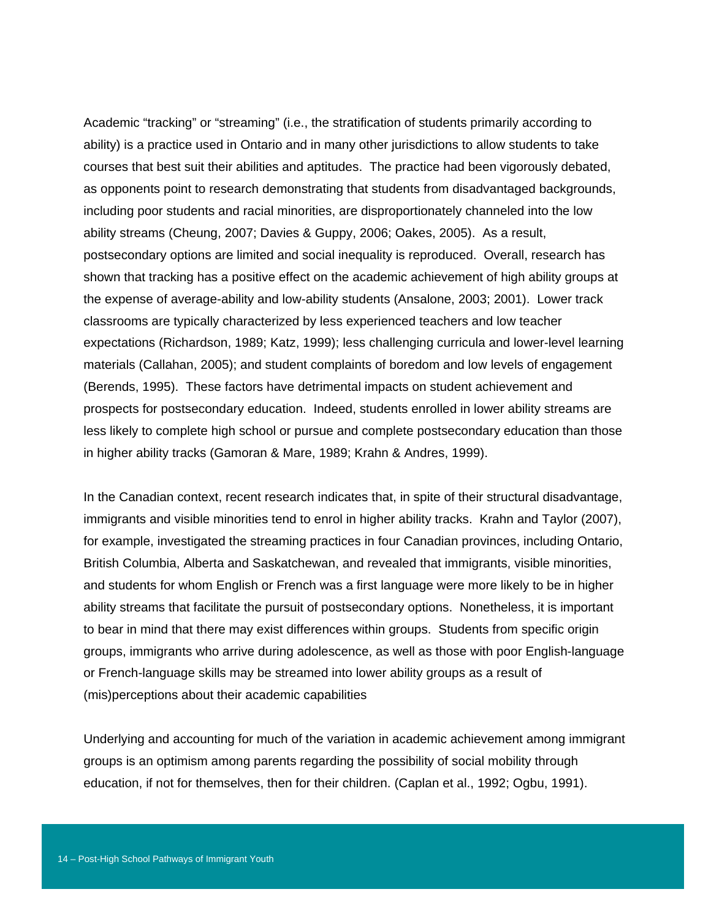Academic “tracking” or “streaming” (i.e., the stratification of students primarily according to ability) is a practice used in Ontario and in many other jurisdictions to allow students to take courses that best suit their abilities and aptitudes. The practice had been vigorously debated, as opponents point to research demonstrating that students from disadvantaged backgrounds, including poor students and racial minorities, are disproportionately channeled into the low ability streams (Cheung, 2007; Davies & Guppy, 2006; Oakes, 2005). As a result, postsecondary options are limited and social inequality is reproduced. Overall, research has shown that tracking has a positive effect on the academic achievement of high ability groups at the expense of average-ability and low-ability students (Ansalone, 2003; 2001). Lower track classrooms are typically characterized by less experienced teachers and low teacher expectations (Richardson, 1989; Katz, 1999); less challenging curricula and lower-level learning materials (Callahan, 2005); and student complaints of boredom and low levels of engagement (Berends, 1995). These factors have detrimental impacts on student achievement and prospects for postsecondary education. Indeed, students enrolled in lower ability streams are less likely to complete high school or pursue and complete postsecondary education than those in higher ability tracks (Gamoran & Mare, 1989; Krahn & Andres, 1999).

In the Canadian context, recent research indicates that, in spite of their structural disadvantage, immigrants and visible minorities tend to enrol in higher ability tracks. Krahn and Taylor (2007), for example, investigated the streaming practices in four Canadian provinces, including Ontario, British Columbia, Alberta and Saskatchewan, and revealed that immigrants, visible minorities, and students for whom English or French was a first language were more likely to be in higher ability streams that facilitate the pursuit of postsecondary options. Nonetheless, it is important to bear in mind that there may exist differences within groups. Students from specific origin groups, immigrants who arrive during adolescence, as well as those with poor English-language or French-language skills may be streamed into lower ability groups as a result of (mis)perceptions about their academic capabilities

Underlying and accounting for much of the variation in academic achievement among immigrant groups is an optimism among parents regarding the possibility of social mobility through education, if not for themselves, then for their children. (Caplan et al., 1992; Ogbu, 1991).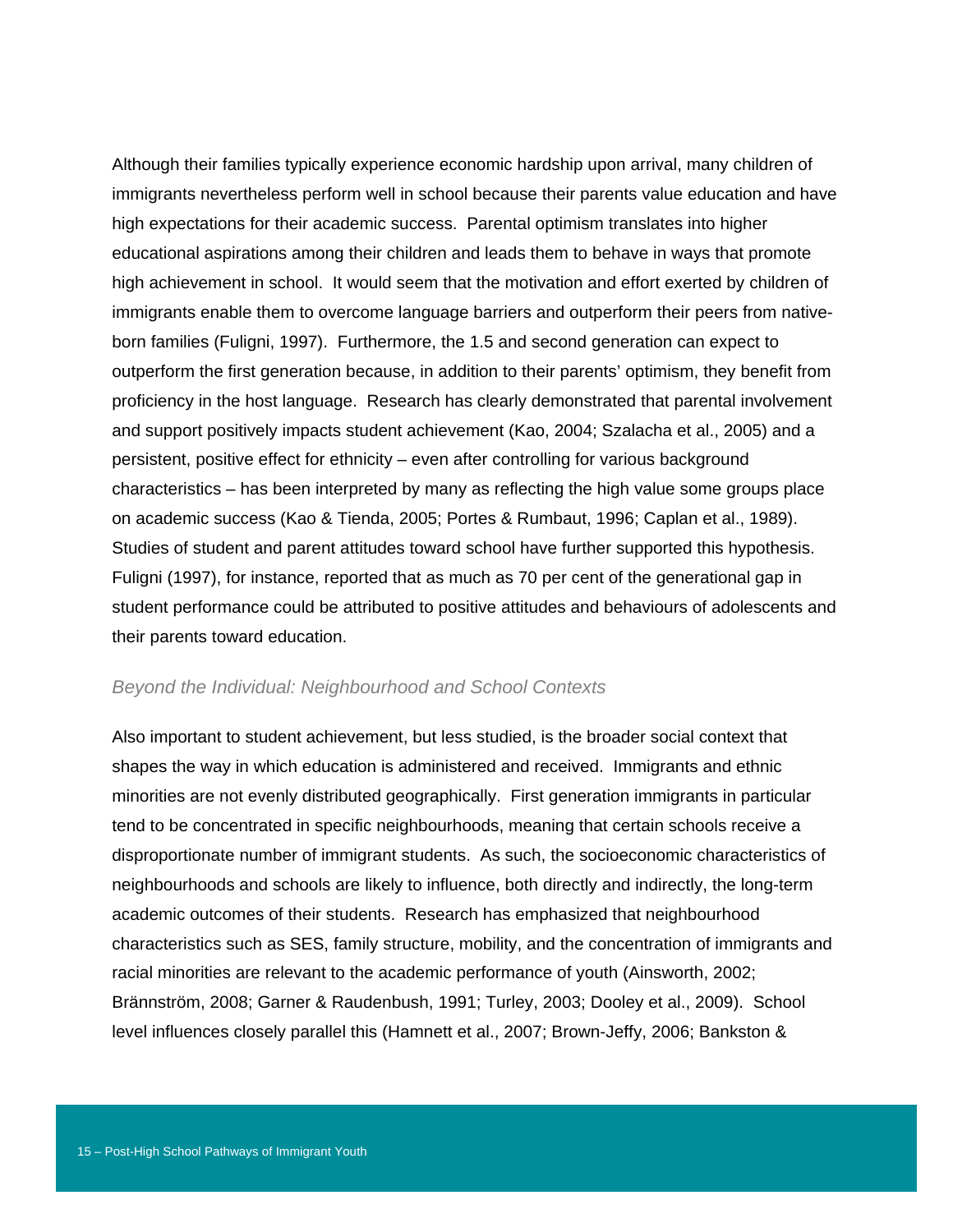Although their families typically experience economic hardship upon arrival, many children of immigrants nevertheless perform well in school because their parents value education and have high expectations for their academic success. Parental optimism translates into higher educational aspirations among their children and leads them to behave in ways that promote high achievement in school. It would seem that the motivation and effort exerted by children of immigrants enable them to overcome language barriers and outperform their peers from native-born families (Fuligni, 1997). Furthermore, the 1.5 and second generation can expect to outperform the first generation because, in addition to their parents' optimism, they benefit from proficiency in the host language. Research has clearly demonstrated that parental involvement and support positively impacts student achievement (Kao, 2004; Szalacha et al., 2005) and a persistent, positive effect for ethnicity – even after controlling for various background characteristics – has been interpreted by many as reflecting the high value some groups place on academic success (Kao & Tienda, 2005; Portes & Rumbaut, 1996; Caplan et al., 1989). Studies of student and parent attitudes toward school have further supported this hypothesis. Fuligni (1997), for instance, reported that as much as 70 per cent of the generational gap in student performance could be attributed to positive attitudes and behaviours of adolescents and their parents toward education.

### *Beyond the Individual: Neighbourhood and School Contexts*

Also important to student achievement, but less studied, is the broader social context that shapes the way in which education is administered and received. Immigrants and ethnic minorities are not evenly distributed geographically. First generation immigrants in particular tend to be concentrated in specific neighbourhoods, meaning that certain schools receive a disproportionate number of immigrant students. As such, the socioeconomic characteristics of neighbourhoods and schools are likely to influence, both directly and indirectly, the long-term academic outcomes of their students. Research has emphasized that neighbourhood characteristics such as SES, family structure, mobility, and the concentration of immigrants and racial minorities are relevant to the academic performance of youth (Ainsworth, 2002; Brännström, 2008; Garner & Raudenbush, 1991; Turley, 2003; Dooley et al., 2009). School level influences closely parallel this (Hamnett et al., 2007; Brown-Jeffy, 2006; Bankston &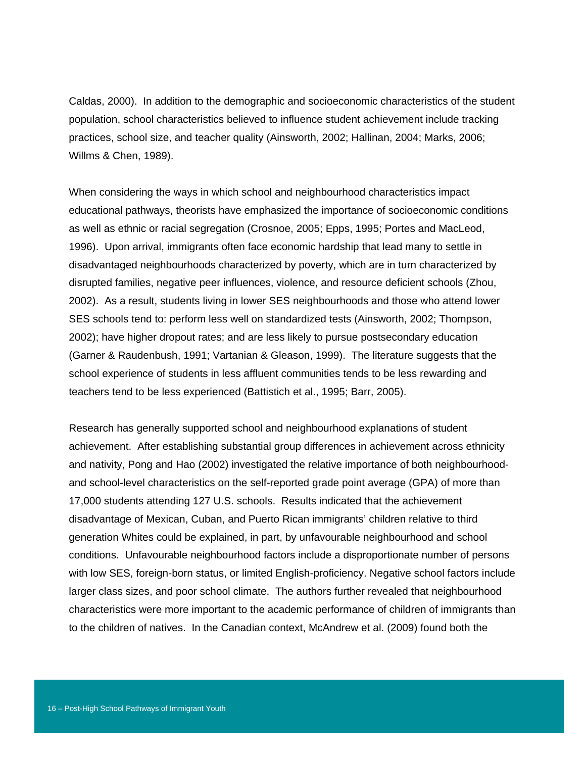Caldas, 2000). In addition to the demographic and socioeconomic characteristics of the student population, school characteristics believed to influence student achievement include tracking practices, school size, and teacher quality (Ainsworth, 2002; Hallinan, 2004; Marks, 2006; Willms & Chen, 1989).

When considering the ways in which school and neighbourhood characteristics impact educational pathways, theorists have emphasized the importance of socioeconomic conditions as well as ethnic or racial segregation (Crosnoe, 2005; Epps, 1995; Portes and MacLeod, 1996). Upon arrival, immigrants often face economic hardship that lead many to settle in disadvantaged neighbourhoods characterized by poverty, which are in turn characterized by disrupted families, negative peer influences, violence, and resource deficient schools (Zhou, 2002). As a result, students living in lower SES neighbourhoods and those who attend lower SES schools tend to: perform less well on standardized tests (Ainsworth, 2002; Thompson, 2002); have higher dropout rates; and are less likely to pursue postsecondary education (Garner & Raudenbush, 1991; Vartanian & Gleason, 1999). The literature suggests that the school experience of students in less affluent communities tends to be less rewarding and teachers tend to be less experienced (Battistich et al., 1995; Barr, 2005).

Research has generally supported school and neighbourhood explanations of student achievement. After establishing substantial group differences in achievement across ethnicity and nativity, Pong and Hao (2002) investigated the relative importance of both neighbourhood- and school-level characteristics on the self-reported grade point average (GPA) of more than 17,000 students attending 127 U.S. schools. Results indicated that the achievement disadvantage of Mexican, Cuban, and Puerto Rican immigrants' children relative to third generation Whites could be explained, in part, by unfavourable neighbourhood and school conditions. Unfavourable neighbourhood factors include a disproportionate number of persons with low SES, foreign-born status, or limited English-proficiency. Negative school factors include larger class sizes, and poor school climate. The authors further revealed that neighbourhood characteristics were more important to the academic performance of children of immigrants than to the children of natives. In the Canadian context, McAndrew et al. (2009) found both the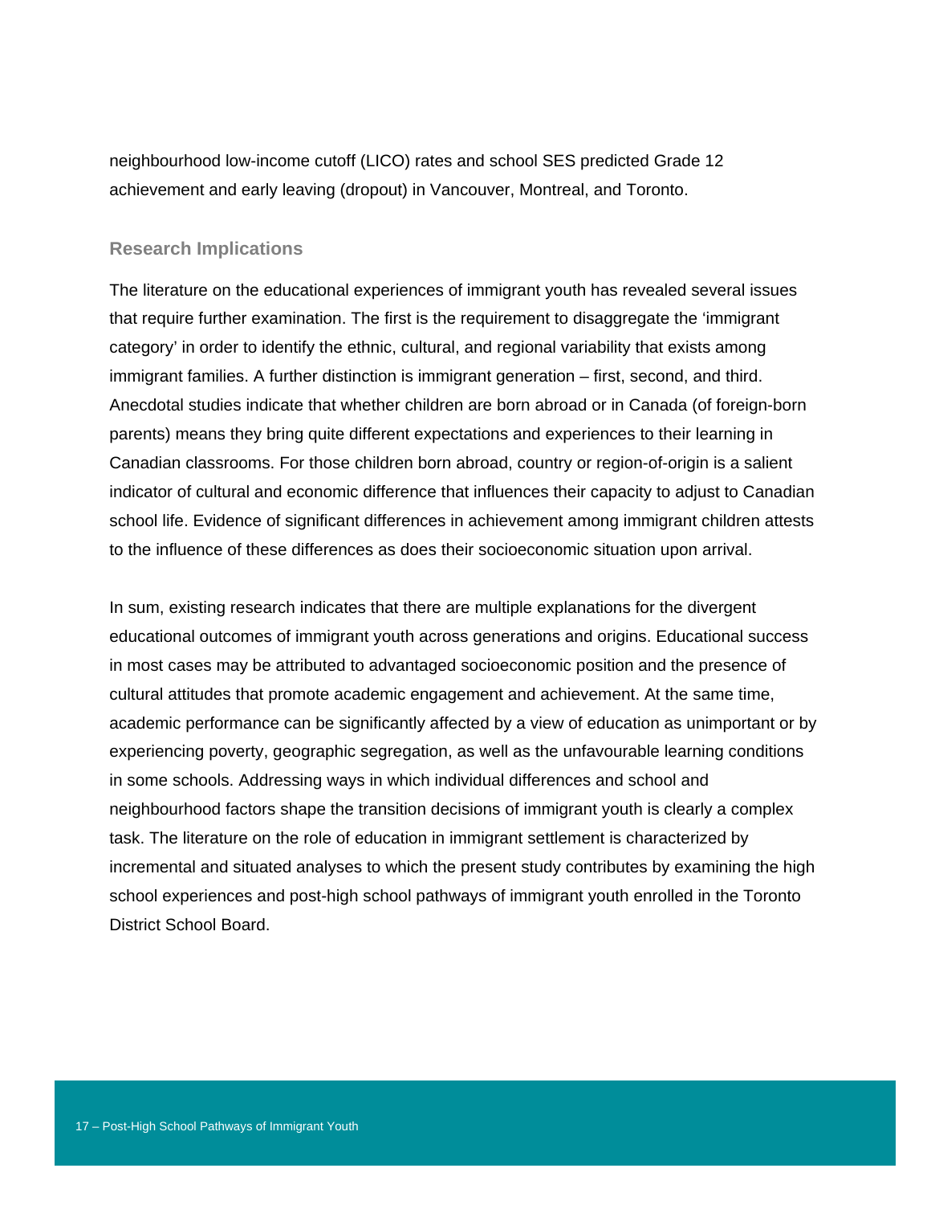neighbourhood low-income cutoff (LICO) rates and school SES predicted Grade 12 achievement and early leaving (dropout) in Vancouver, Montreal, and Toronto.

### Research Implications

The literature on the educational experiences of immigrant youth has revealed several issues that require further examination. The first is the requirement to disaggregate the 'immigrant category' in order to identify the ethnic, cultural, and regional variability that exists among immigrant families. A further distinction is immigrant generation – first, second, and third. Anecdotal studies indicate that whether children are born abroad or in Canada (of foreign-born parents) means they bring quite different expectations and experiences to their learning in Canadian classrooms. For those children born abroad, country or region-of-origin is a salient indicator of cultural and economic difference that influences their capacity to adjust to Canadian school life. Evidence of significant differences in achievement among immigrant children attests to the influence of these differences as does their socioeconomic situation upon arrival.

In sum, existing research indicates that there are multiple explanations for the divergent educational outcomes of immigrant youth across generations and origins. Educational success in most cases may be attributed to advantaged socioeconomic position and the presence of cultural attitudes that promote academic engagement and achievement. At the same time, academic performance can be significantly affected by a view of education as unimportant or by experiencing poverty, geographic segregation, as well as the unfavourable learning conditions in some schools. Addressing ways in which individual differences and school and neighbourhood factors shape the transition decisions of immigrant youth is clearly a complex task. The literature on the role of education in immigrant settlement is characterized by incremental and situated analyses to which the present study contributes by examining the high school experiences and post-high school pathways of immigrant youth enrolled in the Toronto District School Board.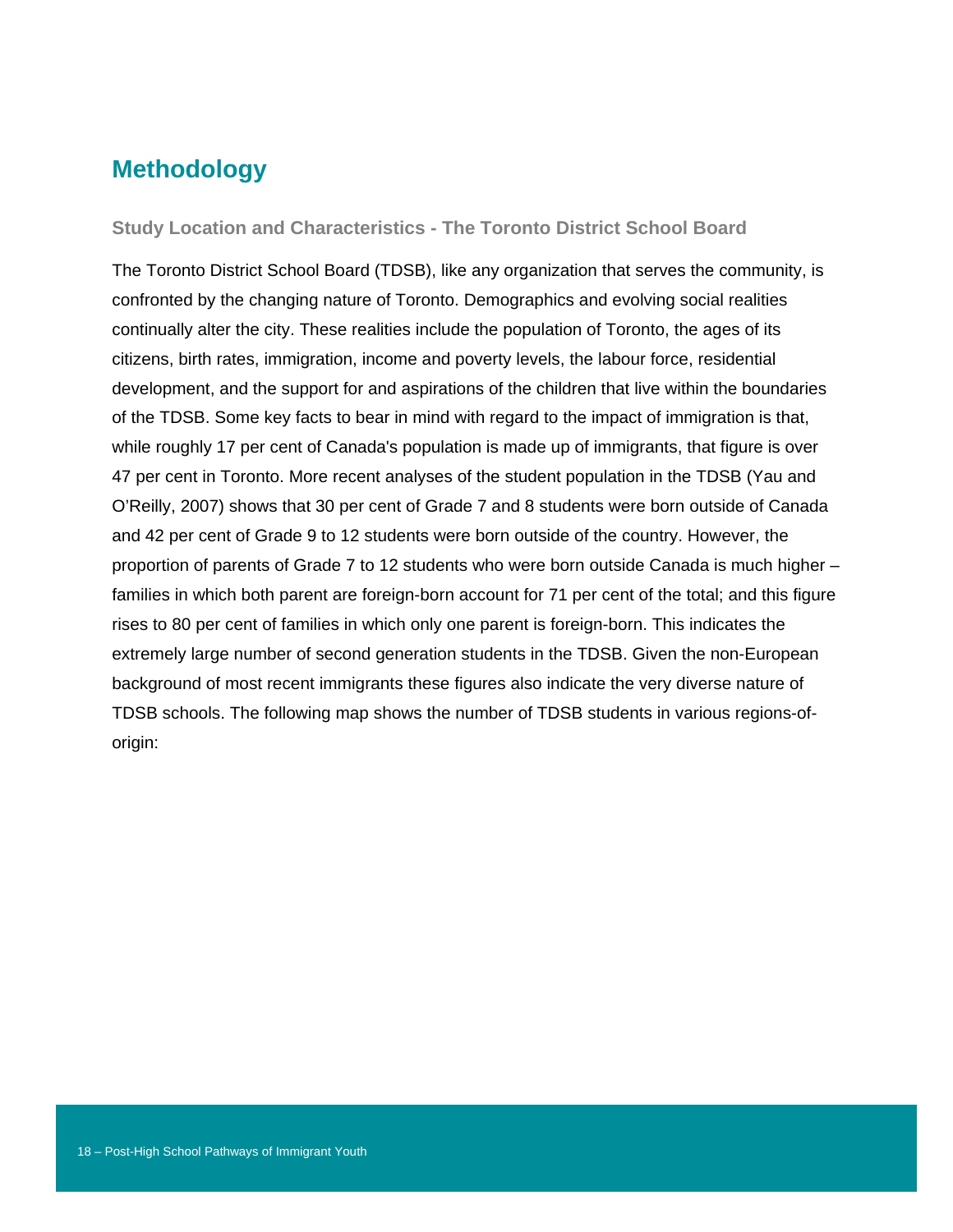# Methodology

### Study Location and Characteristics - The Toronto District School Board

The Toronto District School Board (TDSB), like any organization that serves the community, is confronted by the changing nature of Toronto. Demographics and evolving social realities continually alter the city. These realities include the population of Toronto, the ages of its citizens, birth rates, immigration, income and poverty levels, the labour force, residential development, and the support for and aspirations of the children that live within the boundaries of the TDSB. Some key facts to bear in mind with regard to the impact of immigration is that, while roughly 17 per cent of Canada's population is made up of immigrants, that figure is over 47 per cent in Toronto. More recent analyses of the student population in the TDSB (Yau and O'Reilly, 2007) shows that 30 per cent of Grade 7 and 8 students were born outside of Canada and 42 per cent of Grade 9 to 12 students were born outside of the country. However, the proportion of parents of Grade 7 to 12 students who were born outside Canada is much higher – families in which both parent are foreign-born account for 71 per cent of the total; and this figure rises to 80 per cent of families in which only one parent is foreign-born. This indicates the extremely large number of second generation students in the TDSB. Given the non-European background of most recent immigrants these figures also indicate the very diverse nature of TDSB schools. The following map shows the number of TDSB students in various regions-of-origin: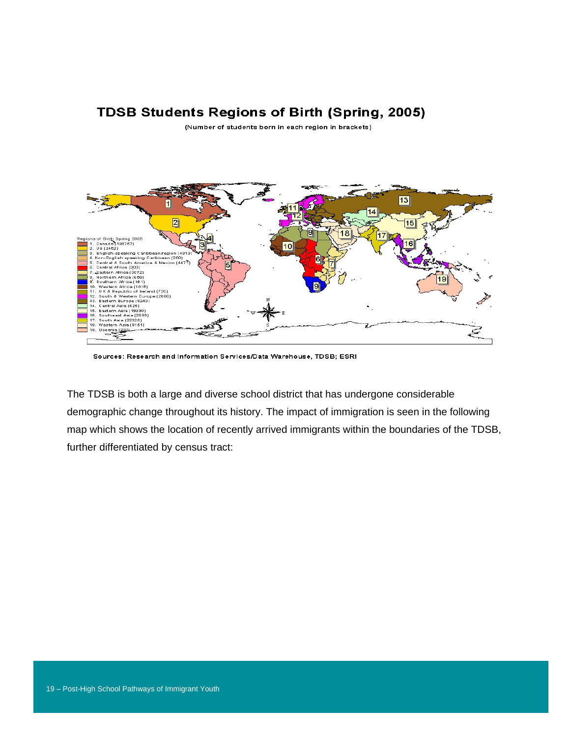## TDSB Students Regions of Birth (Spring, 2005)

(Number of students born in each region in brackets)

Regions of Birth Spring 2005

1. Canada (190757)
2. US (2452)
3. English-speaking Caribbean region (4313)
4. Non-English speaking Caribbean (260)
5. Central & South America & Mexico (4475)
6. Central Africa (303)
7. Eastern Africa (3072)
8. Northern Africa (669)
9. Southern Africa (161)
10. Western Africa (1016)
11. U.K & Republic of Ireland (720)
12. South & Western Europe (2608)
13. Eastern Europe (8240)
14. Central Asia (426)
15. Eastern Asia (19390)
16. Southeast Asia (2889)
17. South Asia (22326)
18. Western Asia (9161)
19. Oceania (230)

Sources: Research and Information Services/Data Warehouse, TDSB; ESRI

The TDSB is both a large and diverse school district that has undergone considerable demographic change throughout its history. The impact of immigration is seen in the following map which shows the location of recently arrived immigrants within the boundaries of the TDSB, further differentiated by census tract: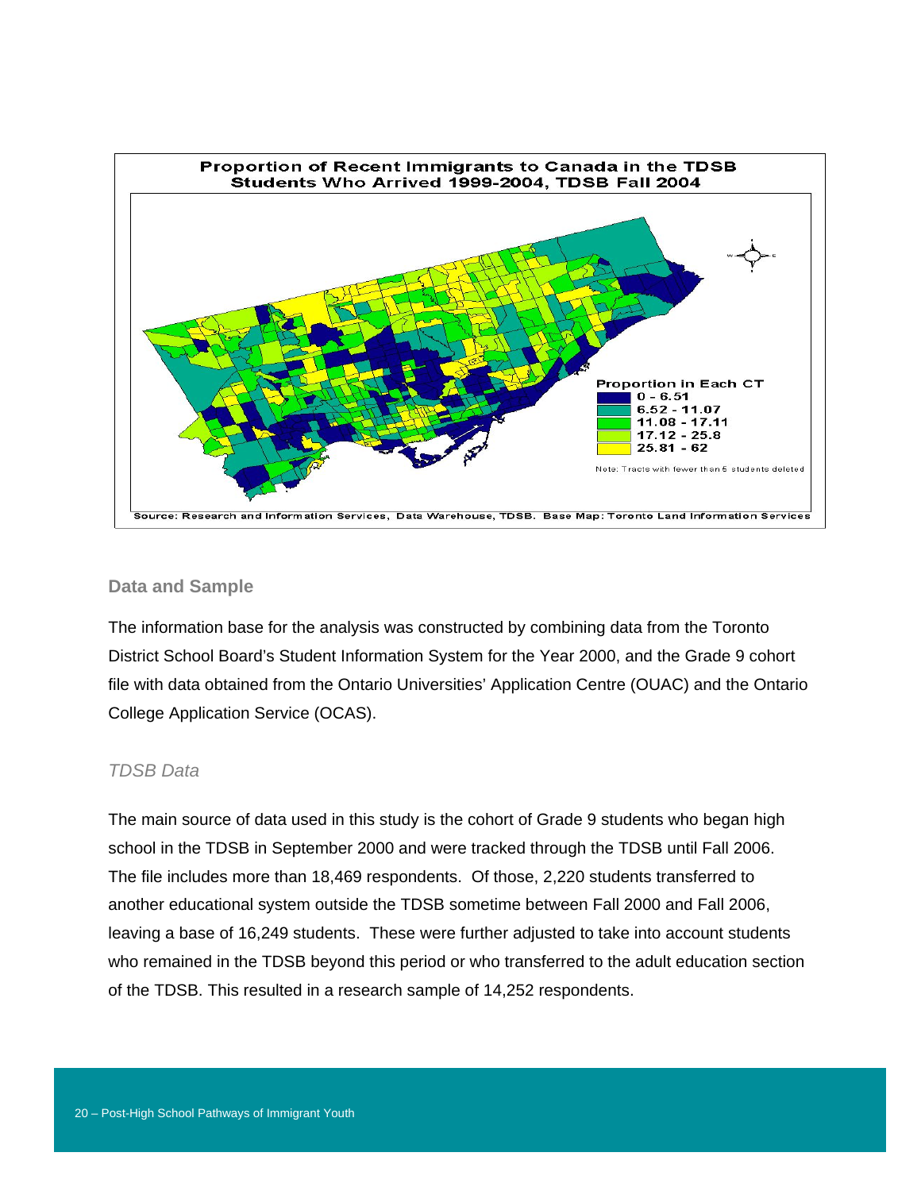## Data and Sample

The information base for the analysis was constructed by combining data from the Toronto District School Board's Student Information System for the Year 2000, and the Grade 9 cohort file with data obtained from the Ontario Universities' Application Centre (OUAC) and the Ontario College Application Service (OCAS).

### *TDSB Data*

The main source of data used in this study is the cohort of Grade 9 students who began high school in the TDSB in September 2000 and were tracked through the TDSB until Fall 2006. The file includes more than 18,469 respondents. Of those, 2,220 students transferred to another educational system outside the TDSB sometime between Fall 2000 and Fall 2006, leaving a base of 16,249 students. These were further adjusted to take into account students who remained in the TDSB beyond this period or who transferred to the adult education section of the TDSB. This resulted in a research sample of 14,252 respondents.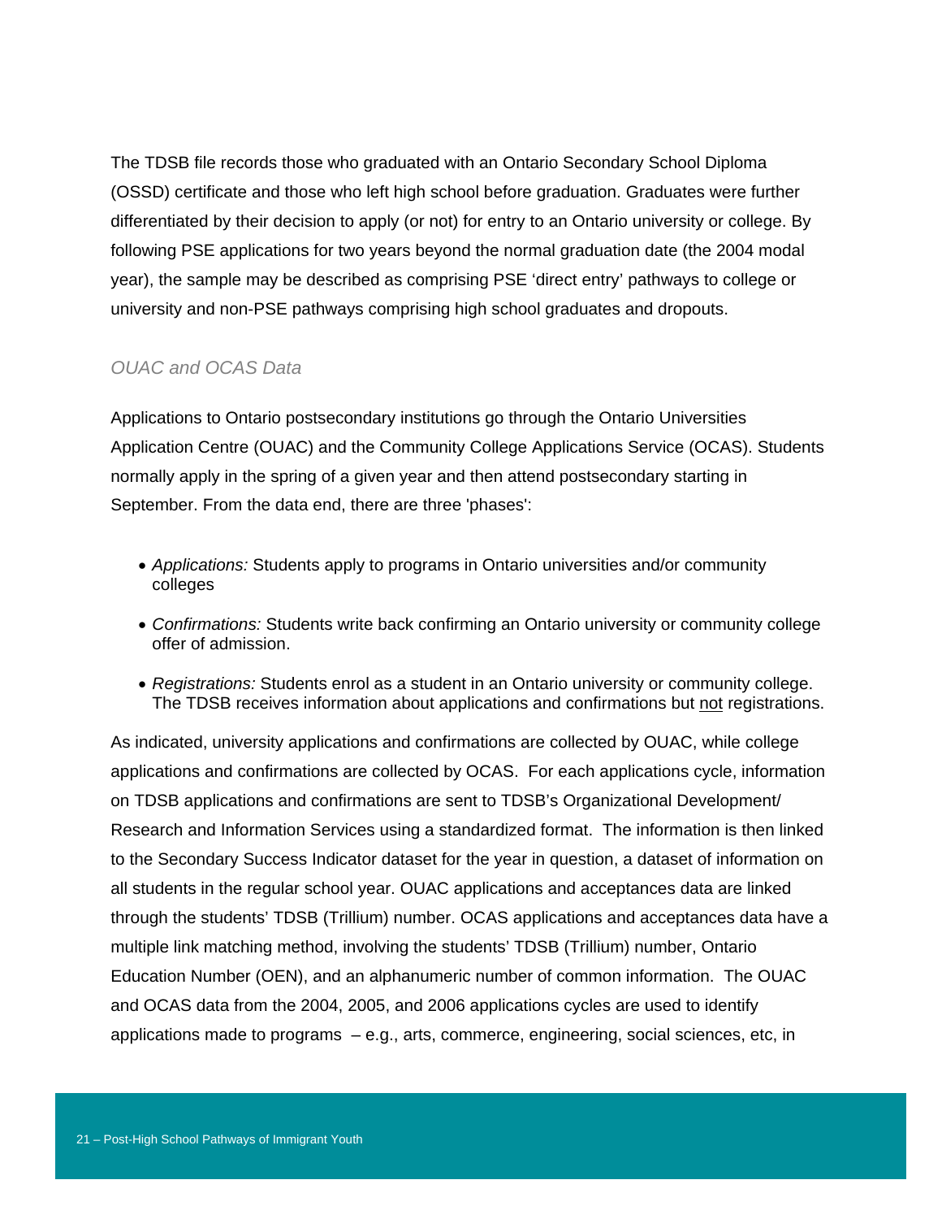The TDSB file records those who graduated with an Ontario Secondary School Diploma (OSSD) certificate and those who left high school before graduation. Graduates were further differentiated by their decision to apply (or not) for entry to an Ontario university or college. By following PSE applications for two years beyond the normal graduation date (the 2004 modal year), the sample may be described as comprising PSE 'direct entry' pathways to college or university and non-PSE pathways comprising high school graduates and dropouts.

### *OUAC and OCAS Data*

Applications to Ontario postsecondary institutions go through the Ontario Universities Application Centre (OUAC) and the Community College Applications Service (OCAS). Students normally apply in the spring of a given year and then attend postsecondary starting in September. From the data end, there are three 'phases':

- *Applications:* Students apply to programs in Ontario universities and/or community colleges
- *Confirmations:* Students write back confirming an Ontario university or community college offer of admission.
- *Registrations:* Students enrol as a student in an Ontario university or community college. The TDSB receives information about applications and confirmations but <u>not</u> registrations.

As indicated, university applications and confirmations are collected by OUAC, while college applications and confirmations are collected by OCAS. For each applications cycle, information on TDSB applications and confirmations are sent to TDSB's Organizational Development/ Research and Information Services using a standardized format. The information is then linked to the Secondary Success Indicator dataset for the year in question, a dataset of information on all students in the regular school year. OUAC applications and acceptances data are linked through the students' TDSB (Trillium) number. OCAS applications and acceptances data have a multiple link matching method, involving the students' TDSB (Trillium) number, Ontario Education Number (OEN), and an alphanumeric number of common information. The OUAC and OCAS data from the 2004, 2005, and 2006 applications cycles are used to identify applications made to programs – e.g., arts, commerce, engineering, social sciences, etc, in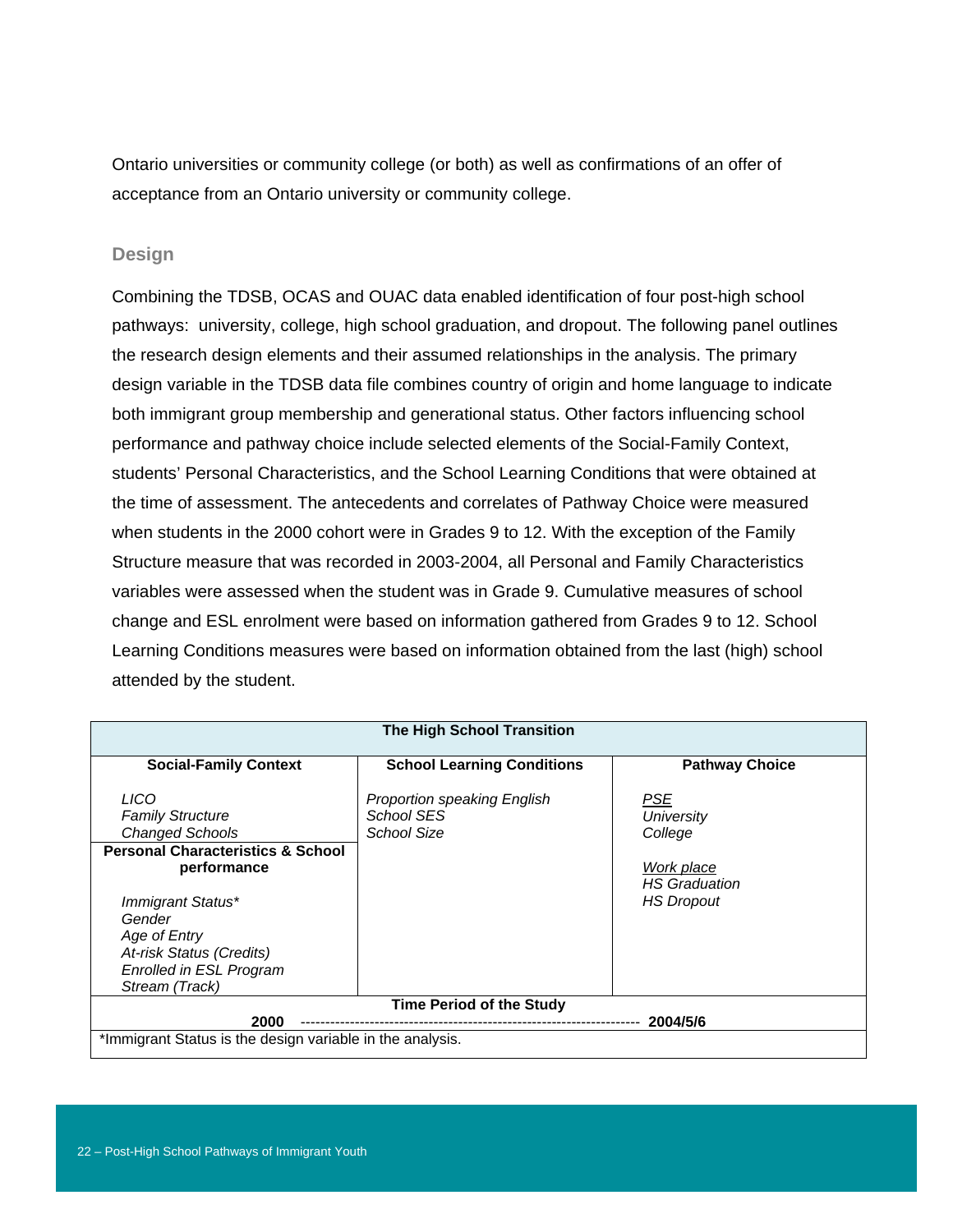Ontario universities or community college (or both) as well as confirmations of an offer of acceptance from an Ontario university or community college.

## Design

Combining the TDSB, OCAS and OUAC data enabled identification of four post-high school pathways: university, college, high school graduation, and dropout. The following panel outlines the research design elements and their assumed relationships in the analysis. The primary design variable in the TDSB data file combines country of origin and home language to indicate both immigrant group membership and generational status. Other factors influencing school performance and pathway choice include selected elements of the Social-Family Context, students' Personal Characteristics, and the School Learning Conditions that were obtained at the time of assessment. The antecedents and correlates of Pathway Choice were measured when students in the 2000 cohort were in Grades 9 to 12. With the exception of the Family Structure measure that was recorded in 2003-2004, all Personal and Family Characteristics variables were assessed when the student was in Grade 9. Cumulative measures of school change and ESL enrolment were based on information gathered from Grades 9 to 12. School Learning Conditions measures were based on information obtained from the last (high) school attended by the student.

| **The High School Transition** | | |
|---|---|---|
| **Social-Family Context** | **School Learning Conditions** | **Pathway Choice** |
| *LICO*<br>*Family Structure*<br>*Changed Schools*<br>**Personal Characteristics & School performance**<br>*Immigrant Status\**<br>*Gender*<br>*Age of Entry*<br>*At-risk Status (Credits)*<br>*Enrolled in ESL Program*<br>*Stream (Track)* | *Proportion speaking English*<br>*School SES*<br>*School Size* | *PSE*<br>*University*<br>*College*<br><br>*Work place*<br>*HS Graduation*<br>*HS Dropout* |
| **Time Period of the Study** | | |
| **2000** ---------------------------------------------------------------------- **2004/5/6** | | |
| \*Immigrant Status is the design variable in the analysis. | | |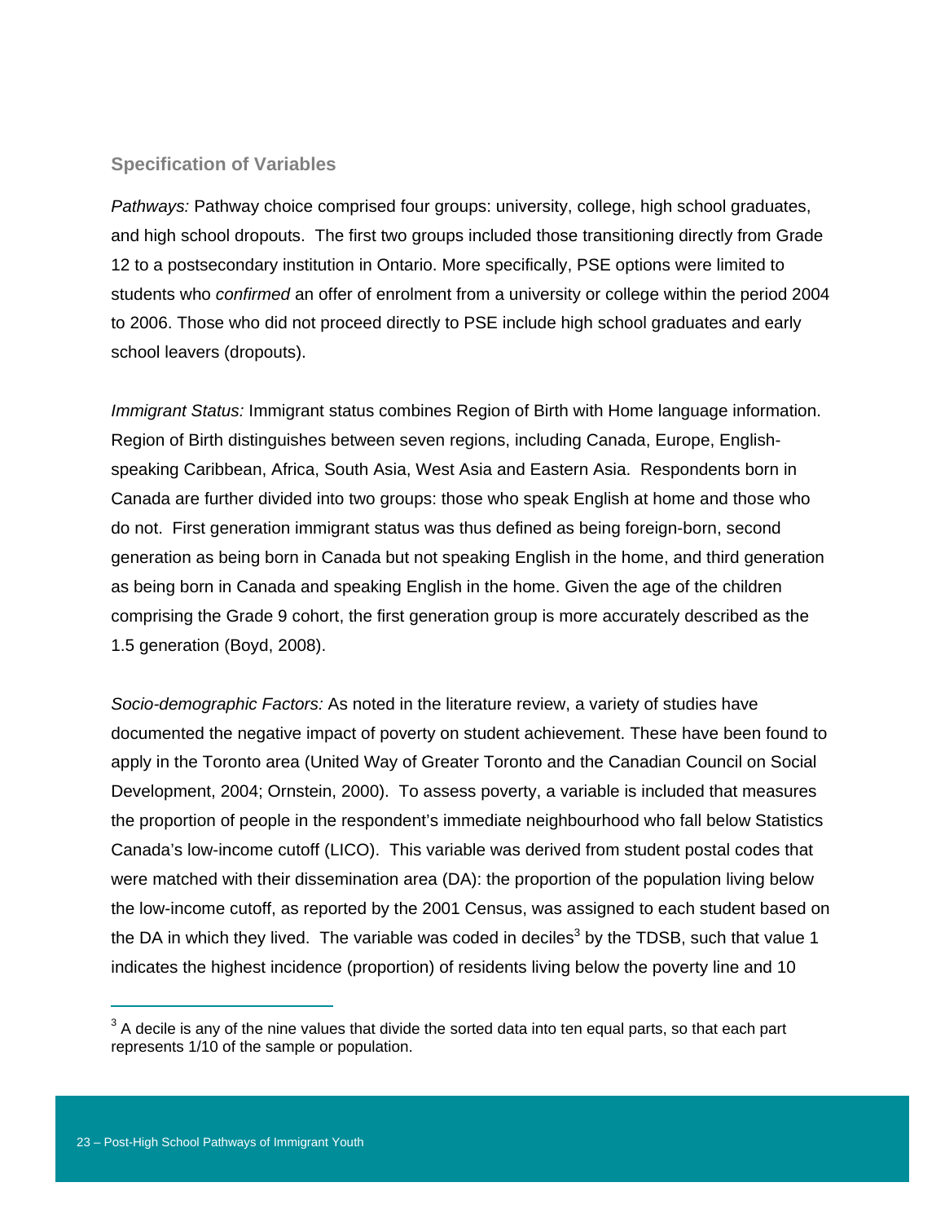### Specification of Variables

*Pathways:* Pathway choice comprised four groups: university, college, high school graduates, and high school dropouts. The first two groups included those transitioning directly from Grade 12 to a postsecondary institution in Ontario. More specifically, PSE options were limited to students who *confirmed* an offer of enrolment from a university or college within the period 2004 to 2006. Those who did not proceed directly to PSE include high school graduates and early school leavers (dropouts).

*Immigrant Status:* Immigrant status combines Region of Birth with Home language information. Region of Birth distinguishes between seven regions, including Canada, Europe, English-speaking Caribbean, Africa, South Asia, West Asia and Eastern Asia. Respondents born in Canada are further divided into two groups: those who speak English at home and those who do not. First generation immigrant status was thus defined as being foreign-born, second generation as being born in Canada but not speaking English in the home, and third generation as being born in Canada and speaking English in the home. Given the age of the children comprising the Grade 9 cohort, the first generation group is more accurately described as the 1.5 generation (Boyd, 2008).

*Socio-demographic Factors:* As noted in the literature review, a variety of studies have documented the negative impact of poverty on student achievement. These have been found to apply in the Toronto area (United Way of Greater Toronto and the Canadian Council on Social Development, 2004; Ornstein, 2000). To assess poverty, a variable is included that measures the proportion of people in the respondent's immediate neighbourhood who fall below Statistics Canada's low-income cutoff (LICO). This variable was derived from student postal codes that were matched with their dissemination area (DA): the proportion of the population living below the low-income cutoff, as reported by the 2001 Census, was assigned to each student based on the DA in which they lived. The variable was coded in deciles[3] by the TDSB, such that value 1 indicates the highest incidence (proportion) of residents living below the poverty line and 10

---

[3] A decile is any of the nine values that divide the sorted data into ten equal parts, so that each part represents 1/10 of the sample or population.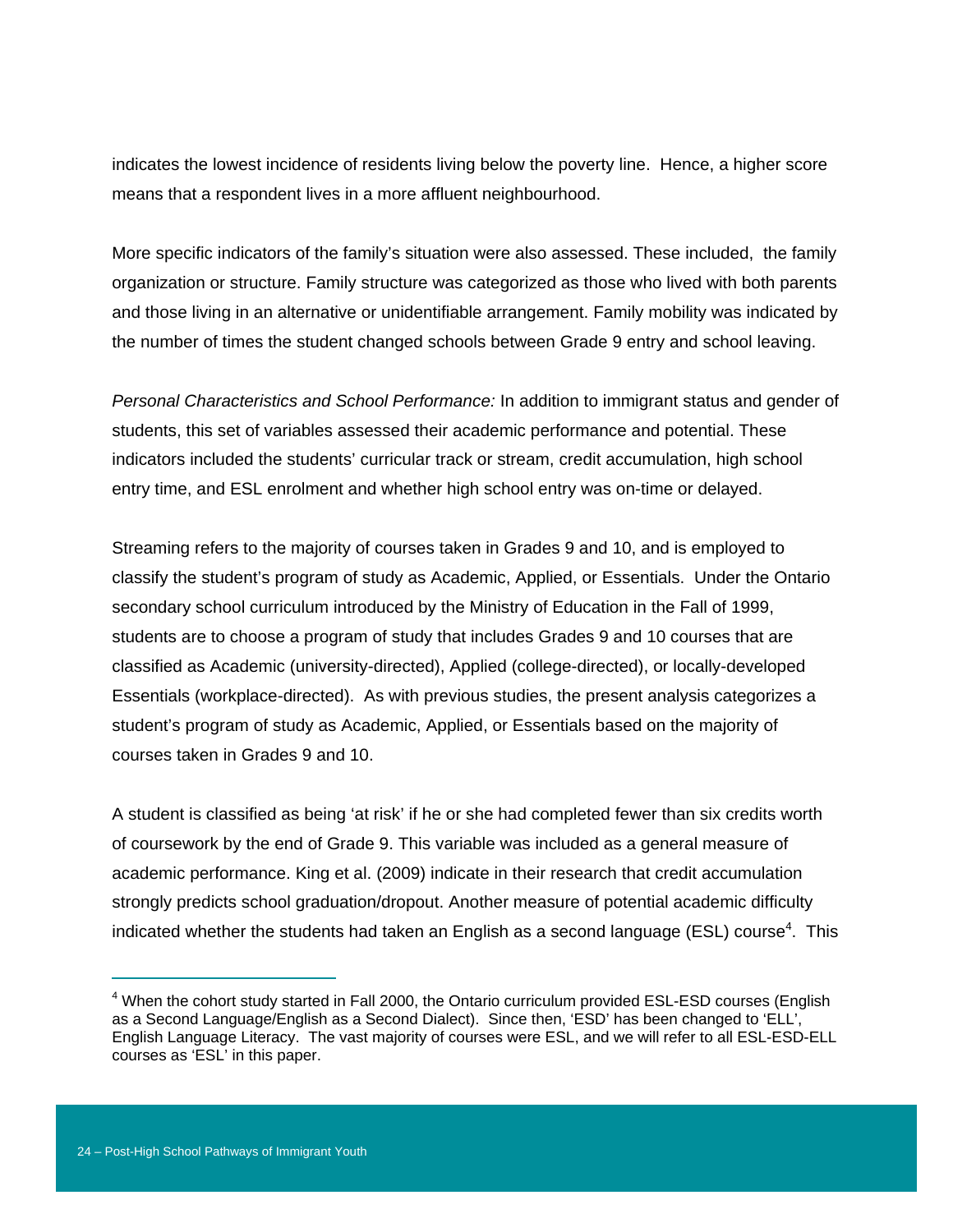indicates the lowest incidence of residents living below the poverty line.  Hence, a higher score means that a respondent lives in a more affluent neighbourhood.

More specific indicators of the family's situation were also assessed. These included,  the family organization or structure. Family structure was categorized as those who lived with both parents and those living in an alternative or unidentifiable arrangement. Family mobility was indicated by the number of times the student changed schools between Grade 9 entry and school leaving.

*Personal Characteristics and School Performance:* In addition to immigrant status and gender of students, this set of variables assessed their academic performance and potential. These indicators included the students' curricular track or stream, credit accumulation, high school entry time, and ESL enrolment and whether high school entry was on-time or delayed.

Streaming refers to the majority of courses taken in Grades 9 and 10, and is employed to classify the student's program of study as Academic, Applied, or Essentials.  Under the Ontario secondary school curriculum introduced by the Ministry of Education in the Fall of 1999, students are to choose a program of study that includes Grades 9 and 10 courses that are classified as Academic (university-directed), Applied (college-directed), or locally-developed Essentials (workplace-directed).  As with previous studies, the present analysis categorizes a student's program of study as Academic, Applied, or Essentials based on the majority of courses taken in Grades 9 and 10.

A student is classified as being 'at risk' if he or she had completed fewer than six credits worth of coursework by the end of Grade 9. This variable was included as a general measure of academic performance. King et al. (2009) indicate in their research that credit accumulation strongly predicts school graduation/dropout. Another measure of potential academic difficulty indicated whether the students had taken an English as a second language (ESL) course[4].  This

---

[4] When the cohort study started in Fall 2000, the Ontario curriculum provided ESL-ESD courses (English as a Second Language/English as a Second Dialect).  Since then, 'ESD' has been changed to 'ELL', English Language Literacy.  The vast majority of courses were ESL, and we will refer to all ESL-ESD-ELL courses as 'ESL' in this paper.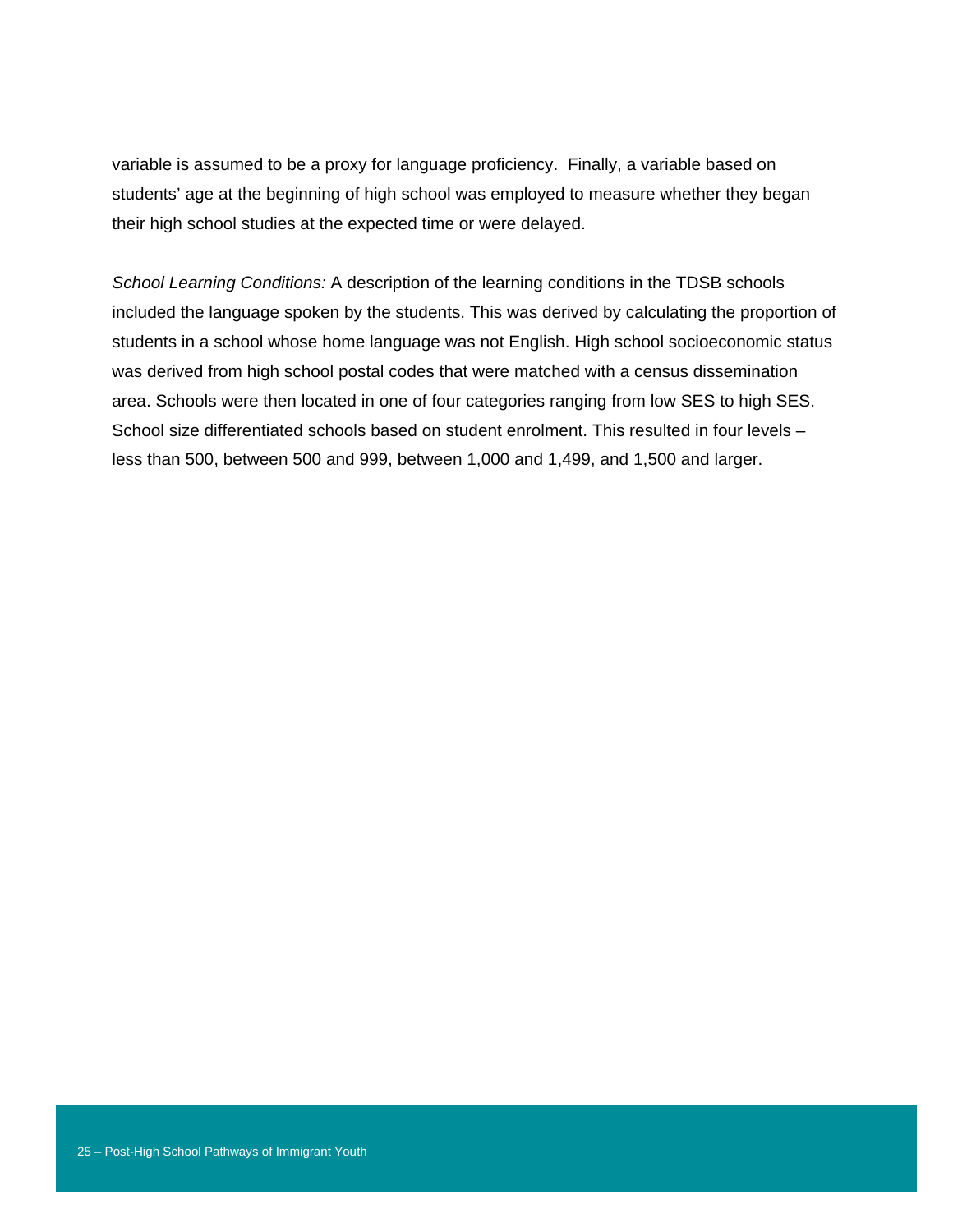variable is assumed to be a proxy for language proficiency. Finally, a variable based on students' age at the beginning of high school was employed to measure whether they began their high school studies at the expected time or were delayed.

*School Learning Conditions:* A description of the learning conditions in the TDSB schools included the language spoken by the students. This was derived by calculating the proportion of students in a school whose home language was not English. High school socioeconomic status was derived from high school postal codes that were matched with a census dissemination area. Schools were then located in one of four categories ranging from low SES to high SES. School size differentiated schools based on student enrolment. This resulted in four levels – less than 500, between 500 and 999, between 1,000 and 1,499, and 1,500 and larger.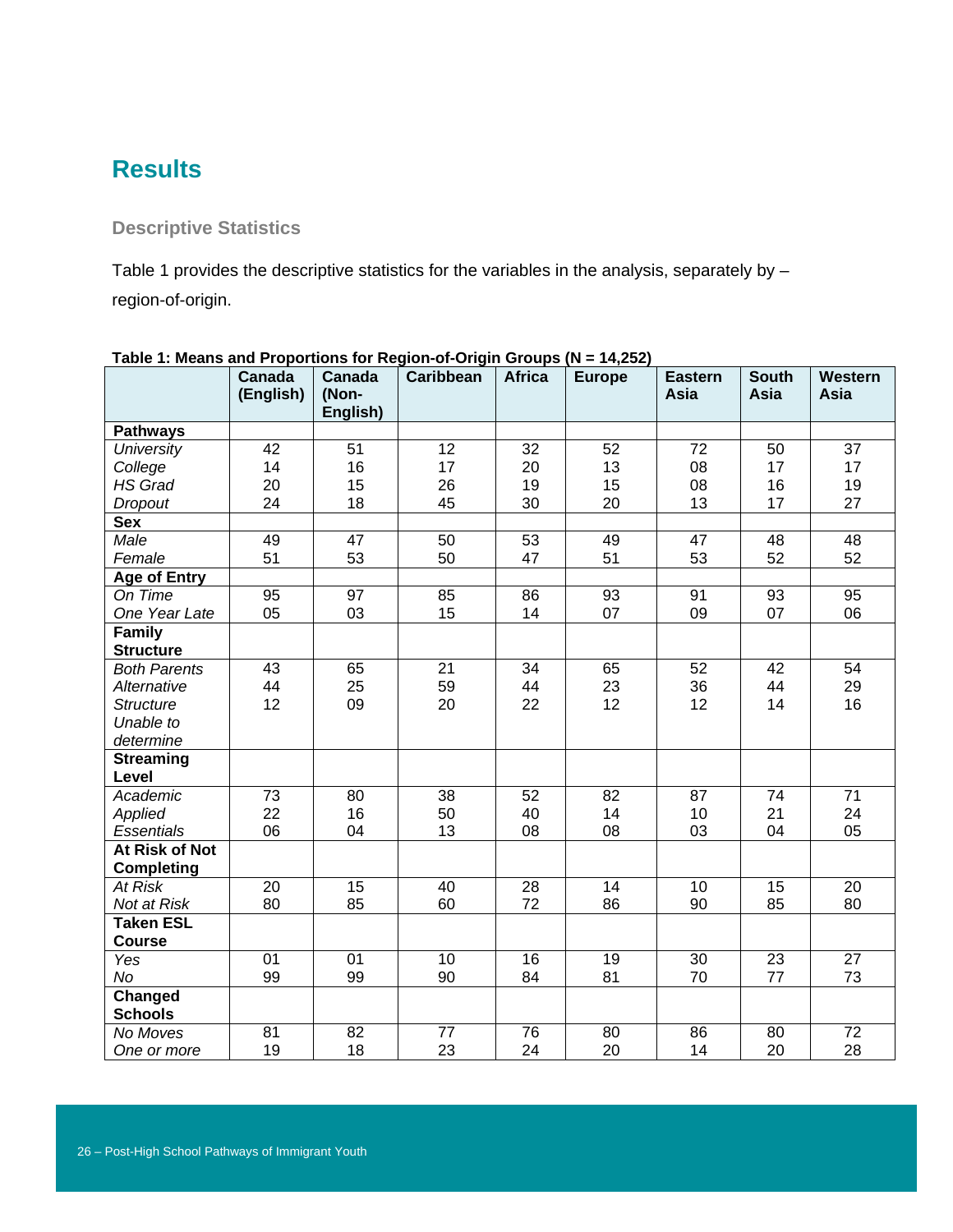## Results

### Descriptive Statistics

Table 1 provides the descriptive statistics for the variables in the analysis, separately by – region-of-origin.

**Table 1: Means and Proportions for Region-of-Origin Groups (N = 14,252)**

| | Canada (English) | Canada (Non-English) | Caribbean | Africa | Europe | Eastern Asia | South Asia | Western Asia |
|---|---|---|---|---|---|---|---|---|
| **Pathways** | | | | | | | | |
| *University* | 42 | 51 | 12 | 32 | 52 | 72 | 50 | 37 |
| *College* | 14 | 16 | 17 | 20 | 13 | 08 | 17 | 17 |
| *HS Grad* | 20 | 15 | 26 | 19 | 15 | 08 | 16 | 19 |
| *Dropout* | 24 | 18 | 45 | 30 | 20 | 13 | 17 | 27 |
| **Sex** | | | | | | | | |
| *Male* | 49 | 47 | 50 | 53 | 49 | 47 | 48 | 48 |
| *Female* | 51 | 53 | 50 | 47 | 51 | 53 | 52 | 52 |
| **Age of Entry** | | | | | | | | |
| *On Time* | 95 | 97 | 85 | 86 | 93 | 91 | 93 | 95 |
| *One Year Late* | 05 | 03 | 15 | 14 | 07 | 09 | 07 | 06 |
| **Family Structure** | | | | | | | | |
| *Both Parents* | 43 | 65 | 21 | 34 | 65 | 52 | 42 | 54 |
| *Alternative Structure* | 44 | 25 | 59 | 44 | 23 | 36 | 44 | 29 |
| *Unable to determine* | 12 | 09 | 20 | 22 | 12 | 12 | 14 | 16 |
| **Streaming Level** | | | | | | | | |
| *Academic* | 73 | 80 | 38 | 52 | 82 | 87 | 74 | 71 |
| *Applied* | 22 | 16 | 50 | 40 | 14 | 10 | 21 | 24 |
| *Essentials* | 06 | 04 | 13 | 08 | 08 | 03 | 04 | 05 |
| **At Risk of Not Completing** | | | | | | | | |
| *At Risk* | 20 | 15 | 40 | 28 | 14 | 10 | 15 | 20 |
| *Not at Risk* | 80 | 85 | 60 | 72 | 86 | 90 | 85 | 80 |
| **Taken ESL Course** | | | | | | | | |
| *Yes* | 01 | 01 | 10 | 16 | 19 | 30 | 23 | 27 |
| *No* | 99 | 99 | 90 | 84 | 81 | 70 | 77 | 73 |
| **Changed Schools** | | | | | | | | |
| *No Moves* | 81 | 82 | 77 | 76 | 80 | 86 | 80 | 72 |
| *One or more* | 19 | 18 | 23 | 24 | 20 | 14 | 20 | 28 |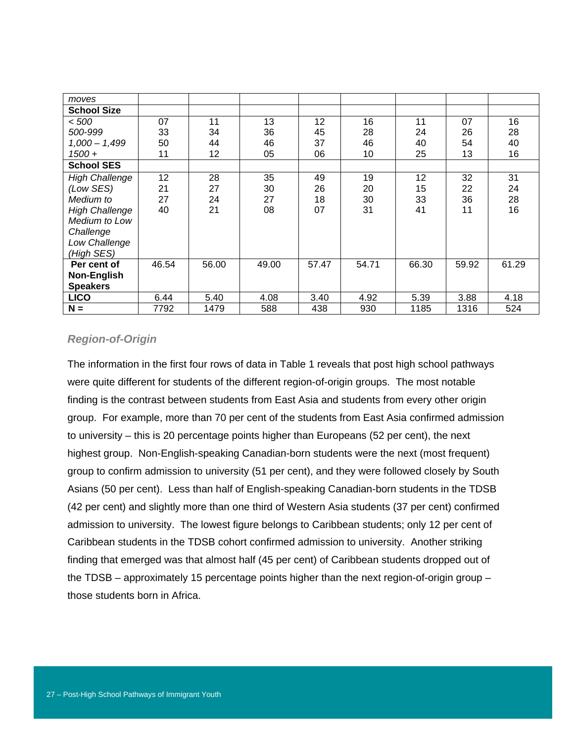| *moves* | | | | | | | | |
|---|---|---|---|---|---|---|---|---|
| **School Size** | | | | | | | | |
| *< 500* | 07 | 11 | 13 | 12 | 16 | 11 | 07 | 16 |
| *500-999* | 33 | 34 | 36 | 45 | 28 | 24 | 26 | 28 |
| *1,000 – 1,499* | 50 | 44 | 46 | 37 | 46 | 40 | 54 | 40 |
| *1500 +* | 11 | 12 | 05 | 06 | 10 | 25 | 13 | 16 |
| **School SES** | | | | | | | | |
| *High Challenge (Low SES)* | 12 | 28 | 35 | 49 | 19 | 12 | 32 | 31 |
| *Medium to High Challenge* | 21 | 27 | 30 | 26 | 20 | 15 | 22 | 24 |
| *Medium to Low Challenge* | 27 | 24 | 27 | 18 | 30 | 33 | 36 | 28 |
| *Low Challenge (High SES)* | 40 | 21 | 08 | 07 | 31 | 41 | 11 | 16 |
| **Per cent of Non-English Speakers** | 46.54 | 56.00 | 49.00 | 57.47 | 54.71 | 66.30 | 59.92 | 61.29 |
| **LICO** | 6.44 | 5.40 | 4.08 | 3.40 | 4.92 | 5.39 | 3.88 | 4.18 |
| **N =** | 7792 | 1479 | 588 | 438 | 930 | 1185 | 1316 | 524 |

### *Region-of-Origin*

The information in the first four rows of data in Table 1 reveals that post high school pathways were quite different for students of the different region-of-origin groups. The most notable finding is the contrast between students from East Asia and students from every other origin group. For example, more than 70 per cent of the students from East Asia confirmed admission to university – this is 20 percentage points higher than Europeans (52 per cent), the next highest group. Non-English-speaking Canadian-born students were the next (most frequent) group to confirm admission to university (51 per cent), and they were followed closely by South Asians (50 per cent). Less than half of English-speaking Canadian-born students in the TDSB (42 per cent) and slightly more than one third of Western Asia students (37 per cent) confirmed admission to university. The lowest figure belongs to Caribbean students; only 12 per cent of Caribbean students in the TDSB cohort confirmed admission to university. Another striking finding that emerged was that almost half (45 per cent) of Caribbean students dropped out of the TDSB – approximately 15 percentage points higher than the next region-of-origin group – those students born in Africa.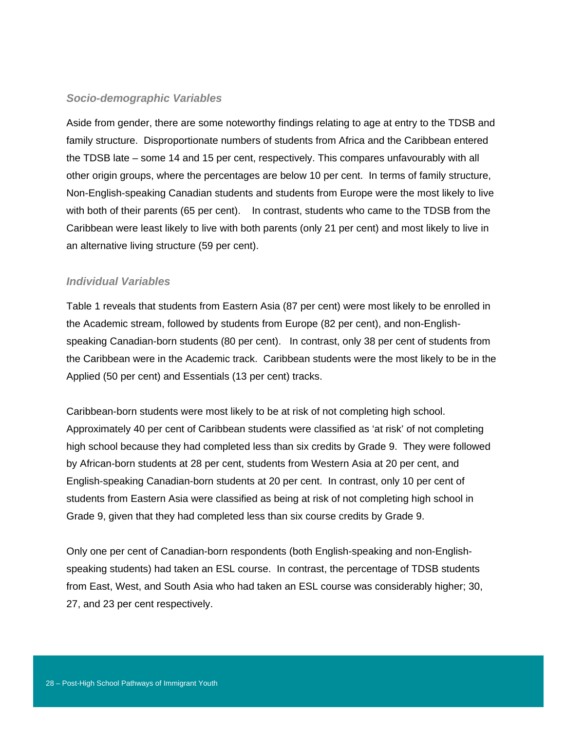### *Socio-demographic Variables*

Aside from gender, there are some noteworthy findings relating to age at entry to the TDSB and family structure. Disproportionate numbers of students from Africa and the Caribbean entered the TDSB late – some 14 and 15 per cent, respectively. This compares unfavourably with all other origin groups, where the percentages are below 10 per cent. In terms of family structure, Non-English-speaking Canadian students and students from Europe were the most likely to live with both of their parents (65 per cent). In contrast, students who came to the TDSB from the Caribbean were least likely to live with both parents (only 21 per cent) and most likely to live in an alternative living structure (59 per cent).

### *Individual Variables*

Table 1 reveals that students from Eastern Asia (87 per cent) were most likely to be enrolled in the Academic stream, followed by students from Europe (82 per cent), and non-English-speaking Canadian-born students (80 per cent). In contrast, only 38 per cent of students from the Caribbean were in the Academic track. Caribbean students were the most likely to be in the Applied (50 per cent) and Essentials (13 per cent) tracks.

Caribbean-born students were most likely to be at risk of not completing high school. Approximately 40 per cent of Caribbean students were classified as 'at risk' of not completing high school because they had completed less than six credits by Grade 9. They were followed by African-born students at 28 per cent, students from Western Asia at 20 per cent, and English-speaking Canadian-born students at 20 per cent. In contrast, only 10 per cent of students from Eastern Asia were classified as being at risk of not completing high school in Grade 9, given that they had completed less than six course credits by Grade 9.

Only one per cent of Canadian-born respondents (both English-speaking and non-English-speaking students) had taken an ESL course. In contrast, the percentage of TDSB students from East, West, and South Asia who had taken an ESL course was considerably higher; 30, 27, and 23 per cent respectively.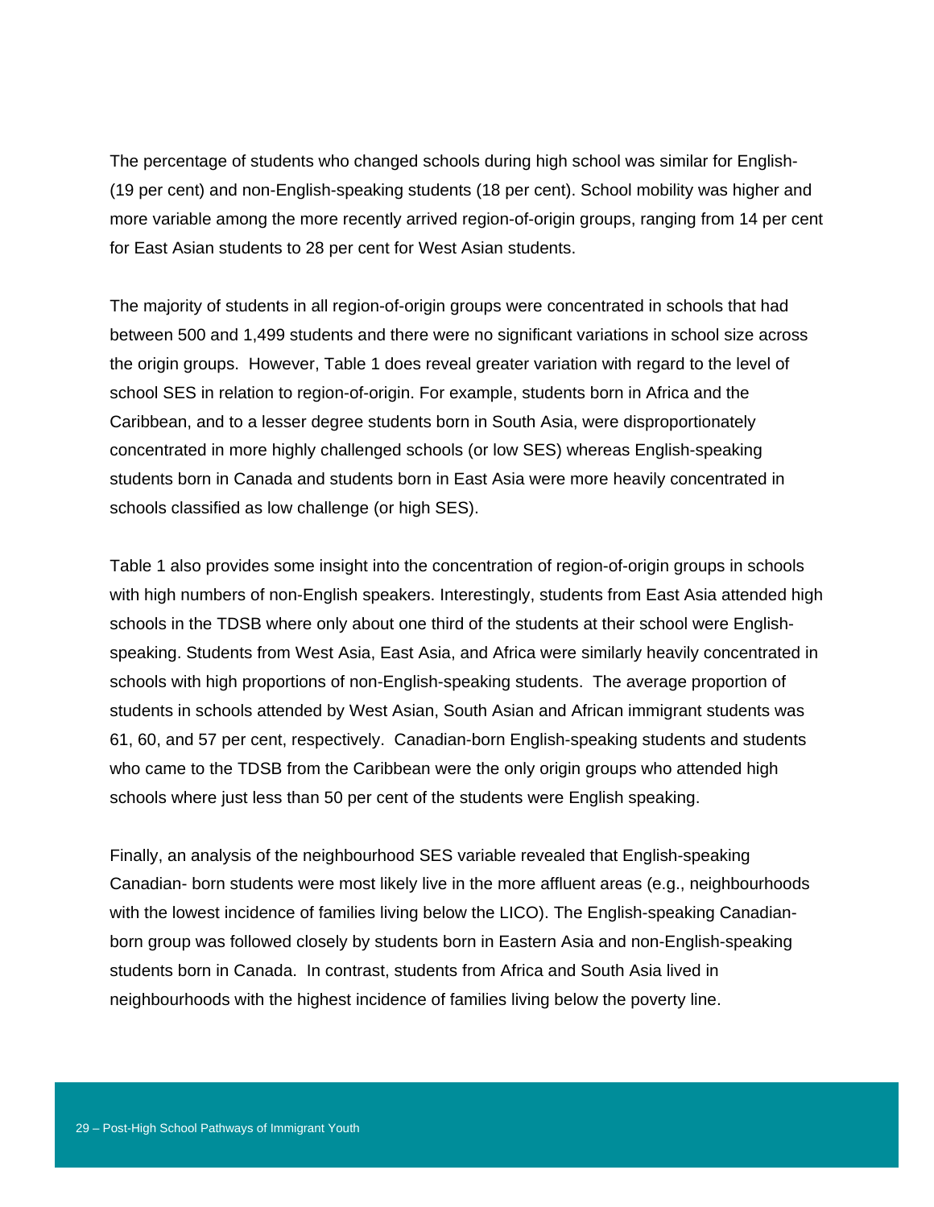The percentage of students who changed schools during high school was similar for English- (19 per cent) and non-English-speaking students (18 per cent). School mobility was higher and more variable among the more recently arrived region-of-origin groups, ranging from 14 per cent for East Asian students to 28 per cent for West Asian students.

The majority of students in all region-of-origin groups were concentrated in schools that had between 500 and 1,499 students and there were no significant variations in school size across the origin groups. However, Table 1 does reveal greater variation with regard to the level of school SES in relation to region-of-origin. For example, students born in Africa and the Caribbean, and to a lesser degree students born in South Asia, were disproportionately concentrated in more highly challenged schools (or low SES) whereas English-speaking students born in Canada and students born in East Asia were more heavily concentrated in schools classified as low challenge (or high SES).

Table 1 also provides some insight into the concentration of region-of-origin groups in schools with high numbers of non-English speakers. Interestingly, students from East Asia attended high schools in the TDSB where only about one third of the students at their school were English-speaking. Students from West Asia, East Asia, and Africa were similarly heavily concentrated in schools with high proportions of non-English-speaking students. The average proportion of students in schools attended by West Asian, South Asian and African immigrant students was 61, 60, and 57 per cent, respectively. Canadian-born English-speaking students and students who came to the TDSB from the Caribbean were the only origin groups who attended high schools where just less than 50 per cent of the students were English speaking.

Finally, an analysis of the neighbourhood SES variable revealed that English-speaking Canadian- born students were most likely live in the more affluent areas (e.g., neighbourhoods with the lowest incidence of families living below the LICO). The English-speaking Canadian-born group was followed closely by students born in Eastern Asia and non-English-speaking students born in Canada. In contrast, students from Africa and South Asia lived in neighbourhoods with the highest incidence of families living below the poverty line.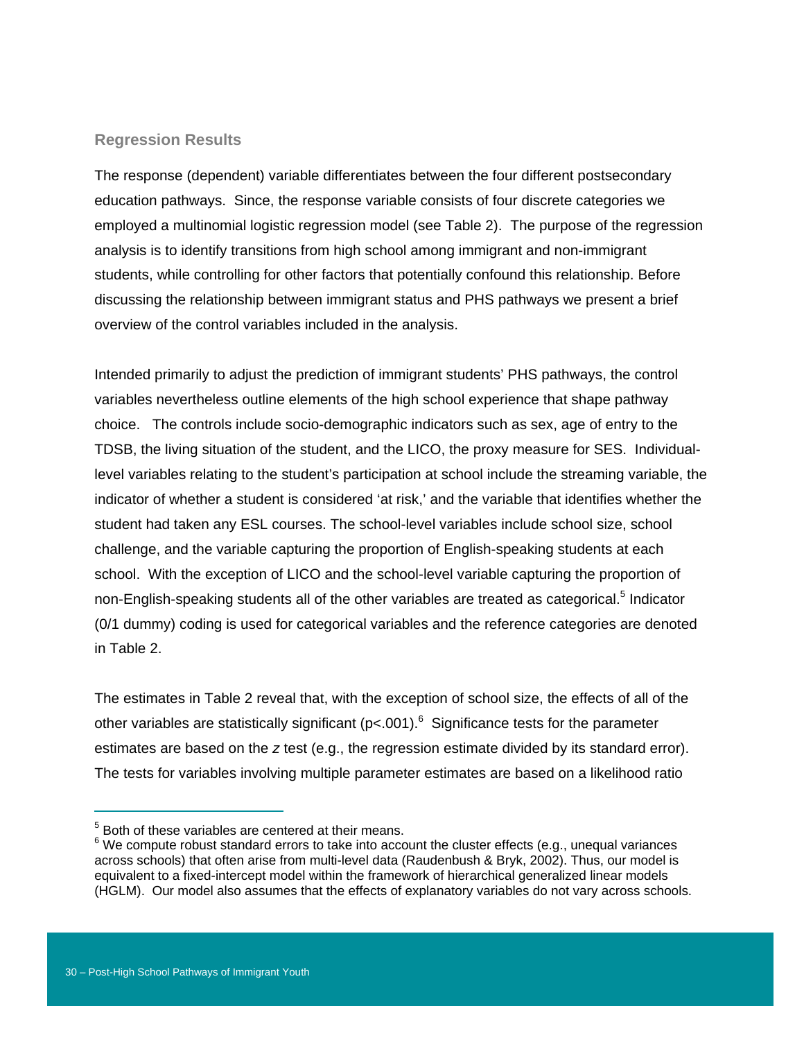### Regression Results

The response (dependent) variable differentiates between the four different postsecondary education pathways. Since, the response variable consists of four discrete categories we employed a multinomial logistic regression model (see Table 2). The purpose of the regression analysis is to identify transitions from high school among immigrant and non-immigrant students, while controlling for other factors that potentially confound this relationship. Before discussing the relationship between immigrant status and PHS pathways we present a brief overview of the control variables included in the analysis.

Intended primarily to adjust the prediction of immigrant students' PHS pathways, the control variables nevertheless outline elements of the high school experience that shape pathway choice. The controls include socio-demographic indicators such as sex, age of entry to the TDSB, the living situation of the student, and the LICO, the proxy measure for SES. Individual-level variables relating to the student's participation at school include the streaming variable, the indicator of whether a student is considered 'at risk,' and the variable that identifies whether the student had taken any ESL courses. The school-level variables include school size, school challenge, and the variable capturing the proportion of English-speaking students at each school. With the exception of LICO and the school-level variable capturing the proportion of non-English-speaking students all of the other variables are treated as categorical.[5] Indicator (0/1 dummy) coding is used for categorical variables and the reference categories are denoted in Table 2.

The estimates in Table 2 reveal that, with the exception of school size, the effects of all of the other variables are statistically significant ($p<.001$).[6] Significance tests for the parameter estimates are based on the *z* test (e.g., the regression estimate divided by its standard error). The tests for variables involving multiple parameter estimates are based on a likelihood ratio

---

[5] Both of these variables are centered at their means.

[6] We compute robust standard errors to take into account the cluster effects (e.g., unequal variances across schools) that often arise from multi-level data (Raudenbush & Bryk, 2002). Thus, our model is equivalent to a fixed-intercept model within the framework of hierarchical generalized linear models (HGLM). Our model also assumes that the effects of explanatory variables do not vary across schools.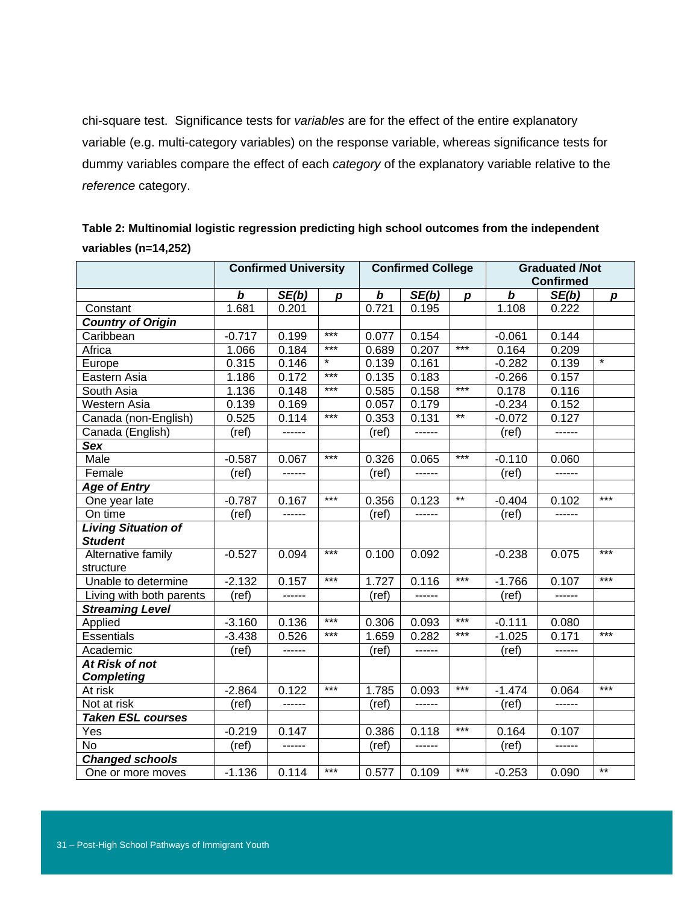chi-square test. Significance tests for *variables* are for the effect of the entire explanatory variable (e.g. multi-category variables) on the response variable, whereas significance tests for dummy variables compare the effect of each *category* of the explanatory variable relative to the *reference* category.

**Table 2: Multinomial logistic regression predicting high school outcomes from the independent variables (n=14,252)**

| | Confirmed University | | | Confirmed College | | | Graduated /Not Confirmed | | |
|---|---|---|---|---|---|---|---|---|---|
| | ***b*** | ***SE(b)*** | ***p*** | ***b*** | ***SE(b)*** | ***p*** | ***b*** | ***SE(b)*** | ***p*** |
| Constant | 1.681 | 0.201 | | 0.721 | 0.195 | | 1.108 | 0.222 | |
| ***Country of Origin*** | | | | | | | | | |
| Caribbean | -0.717 | 0.199 | *** | 0.077 | 0.154 | | -0.061 | 0.144 | |
| Africa | 1.066 | 0.184 | *** | 0.689 | 0.207 | *** | 0.164 | 0.209 | |
| Europe | 0.315 | 0.146 | * | 0.139 | 0.161 | | -0.282 | 0.139 | * |
| Eastern Asia | 1.186 | 0.172 | *** | 0.135 | 0.183 | | -0.266 | 0.157 | |
| South Asia | 1.136 | 0.148 | *** | 0.585 | 0.158 | *** | 0.178 | 0.116 | |
| Western Asia | 0.139 | 0.169 | | 0.057 | 0.179 | | -0.234 | 0.152 | |
| Canada (non-English) | 0.525 | 0.114 | *** | 0.353 | 0.131 | ** | -0.072 | 0.127 | |
| Canada (English) | (ref) | ------ | | (ref) | ------ | | (ref) | ------ | |
| ***Sex*** | | | | | | | | | |
| Male | -0.587 | 0.067 | *** | 0.326 | 0.065 | *** | -0.110 | 0.060 | |
| Female | (ref) | ------ | | (ref) | ------ | | (ref) | ------ | |
| ***Age of Entry*** | | | | | | | | | |
| One year late | -0.787 | 0.167 | *** | 0.356 | 0.123 | ** | -0.404 | 0.102 | *** |
| On time | (ref) | ------ | | (ref) | ------ | | (ref) | ------ | |
| ***Living Situation of Student*** | | | | | | | | | |
| Alternative family structure | -0.527 | 0.094 | *** | 0.100 | 0.092 | | -0.238 | 0.075 | *** |
| Unable to determine | -2.132 | 0.157 | *** | 1.727 | 0.116 | *** | -1.766 | 0.107 | *** |
| Living with both parents | (ref) | ------ | | (ref) | ------ | | (ref) | ------ | |
| ***Streaming Level*** | | | | | | | | | |
| Applied | -3.160 | 0.136 | *** | 0.306 | 0.093 | *** | -0.111 | 0.080 | |
| Essentials | -3.438 | 0.526 | *** | 1.659 | 0.282 | *** | -1.025 | 0.171 | *** |
| Academic | (ref) | ------ | | (ref) | ------ | | (ref) | ------ | |
| ***At Risk of not Completing*** | | | | | | | | | |
| At risk | -2.864 | 0.122 | *** | 1.785 | 0.093 | *** | -1.474 | 0.064 | *** |
| Not at risk | (ref) | ------ | | (ref) | ------ | | (ref) | ------ | |
| ***Taken ESL courses*** | | | | | | | | | |
| Yes | -0.219 | 0.147 | | 0.386 | 0.118 | *** | 0.164 | 0.107 | |
| No | (ref) | ------ | | (ref) | ------ | | (ref) | ------ | |
| ***Changed schools*** | | | | | | | | | |
| One or more moves | -1.136 | 0.114 | *** | 0.577 | 0.109 | *** | -0.253 | 0.090 | ** |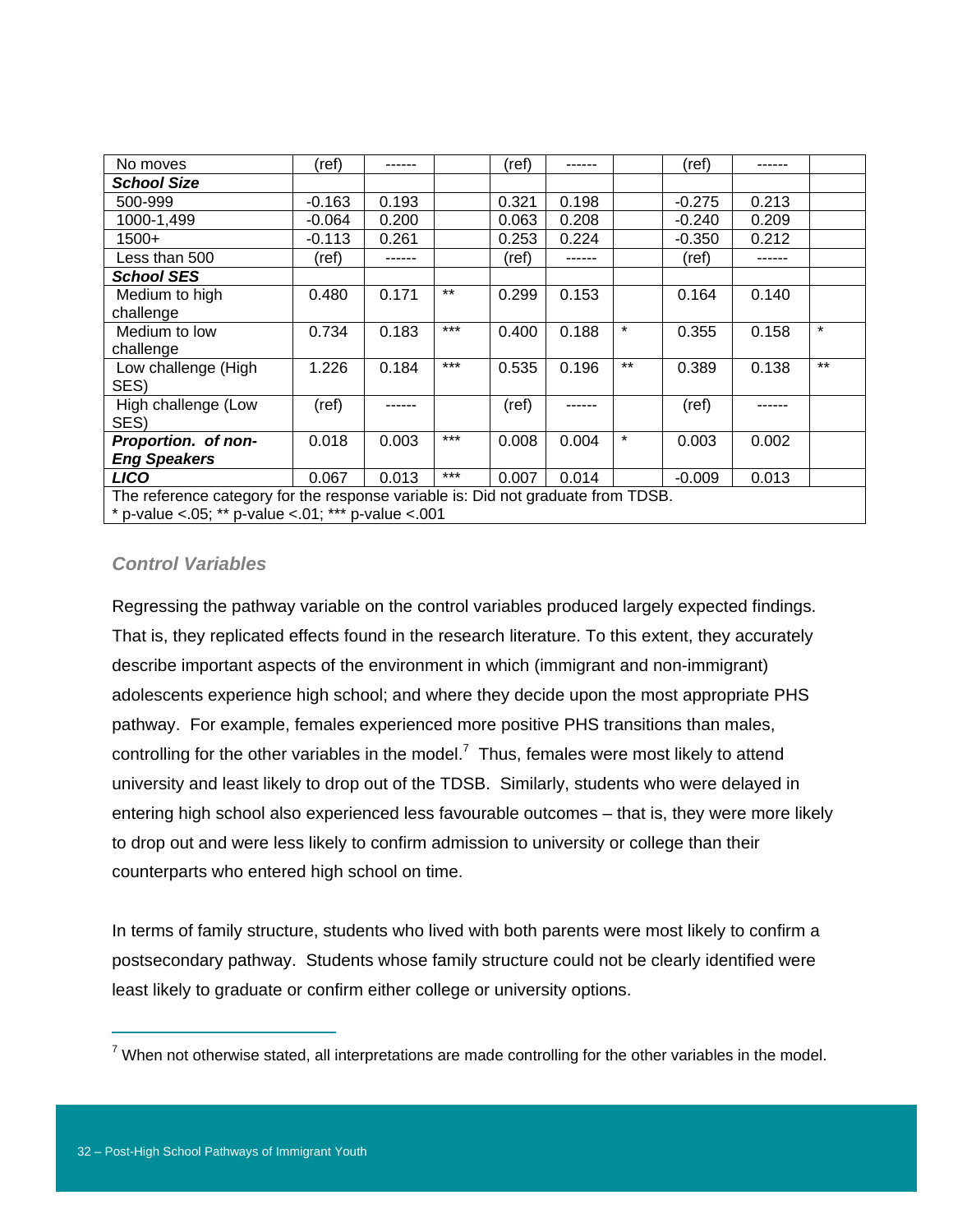| No moves | (ref) | ------ | | (ref) | ------ | | (ref) | ------ | |
|---|---|---|---|---|---|---|---|---|---|
| ***School Size*** | | | | | | | | | |
| 500-999 | -0.163 | 0.193 | | 0.321 | 0.198 | | -0.275 | 0.213 | |
| 1000-1,499 | -0.064 | 0.200 | | 0.063 | 0.208 | | -0.240 | 0.209 | |
| 1500+ | -0.113 | 0.261 | | 0.253 | 0.224 | | -0.350 | 0.212 | |
| Less than 500 | (ref) | ------ | | (ref) | ------ | | (ref) | ------ | |
| ***School SES*** | | | | | | | | | |
| Medium to high challenge | 0.480 | 0.171 | ** | 0.299 | 0.153 | | 0.164 | 0.140 | |
| Medium to low challenge | 0.734 | 0.183 | *** | 0.400 | 0.188 | * | 0.355 | 0.158 | * |
| Low challenge (High SES) | 1.226 | 0.184 | *** | 0.535 | 0.196 | ** | 0.389 | 0.138 | ** |
| High challenge (Low SES) | (ref) | ------ | | (ref) | ------ | | (ref) | ------ | |
| ***Proportion. of non-Eng Speakers*** | 0.018 | 0.003 | *** | 0.008 | 0.004 | * | 0.003 | 0.002 | |
| ***LICO*** | 0.067 | 0.013 | *** | 0.007 | 0.014 | | -0.009 | 0.013 | |

The reference category for the response variable is: Did not graduate from TDSB.
* p-value <.05; ** p-value <.01; *** p-value <.001

### Control Variables

Regressing the pathway variable on the control variables produced largely expected findings. That is, they replicated effects found in the research literature. To this extent, they accurately describe important aspects of the environment in which (immigrant and non-immigrant) adolescents experience high school; and where they decide upon the most appropriate PHS pathway. For example, females experienced more positive PHS transitions than males, controlling for the other variables in the model.[7] Thus, females were most likely to attend university and least likely to drop out of the TDSB. Similarly, students who were delayed in entering high school also experienced less favourable outcomes – that is, they were more likely to drop out and were less likely to confirm admission to university or college than their counterparts who entered high school on time.

In terms of family structure, students who lived with both parents were most likely to confirm a postsecondary pathway. Students whose family structure could not be clearly identified were least likely to graduate or confirm either college or university options.

[7] When not otherwise stated, all interpretations are made controlling for the other variables in the model.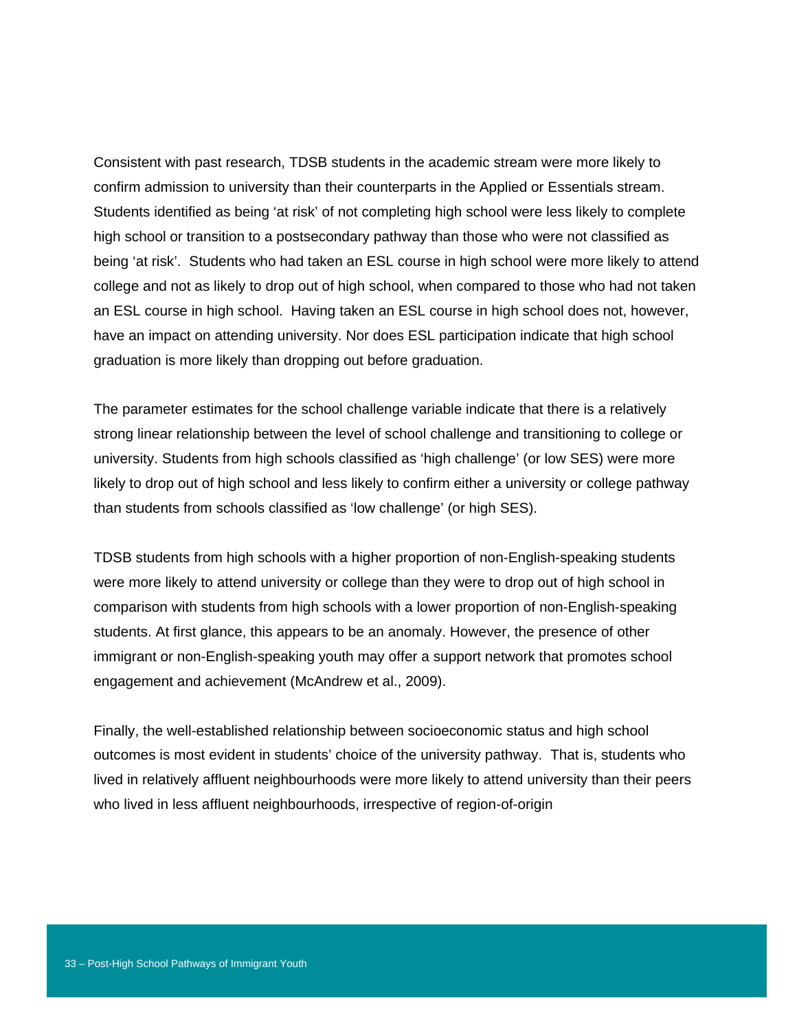Consistent with past research, TDSB students in the academic stream were more likely to confirm admission to university than their counterparts in the Applied or Essentials stream. Students identified as being 'at risk' of not completing high school were less likely to complete high school or transition to a postsecondary pathway than those who were not classified as being 'at risk'. Students who had taken an ESL course in high school were more likely to attend college and not as likely to drop out of high school, when compared to those who had not taken an ESL course in high school. Having taken an ESL course in high school does not, however, have an impact on attending university. Nor does ESL participation indicate that high school graduation is more likely than dropping out before graduation.

The parameter estimates for the school challenge variable indicate that there is a relatively strong linear relationship between the level of school challenge and transitioning to college or university. Students from high schools classified as 'high challenge' (or low SES) were more likely to drop out of high school and less likely to confirm either a university or college pathway than students from schools classified as 'low challenge' (or high SES).

TDSB students from high schools with a higher proportion of non-English-speaking students were more likely to attend university or college than they were to drop out of high school in comparison with students from high schools with a lower proportion of non-English-speaking students. At first glance, this appears to be an anomaly. However, the presence of other immigrant or non-English-speaking youth may offer a support network that promotes school engagement and achievement (McAndrew et al., 2009).

Finally, the well-established relationship between socioeconomic status and high school outcomes is most evident in students' choice of the university pathway. That is, students who lived in relatively affluent neighbourhoods were more likely to attend university than their peers who lived in less affluent neighbourhoods, irrespective of region-of-origin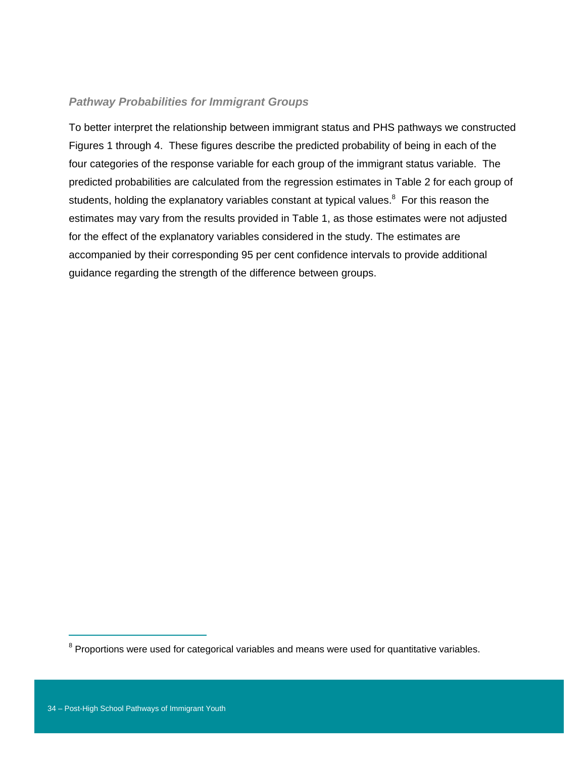### *Pathway Probabilities for Immigrant Groups*

To better interpret the relationship between immigrant status and PHS pathways we constructed Figures 1 through 4. These figures describe the predicted probability of being in each of the four categories of the response variable for each group of the immigrant status variable. The predicted probabilities are calculated from the regression estimates in Table 2 for each group of students, holding the explanatory variables constant at typical values.[8] For this reason the estimates may vary from the results provided in Table 1, as those estimates were not adjusted for the effect of the explanatory variables considered in the study. The estimates are accompanied by their corresponding 95 per cent confidence intervals to provide additional guidance regarding the strength of the difference between groups.

---

[8] Proportions were used for categorical variables and means were used for quantitative variables.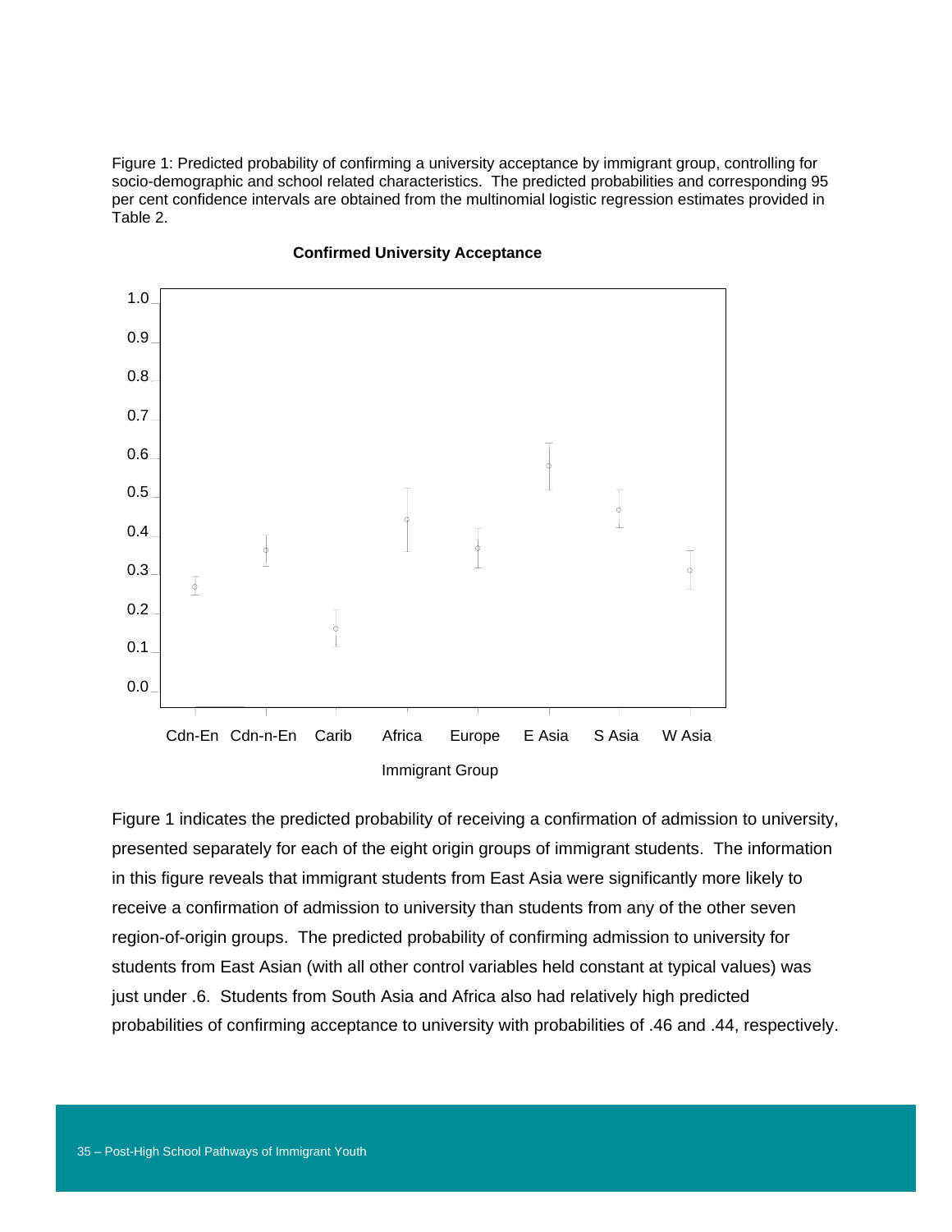Figure 1: Predicted probability of confirming a university acceptance by immigrant group, controlling for socio-demographic and school related characteristics. The predicted probabilities and corresponding 95 per cent confidence intervals are obtained from the multinomial logistic regression estimates provided in Table 2.

**Confirmed University Acceptance**

Figure 1 indicates the predicted probability of receiving a confirmation of admission to university, presented separately for each of the eight origin groups of immigrant students. The information in this figure reveals that immigrant students from East Asia were significantly more likely to receive a confirmation of admission to university than students from any of the other seven region-of-origin groups. The predicted probability of confirming admission to university for students from East Asian (with all other control variables held constant at typical values) was just under .6. Students from South Asia and Africa also had relatively high predicted probabilities of confirming acceptance to university with probabilities of .46 and .44, respectively.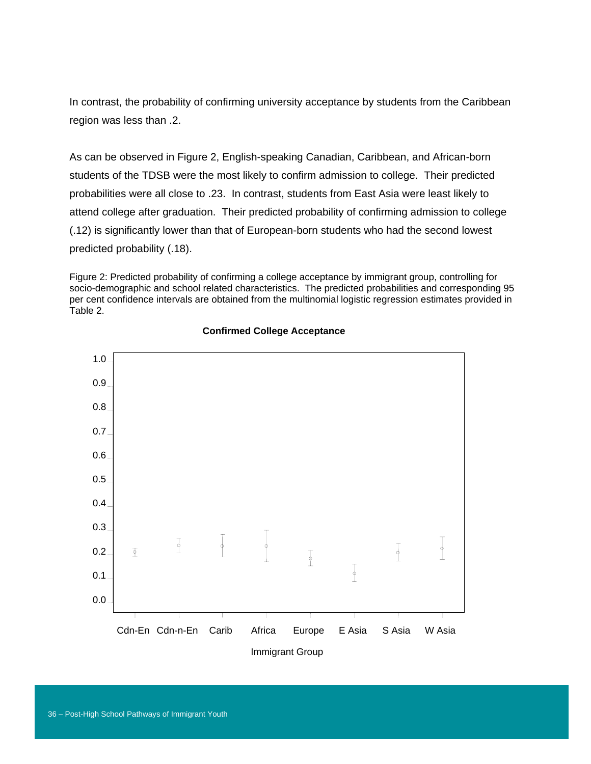In contrast, the probability of confirming university acceptance by students from the Caribbean region was less than .2.

As can be observed in Figure 2, English-speaking Canadian, Caribbean, and African-born students of the TDSB were the most likely to confirm admission to college. Their predicted probabilities were all close to .23. In contrast, students from East Asia were least likely to attend college after graduation. Their predicted probability of confirming admission to college (.12) is significantly lower than that of European-born students who had the second lowest predicted probability (.18).

Figure 2: Predicted probability of confirming a college acceptance by immigrant group, controlling for socio-demographic and school related characteristics. The predicted probabilities and corresponding 95 per cent confidence intervals are obtained from the multinomial logistic regression estimates provided in Table 2.

**Confirmed College Acceptance**

Immigrant Group: Cdn-En, Cdn-n-En, Carib, Africa, Europe, E Asia, S Asia, W Asia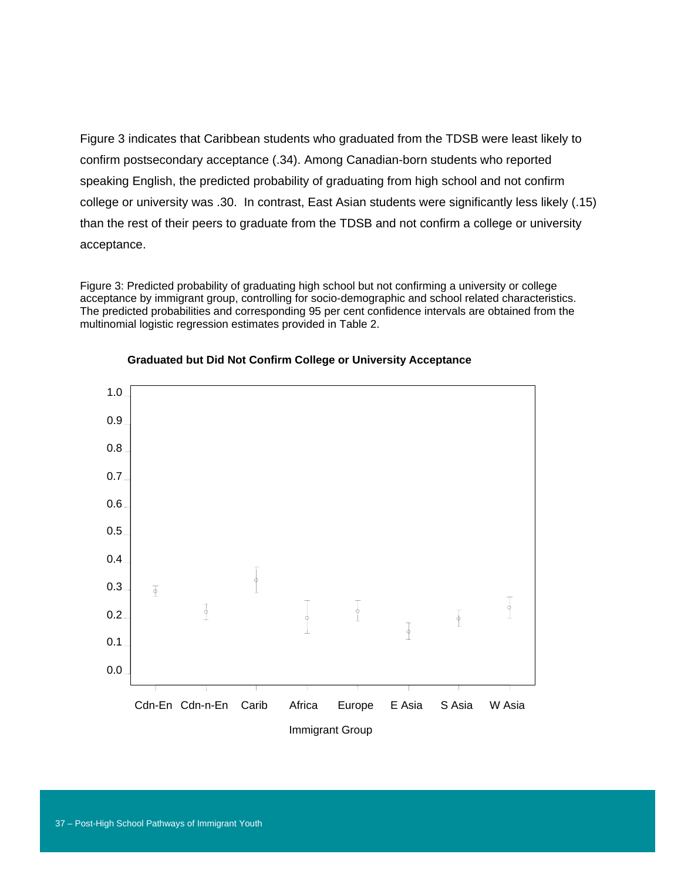Figure 3 indicates that Caribbean students who graduated from the TDSB were least likely to confirm postsecondary acceptance (.34). Among Canadian-born students who reported speaking English, the predicted probability of graduating from high school and not confirm college or university was .30. In contrast, East Asian students were significantly less likely (.15) than the rest of their peers to graduate from the TDSB and not confirm a college or university acceptance.

Figure 3: Predicted probability of graduating high school but not confirming a university or college acceptance by immigrant group, controlling for socio-demographic and school related characteristics. The predicted probabilities and corresponding 95 per cent confidence intervals are obtained from the multinomial logistic regression estimates provided in Table 2.

**Graduated but Did Not Confirm College or University Acceptance**

1.0
0.9
0.8
0.7
0.6
0.5
0.4
0.3
0.2
0.1
0.0

Cdn-En Cdn-n-En Carib Africa Europe E Asia S Asia W Asia

Immigrant Group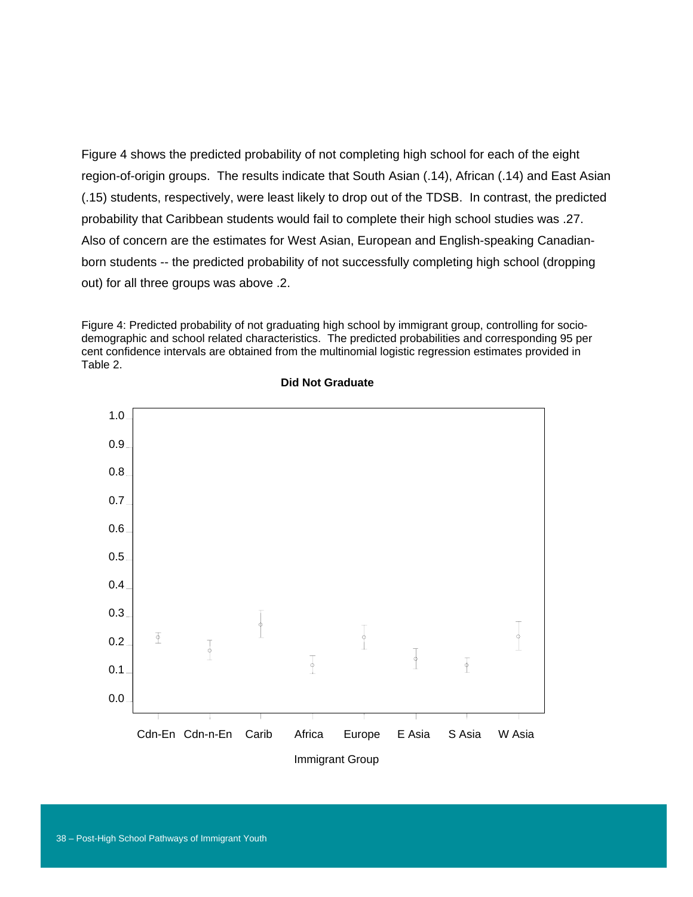Figure 4 shows the predicted probability of not completing high school for each of the eight region-of-origin groups. The results indicate that South Asian (.14), African (.14) and East Asian (.15) students, respectively, were least likely to drop out of the TDSB. In contrast, the predicted probability that Caribbean students would fail to complete their high school studies was .27. Also of concern are the estimates for West Asian, European and English-speaking Canadian-born students -- the predicted probability of not successfully completing high school (dropping out) for all three groups was above .2.

Figure 4: Predicted probability of not graduating high school by immigrant group, controlling for socio-demographic and school related characteristics. The predicted probabilities and corresponding 95 per cent confidence intervals are obtained from the multinomial logistic regression estimates provided in Table 2.

**Did Not Graduate**

Immigrant Group: Cdn-En, Cdn-n-En, Carib, Africa, Europe, E Asia, S Asia, W Asia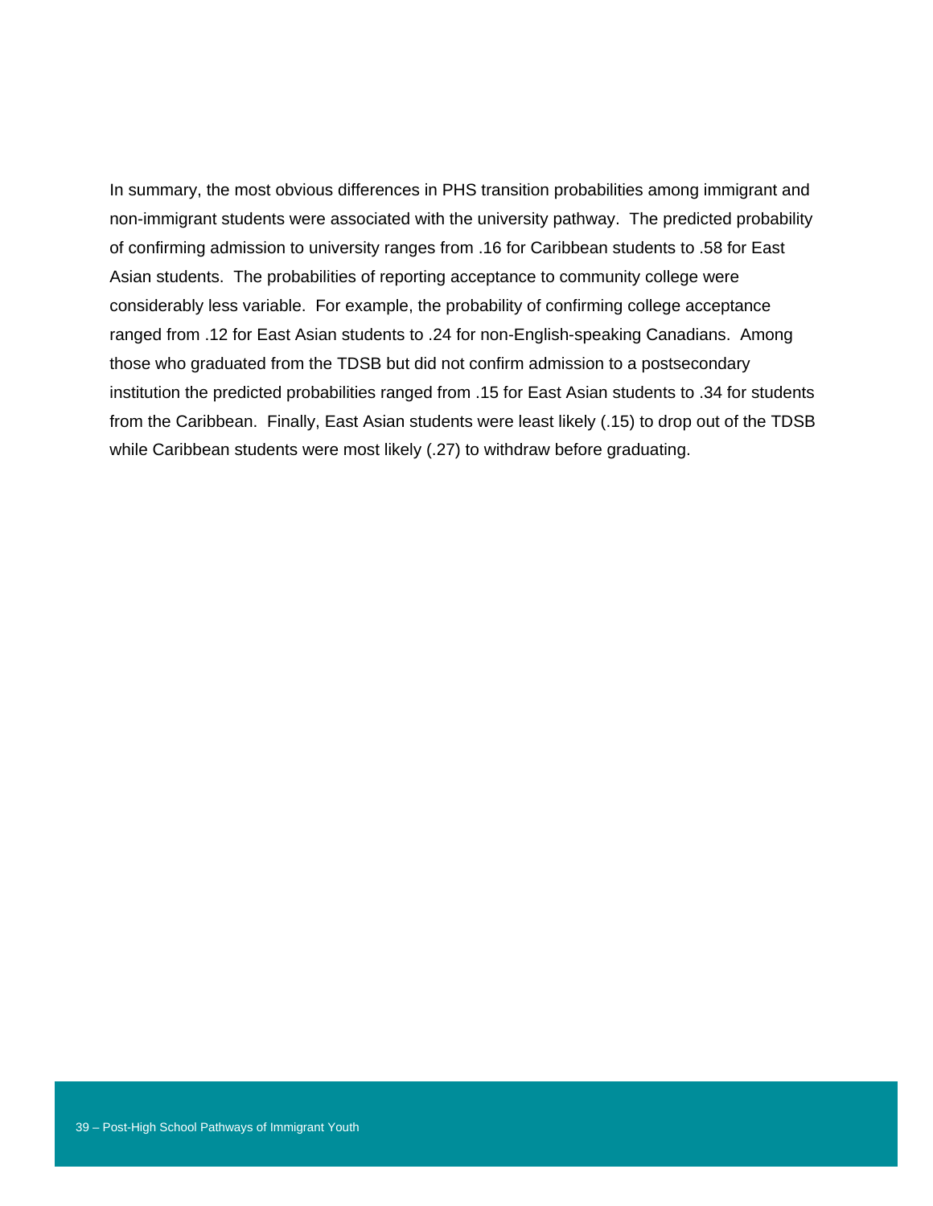In summary, the most obvious differences in PHS transition probabilities among immigrant and non-immigrant students were associated with the university pathway. The predicted probability of confirming admission to university ranges from .16 for Caribbean students to .58 for East Asian students. The probabilities of reporting acceptance to community college were considerably less variable. For example, the probability of confirming college acceptance ranged from .12 for East Asian students to .24 for non-English-speaking Canadians. Among those who graduated from the TDSB but did not confirm admission to a postsecondary institution the predicted probabilities ranged from .15 for East Asian students to .34 for students from the Caribbean. Finally, East Asian students were least likely (.15) to drop out of the TDSB while Caribbean students were most likely (.27) to withdraw before graduating.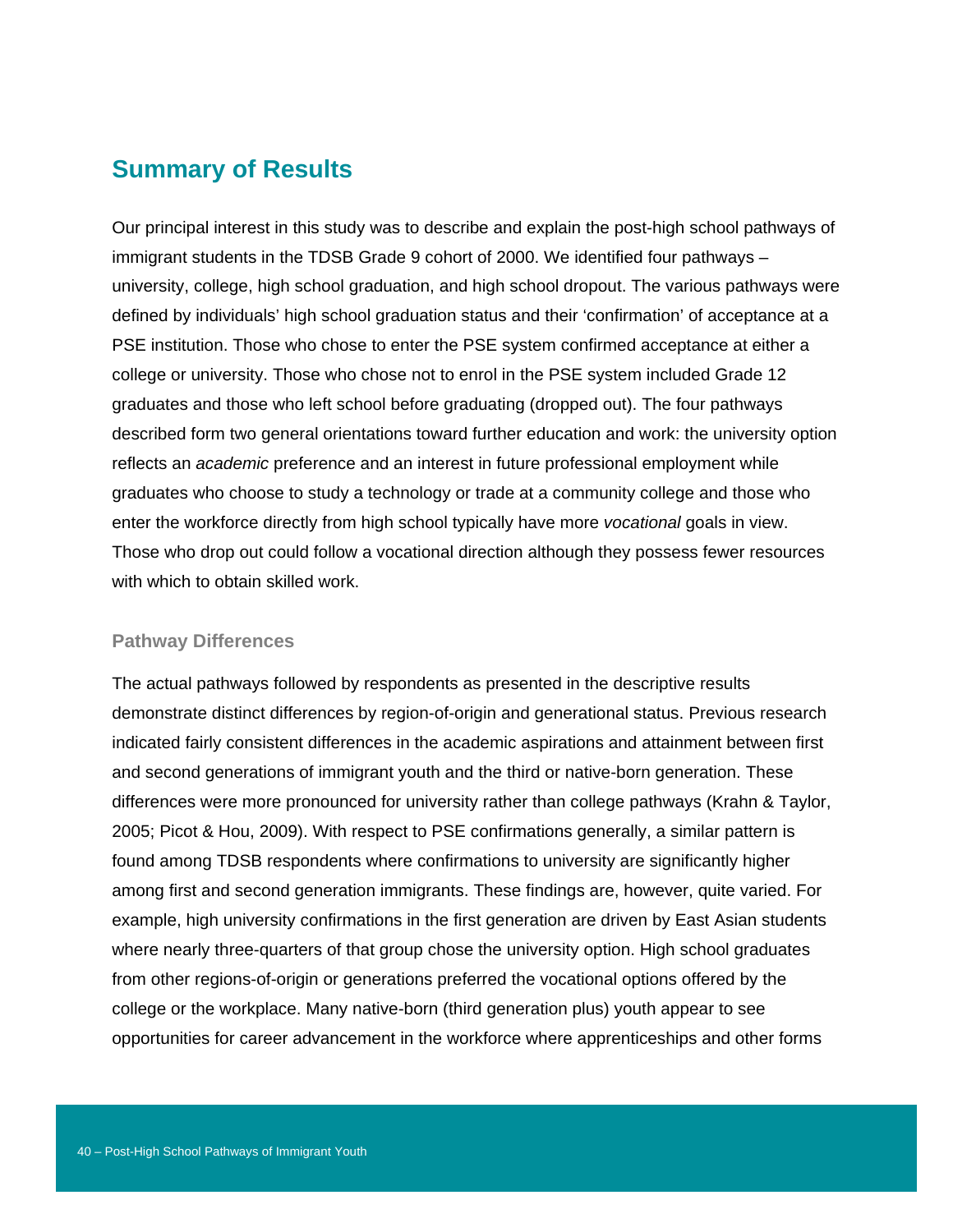## Summary of Results

Our principal interest in this study was to describe and explain the post-high school pathways of immigrant students in the TDSB Grade 9 cohort of 2000. We identified four pathways – university, college, high school graduation, and high school dropout. The various pathways were defined by individuals' high school graduation status and their 'confirmation' of acceptance at a PSE institution. Those who chose to enter the PSE system confirmed acceptance at either a college or university. Those who chose not to enrol in the PSE system included Grade 12 graduates and those who left school before graduating (dropped out). The four pathways described form two general orientations toward further education and work: the university option reflects an *academic* preference and an interest in future professional employment while graduates who choose to study a technology or trade at a community college and those who enter the workforce directly from high school typically have more *vocational* goals in view. Those who drop out could follow a vocational direction although they possess fewer resources with which to obtain skilled work.

### Pathway Differences

The actual pathways followed by respondents as presented in the descriptive results demonstrate distinct differences by region-of-origin and generational status. Previous research indicated fairly consistent differences in the academic aspirations and attainment between first and second generations of immigrant youth and the third or native-born generation. These differences were more pronounced for university rather than college pathways (Krahn & Taylor, 2005; Picot & Hou, 2009). With respect to PSE confirmations generally, a similar pattern is found among TDSB respondents where confirmations to university are significantly higher among first and second generation immigrants. These findings are, however, quite varied. For example, high university confirmations in the first generation are driven by East Asian students where nearly three-quarters of that group chose the university option. High school graduates from other regions-of-origin or generations preferred the vocational options offered by the college or the workplace. Many native-born (third generation plus) youth appear to see opportunities for career advancement in the workforce where apprenticeships and other forms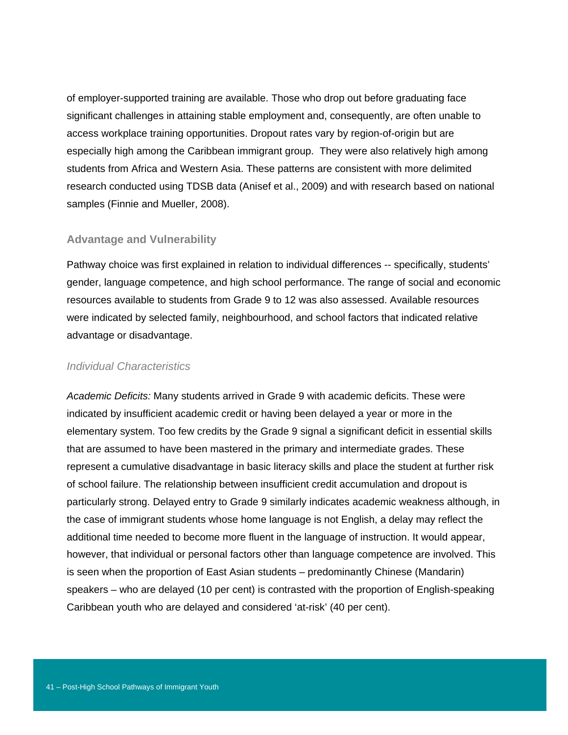of employer-supported training are available. Those who drop out before graduating face significant challenges in attaining stable employment and, consequently, are often unable to access workplace training opportunities. Dropout rates vary by region-of-origin but are especially high among the Caribbean immigrant group. They were also relatively high among students from Africa and Western Asia. These patterns are consistent with more delimited research conducted using TDSB data (Anisef et al., 2009) and with research based on national samples (Finnie and Mueller, 2008).

### Advantage and Vulnerability

Pathway choice was first explained in relation to individual differences -- specifically, students' gender, language competence, and high school performance. The range of social and economic resources available to students from Grade 9 to 12 was also assessed. Available resources were indicated by selected family, neighbourhood, and school factors that indicated relative advantage or disadvantage.

#### *Individual Characteristics*

*Academic Deficits:* Many students arrived in Grade 9 with academic deficits. These were indicated by insufficient academic credit or having been delayed a year or more in the elementary system. Too few credits by the Grade 9 signal a significant deficit in essential skills that are assumed to have been mastered in the primary and intermediate grades. These represent a cumulative disadvantage in basic literacy skills and place the student at further risk of school failure. The relationship between insufficient credit accumulation and dropout is particularly strong. Delayed entry to Grade 9 similarly indicates academic weakness although, in the case of immigrant students whose home language is not English, a delay may reflect the additional time needed to become more fluent in the language of instruction. It would appear, however, that individual or personal factors other than language competence are involved. This is seen when the proportion of East Asian students – predominantly Chinese (Mandarin) speakers – who are delayed (10 per cent) is contrasted with the proportion of English-speaking Caribbean youth who are delayed and considered 'at-risk' (40 per cent).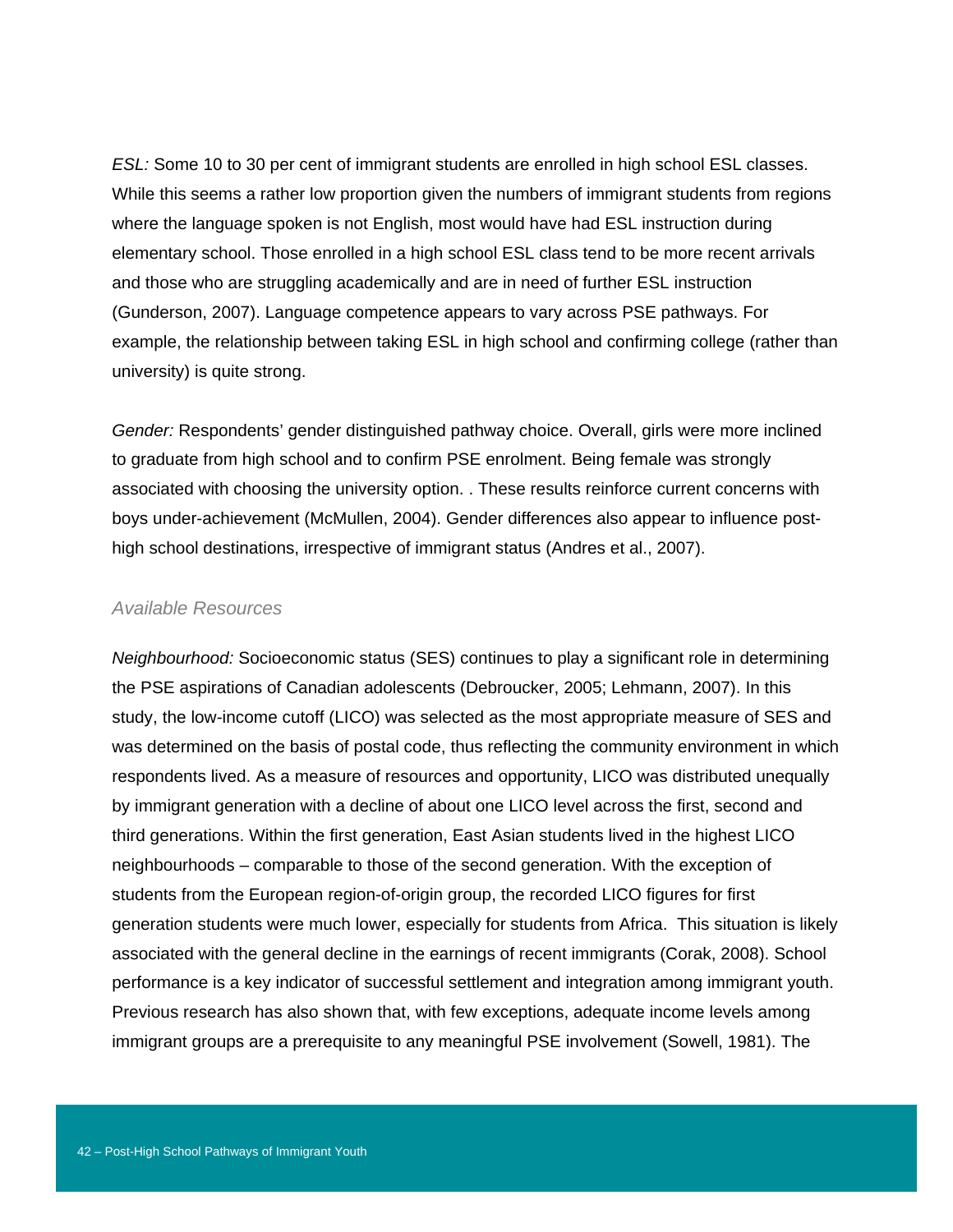*ESL:* Some 10 to 30 per cent of immigrant students are enrolled in high school ESL classes. While this seems a rather low proportion given the numbers of immigrant students from regions where the language spoken is not English, most would have had ESL instruction during elementary school. Those enrolled in a high school ESL class tend to be more recent arrivals and those who are struggling academically and are in need of further ESL instruction (Gunderson, 2007). Language competence appears to vary across PSE pathways. For example, the relationship between taking ESL in high school and confirming college (rather than university) is quite strong.

*Gender:* Respondents' gender distinguished pathway choice. Overall, girls were more inclined to graduate from high school and to confirm PSE enrolment. Being female was strongly associated with choosing the university option. . These results reinforce current concerns with boys under-achievement (McMullen, 2004). Gender differences also appear to influence post-high school destinations, irrespective of immigrant status (Andres et al., 2007).

### *Available Resources*

*Neighbourhood:* Socioeconomic status (SES) continues to play a significant role in determining the PSE aspirations of Canadian adolescents (Debroucker, 2005; Lehmann, 2007). In this study, the low-income cutoff (LICO) was selected as the most appropriate measure of SES and was determined on the basis of postal code, thus reflecting the community environment in which respondents lived. As a measure of resources and opportunity, LICO was distributed unequally by immigrant generation with a decline of about one LICO level across the first, second and third generations. Within the first generation, East Asian students lived in the highest LICO neighbourhoods – comparable to those of the second generation. With the exception of students from the European region-of-origin group, the recorded LICO figures for first generation students were much lower, especially for students from Africa. This situation is likely associated with the general decline in the earnings of recent immigrants (Corak, 2008). School performance is a key indicator of successful settlement and integration among immigrant youth. Previous research has also shown that, with few exceptions, adequate income levels among immigrant groups are a prerequisite to any meaningful PSE involvement (Sowell, 1981). The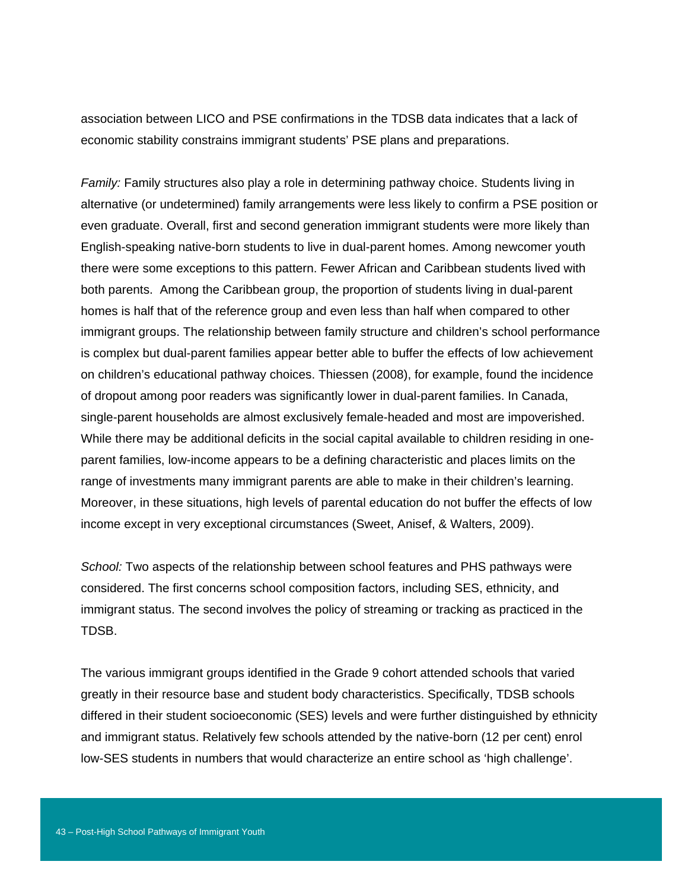association between LICO and PSE confirmations in the TDSB data indicates that a lack of economic stability constrains immigrant students' PSE plans and preparations.

*Family:* Family structures also play a role in determining pathway choice. Students living in alternative (or undetermined) family arrangements were less likely to confirm a PSE position or even graduate. Overall, first and second generation immigrant students were more likely than English-speaking native-born students to live in dual-parent homes. Among newcomer youth there were some exceptions to this pattern. Fewer African and Caribbean students lived with both parents. Among the Caribbean group, the proportion of students living in dual-parent homes is half that of the reference group and even less than half when compared to other immigrant groups. The relationship between family structure and children's school performance is complex but dual-parent families appear better able to buffer the effects of low achievement on children's educational pathway choices. Thiessen (2008), for example, found the incidence of dropout among poor readers was significantly lower in dual-parent families. In Canada, single-parent households are almost exclusively female-headed and most are impoverished. While there may be additional deficits in the social capital available to children residing in one-parent families, low-income appears to be a defining characteristic and places limits on the range of investments many immigrant parents are able to make in their children's learning. Moreover, in these situations, high levels of parental education do not buffer the effects of low income except in very exceptional circumstances (Sweet, Anisef, & Walters, 2009).

*School:* Two aspects of the relationship between school features and PHS pathways were considered. The first concerns school composition factors, including SES, ethnicity, and immigrant status. The second involves the policy of streaming or tracking as practiced in the TDSB.

The various immigrant groups identified in the Grade 9 cohort attended schools that varied greatly in their resource base and student body characteristics. Specifically, TDSB schools differed in their student socioeconomic (SES) levels and were further distinguished by ethnicity and immigrant status. Relatively few schools attended by the native-born (12 per cent) enrol low-SES students in numbers that would characterize an entire school as 'high challenge'.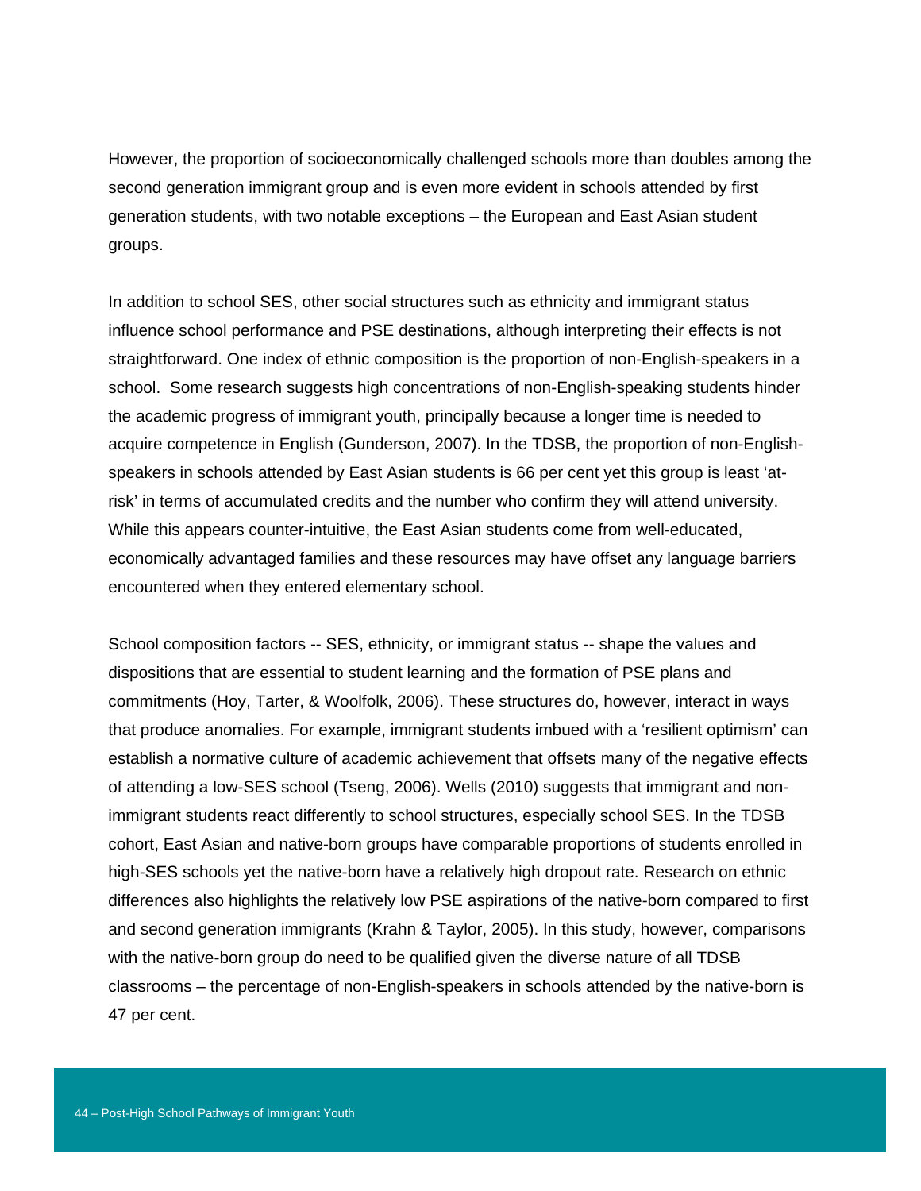However, the proportion of socioeconomically challenged schools more than doubles among the second generation immigrant group and is even more evident in schools attended by first generation students, with two notable exceptions – the European and East Asian student groups.

In addition to school SES, other social structures such as ethnicity and immigrant status influence school performance and PSE destinations, although interpreting their effects is not straightforward. One index of ethnic composition is the proportion of non-English-speakers in a school. Some research suggests high concentrations of non-English-speaking students hinder the academic progress of immigrant youth, principally because a longer time is needed to acquire competence in English (Gunderson, 2007). In the TDSB, the proportion of non-English-speakers in schools attended by East Asian students is 66 per cent yet this group is least 'at-risk' in terms of accumulated credits and the number who confirm they will attend university. While this appears counter-intuitive, the East Asian students come from well-educated, economically advantaged families and these resources may have offset any language barriers encountered when they entered elementary school.

School composition factors -- SES, ethnicity, or immigrant status -- shape the values and dispositions that are essential to student learning and the formation of PSE plans and commitments (Hoy, Tarter, & Woolfolk, 2006). These structures do, however, interact in ways that produce anomalies. For example, immigrant students imbued with a 'resilient optimism' can establish a normative culture of academic achievement that offsets many of the negative effects of attending a low-SES school (Tseng, 2006). Wells (2010) suggests that immigrant and non-immigrant students react differently to school structures, especially school SES. In the TDSB cohort, East Asian and native-born groups have comparable proportions of students enrolled in high-SES schools yet the native-born have a relatively high dropout rate. Research on ethnic differences also highlights the relatively low PSE aspirations of the native-born compared to first and second generation immigrants (Krahn & Taylor, 2005). In this study, however, comparisons with the native-born group do need to be qualified given the diverse nature of all TDSB classrooms – the percentage of non-English-speakers in schools attended by the native-born is 47 per cent.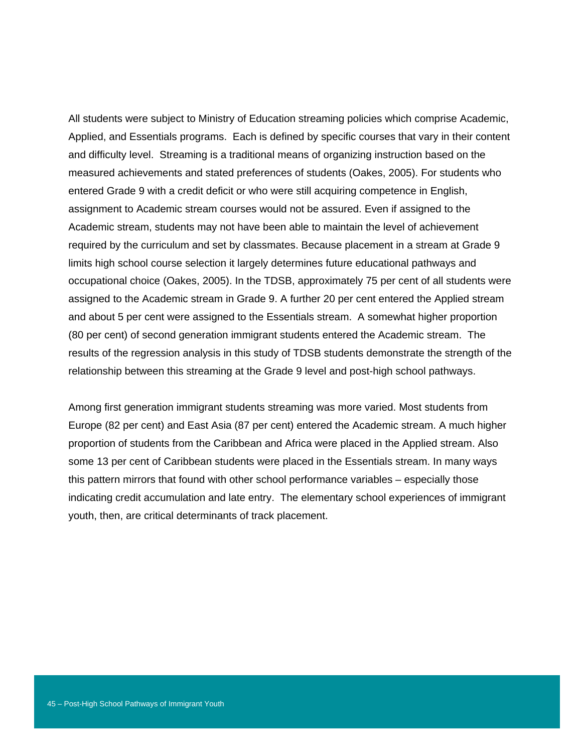All students were subject to Ministry of Education streaming policies which comprise Academic, Applied, and Essentials programs. Each is defined by specific courses that vary in their content and difficulty level. Streaming is a traditional means of organizing instruction based on the measured achievements and stated preferences of students (Oakes, 2005). For students who entered Grade 9 with a credit deficit or who were still acquiring competence in English, assignment to Academic stream courses would not be assured. Even if assigned to the Academic stream, students may not have been able to maintain the level of achievement required by the curriculum and set by classmates. Because placement in a stream at Grade 9 limits high school course selection it largely determines future educational pathways and occupational choice (Oakes, 2005). In the TDSB, approximately 75 per cent of all students were assigned to the Academic stream in Grade 9. A further 20 per cent entered the Applied stream and about 5 per cent were assigned to the Essentials stream. A somewhat higher proportion (80 per cent) of second generation immigrant students entered the Academic stream. The results of the regression analysis in this study of TDSB students demonstrate the strength of the relationship between this streaming at the Grade 9 level and post-high school pathways.

Among first generation immigrant students streaming was more varied. Most students from Europe (82 per cent) and East Asia (87 per cent) entered the Academic stream. A much higher proportion of students from the Caribbean and Africa were placed in the Applied stream. Also some 13 per cent of Caribbean students were placed in the Essentials stream. In many ways this pattern mirrors that found with other school performance variables – especially those indicating credit accumulation and late entry. The elementary school experiences of immigrant youth, then, are critical determinants of track placement.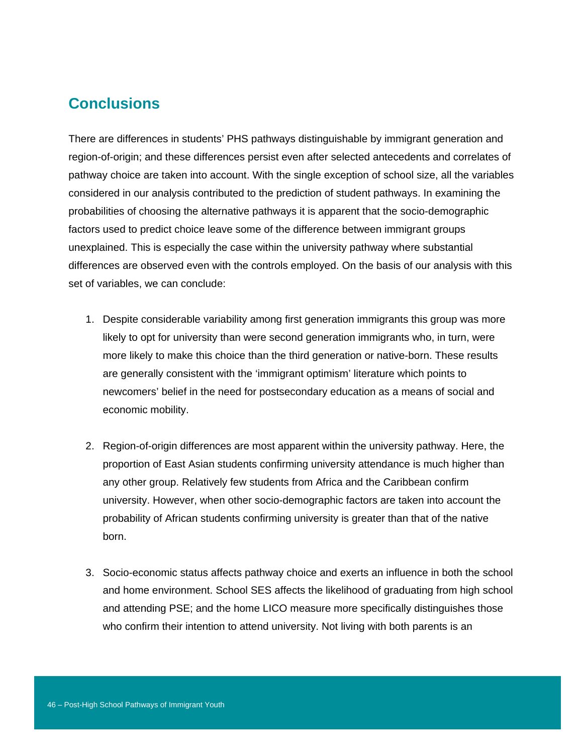## Conclusions

There are differences in students' PHS pathways distinguishable by immigrant generation and region-of-origin; and these differences persist even after selected antecedents and correlates of pathway choice are taken into account. With the single exception of school size, all the variables considered in our analysis contributed to the prediction of student pathways. In examining the probabilities of choosing the alternative pathways it is apparent that the socio-demographic factors used to predict choice leave some of the difference between immigrant groups unexplained. This is especially the case within the university pathway where substantial differences are observed even with the controls employed. On the basis of our analysis with this set of variables, we can conclude:

1. Despite considerable variability among first generation immigrants this group was more likely to opt for university than were second generation immigrants who, in turn, were more likely to make this choice than the third generation or native-born. These results are generally consistent with the 'immigrant optimism' literature which points to newcomers' belief in the need for postsecondary education as a means of social and economic mobility.

2. Region-of-origin differences are most apparent within the university pathway. Here, the proportion of East Asian students confirming university attendance is much higher than any other group. Relatively few students from Africa and the Caribbean confirm university. However, when other socio-demographic factors are taken into account the probability of African students confirming university is greater than that of the native born.

3. Socio-economic status affects pathway choice and exerts an influence in both the school and home environment. School SES affects the likelihood of graduating from high school and attending PSE; and the home LICO measure more specifically distinguishes those who confirm their intention to attend university. Not living with both parents is an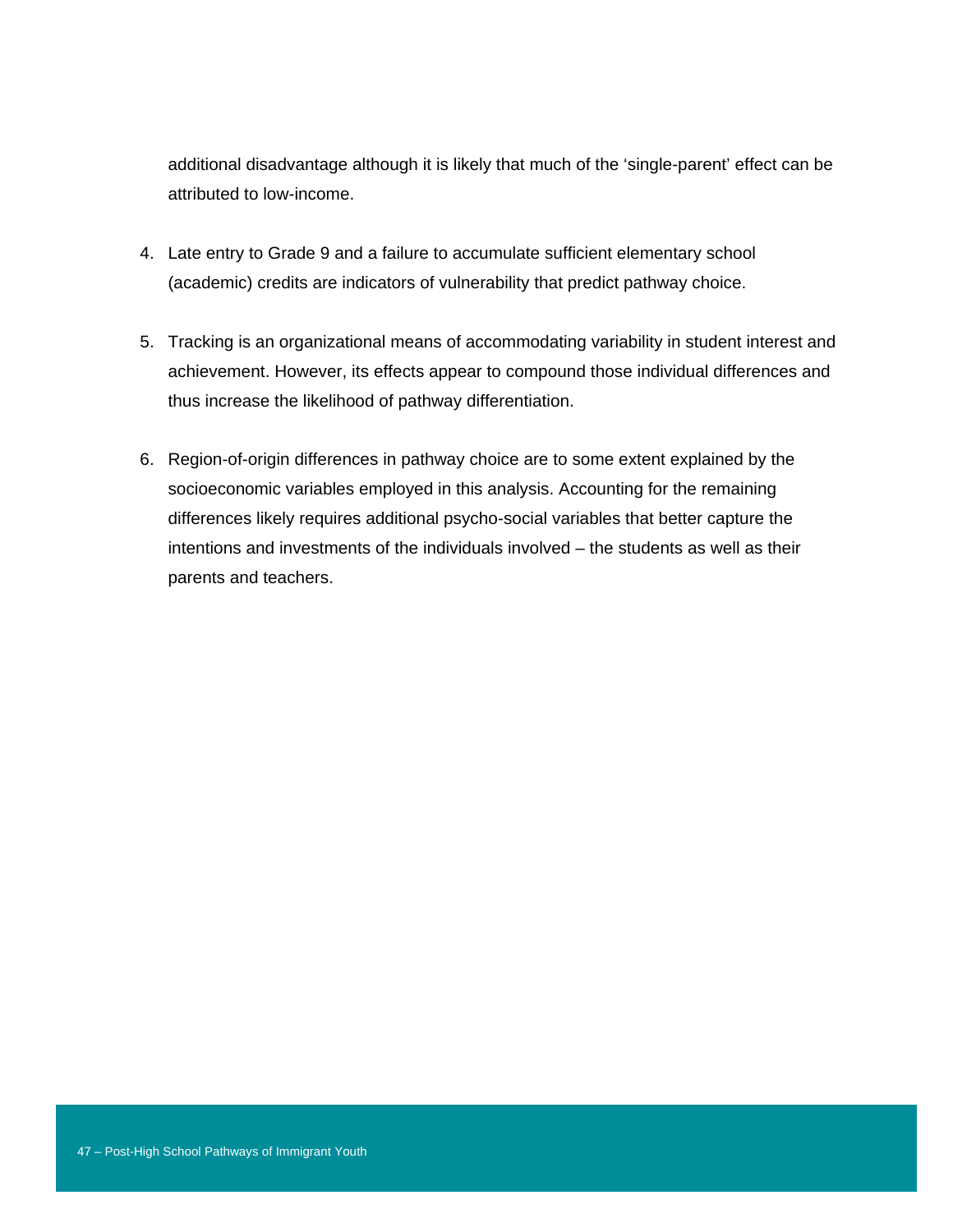additional disadvantage although it is likely that much of the 'single-parent' effect can be attributed to low-income.

4. Late entry to Grade 9 and a failure to accumulate sufficient elementary school (academic) credits are indicators of vulnerability that predict pathway choice.

5. Tracking is an organizational means of accommodating variability in student interest and achievement. However, its effects appear to compound those individual differences and thus increase the likelihood of pathway differentiation.

6. Region-of-origin differences in pathway choice are to some extent explained by the socioeconomic variables employed in this analysis. Accounting for the remaining differences likely requires additional psycho-social variables that better capture the intentions and investments of the individuals involved – the students as well as their parents and teachers.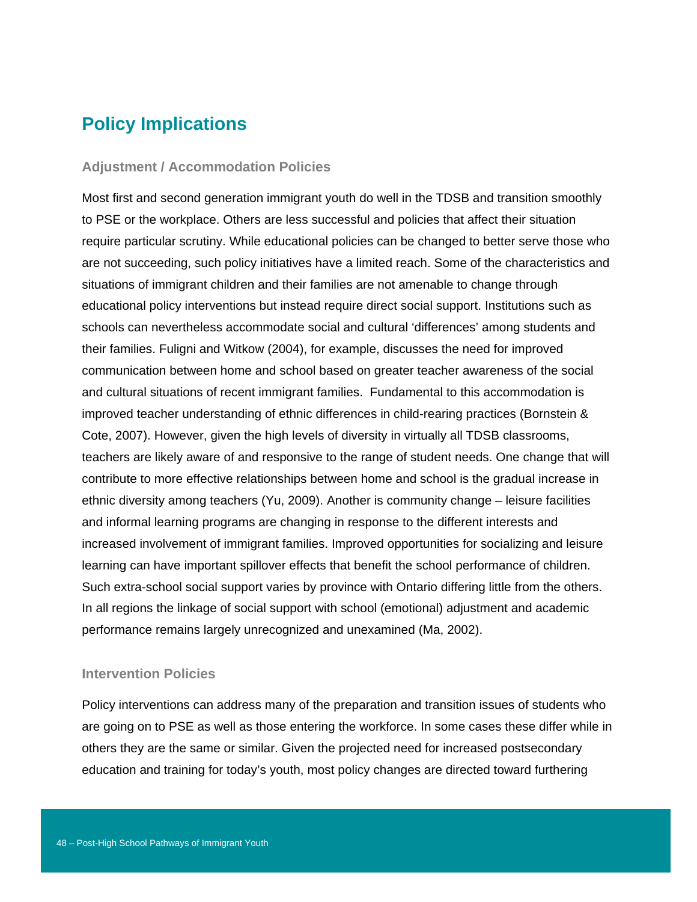## Policy Implications

### Adjustment / Accommodation Policies

Most first and second generation immigrant youth do well in the TDSB and transition smoothly to PSE or the workplace. Others are less successful and policies that affect their situation require particular scrutiny. While educational policies can be changed to better serve those who are not succeeding, such policy initiatives have a limited reach. Some of the characteristics and situations of immigrant children and their families are not amenable to change through educational policy interventions but instead require direct social support. Institutions such as schools can nevertheless accommodate social and cultural 'differences' among students and their families. Fuligni and Witkow (2004), for example, discusses the need for improved communication between home and school based on greater teacher awareness of the social and cultural situations of recent immigrant families. Fundamental to this accommodation is improved teacher understanding of ethnic differences in child-rearing practices (Bornstein & Cote, 2007). However, given the high levels of diversity in virtually all TDSB classrooms, teachers are likely aware of and responsive to the range of student needs. One change that will contribute to more effective relationships between home and school is the gradual increase in ethnic diversity among teachers (Yu, 2009). Another is community change – leisure facilities and informal learning programs are changing in response to the different interests and increased involvement of immigrant families. Improved opportunities for socializing and leisure learning can have important spillover effects that benefit the school performance of children. Such extra-school social support varies by province with Ontario differing little from the others. In all regions the linkage of social support with school (emotional) adjustment and academic performance remains largely unrecognized and unexamined (Ma, 2002).

### Intervention Policies

Policy interventions can address many of the preparation and transition issues of students who are going on to PSE as well as those entering the workforce. In some cases these differ while in others they are the same or similar. Given the projected need for increased postsecondary education and training for today's youth, most policy changes are directed toward furthering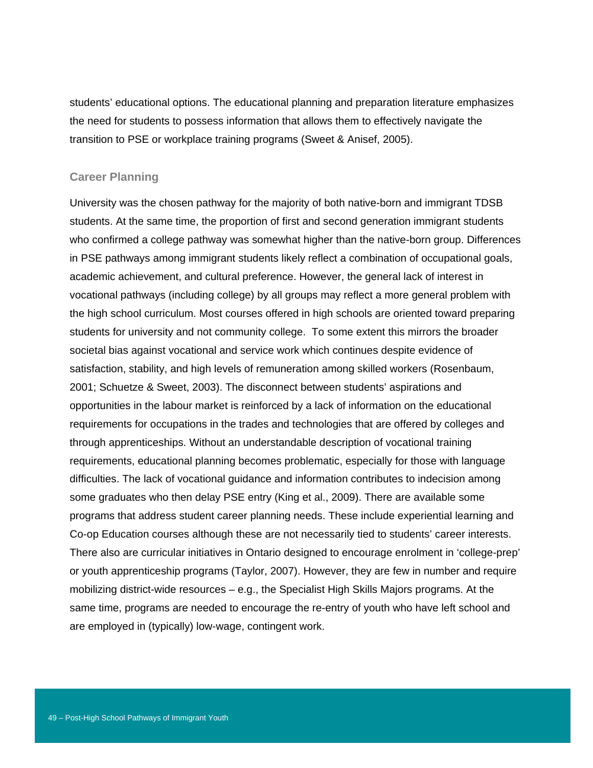students' educational options. The educational planning and preparation literature emphasizes the need for students to possess information that allows them to effectively navigate the transition to PSE or workplace training programs (Sweet & Anisef, 2005).

### Career Planning

University was the chosen pathway for the majority of both native-born and immigrant TDSB students. At the same time, the proportion of first and second generation immigrant students who confirmed a college pathway was somewhat higher than the native-born group. Differences in PSE pathways among immigrant students likely reflect a combination of occupational goals, academic achievement, and cultural preference. However, the general lack of interest in vocational pathways (including college) by all groups may reflect a more general problem with the high school curriculum. Most courses offered in high schools are oriented toward preparing students for university and not community college. To some extent this mirrors the broader societal bias against vocational and service work which continues despite evidence of satisfaction, stability, and high levels of remuneration among skilled workers (Rosenbaum, 2001; Schuetze & Sweet, 2003). The disconnect between students' aspirations and opportunities in the labour market is reinforced by a lack of information on the educational requirements for occupations in the trades and technologies that are offered by colleges and through apprenticeships. Without an understandable description of vocational training requirements, educational planning becomes problematic, especially for those with language difficulties. The lack of vocational guidance and information contributes to indecision among some graduates who then delay PSE entry (King et al., 2009). There are available some programs that address student career planning needs. These include experiential learning and Co-op Education courses although these are not necessarily tied to students' career interests. There also are curricular initiatives in Ontario designed to encourage enrolment in 'college-prep' or youth apprenticeship programs (Taylor, 2007). However, they are few in number and require mobilizing district-wide resources – e.g., the Specialist High Skills Majors programs. At the same time, programs are needed to encourage the re-entry of youth who have left school and are employed in (typically) low-wage, contingent work.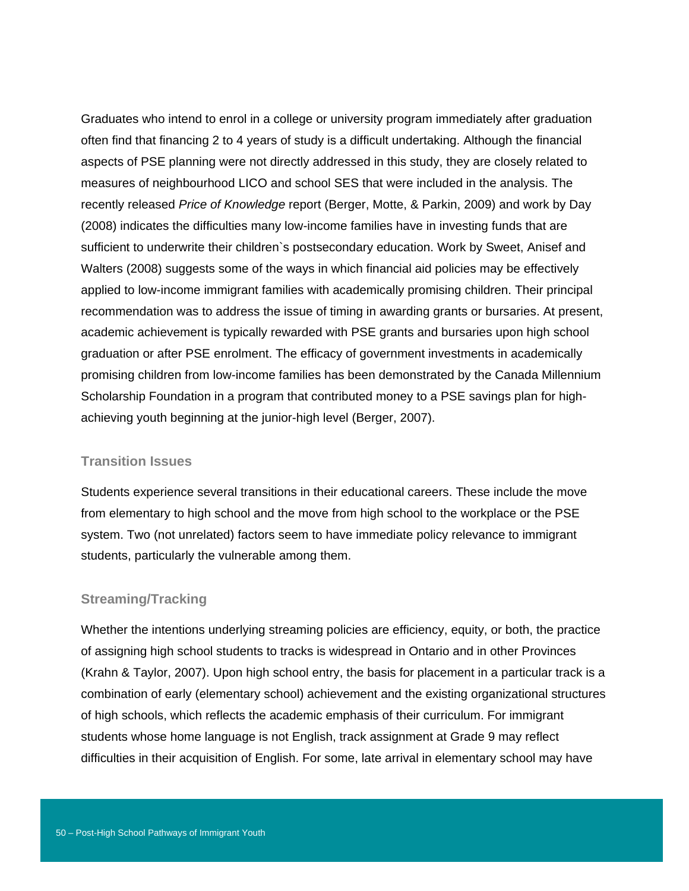Graduates who intend to enrol in a college or university program immediately after graduation often find that financing 2 to 4 years of study is a difficult undertaking. Although the financial aspects of PSE planning were not directly addressed in this study, they are closely related to measures of neighbourhood LICO and school SES that were included in the analysis. The recently released *Price of Knowledge* report (Berger, Motte, & Parkin, 2009) and work by Day (2008) indicates the difficulties many low-income families have in investing funds that are sufficient to underwrite their children`s postsecondary education. Work by Sweet, Anisef and Walters (2008) suggests some of the ways in which financial aid policies may be effectively applied to low-income immigrant families with academically promising children. Their principal recommendation was to address the issue of timing in awarding grants or bursaries. At present, academic achievement is typically rewarded with PSE grants and bursaries upon high school graduation or after PSE enrolment. The efficacy of government investments in academically promising children from low-income families has been demonstrated by the Canada Millennium Scholarship Foundation in a program that contributed money to a PSE savings plan for high-achieving youth beginning at the junior-high level (Berger, 2007).

### Transition Issues

Students experience several transitions in their educational careers. These include the move from elementary to high school and the move from high school to the workplace or the PSE system. Two (not unrelated) factors seem to have immediate policy relevance to immigrant students, particularly the vulnerable among them.

### Streaming/Tracking

Whether the intentions underlying streaming policies are efficiency, equity, or both, the practice of assigning high school students to tracks is widespread in Ontario and in other Provinces (Krahn & Taylor, 2007). Upon high school entry, the basis for placement in a particular track is a combination of early (elementary school) achievement and the existing organizational structures of high schools, which reflects the academic emphasis of their curriculum. For immigrant students whose home language is not English, track assignment at Grade 9 may reflect difficulties in their acquisition of English. For some, late arrival in elementary school may have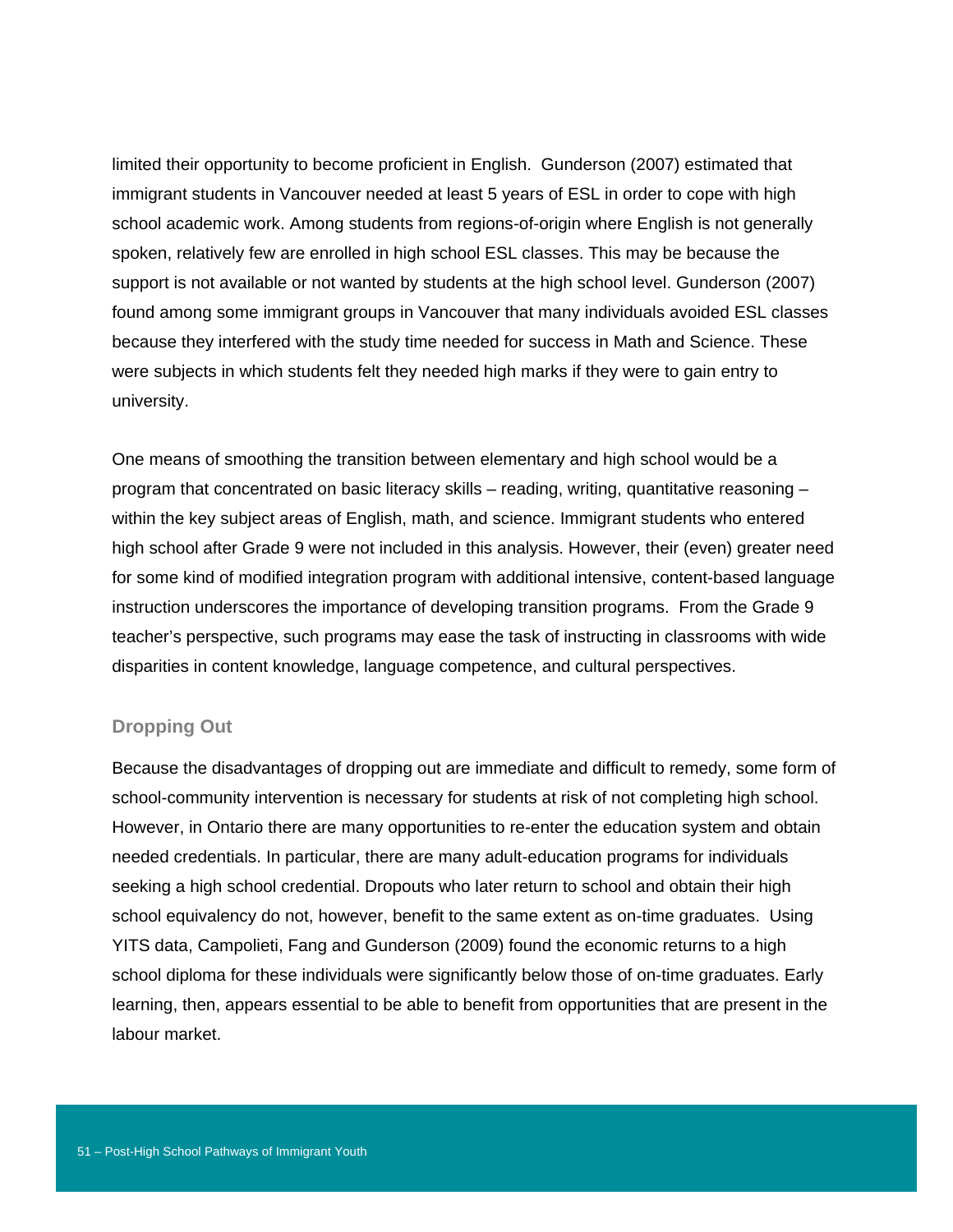limited their opportunity to become proficient in English. Gunderson (2007) estimated that immigrant students in Vancouver needed at least 5 years of ESL in order to cope with high school academic work. Among students from regions-of-origin where English is not generally spoken, relatively few are enrolled in high school ESL classes. This may be because the support is not available or not wanted by students at the high school level. Gunderson (2007) found among some immigrant groups in Vancouver that many individuals avoided ESL classes because they interfered with the study time needed for success in Math and Science. These were subjects in which students felt they needed high marks if they were to gain entry to university.

One means of smoothing the transition between elementary and high school would be a program that concentrated on basic literacy skills – reading, writing, quantitative reasoning – within the key subject areas of English, math, and science. Immigrant students who entered high school after Grade 9 were not included in this analysis. However, their (even) greater need for some kind of modified integration program with additional intensive, content-based language instruction underscores the importance of developing transition programs. From the Grade 9 teacher's perspective, such programs may ease the task of instructing in classrooms with wide disparities in content knowledge, language competence, and cultural perspectives.

### Dropping Out

Because the disadvantages of dropping out are immediate and difficult to remedy, some form of school-community intervention is necessary for students at risk of not completing high school. However, in Ontario there are many opportunities to re-enter the education system and obtain needed credentials. In particular, there are many adult-education programs for individuals seeking a high school credential. Dropouts who later return to school and obtain their high school equivalency do not, however, benefit to the same extent as on-time graduates. Using YITS data, Campolieti, Fang and Gunderson (2009) found the economic returns to a high school diploma for these individuals were significantly below those of on-time graduates. Early learning, then, appears essential to be able to benefit from opportunities that are present in the labour market.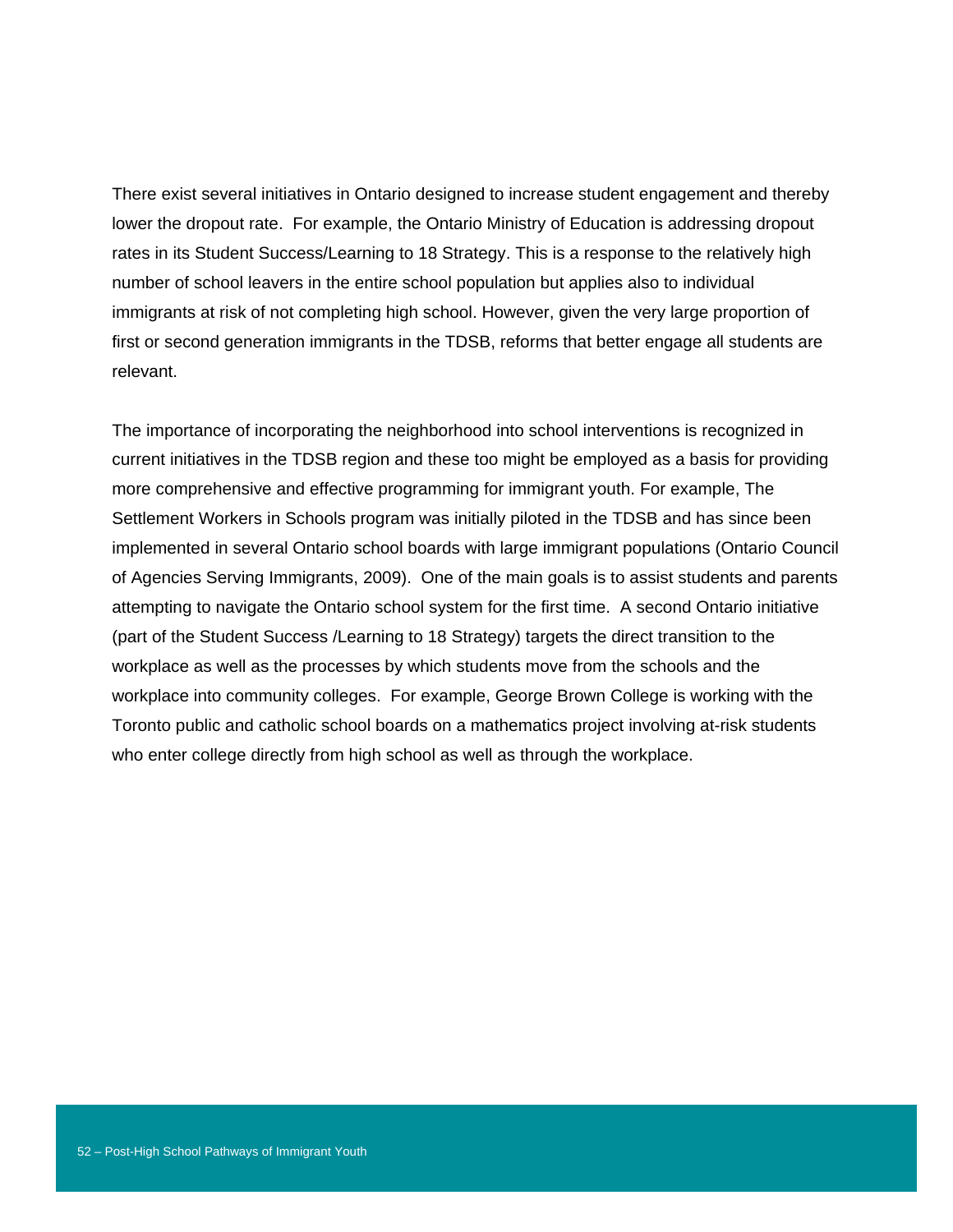There exist several initiatives in Ontario designed to increase student engagement and thereby lower the dropout rate. For example, the Ontario Ministry of Education is addressing dropout rates in its Student Success/Learning to 18 Strategy. This is a response to the relatively high number of school leavers in the entire school population but applies also to individual immigrants at risk of not completing high school. However, given the very large proportion of first or second generation immigrants in the TDSB, reforms that better engage all students are relevant.

The importance of incorporating the neighborhood into school interventions is recognized in current initiatives in the TDSB region and these too might be employed as a basis for providing more comprehensive and effective programming for immigrant youth. For example, The Settlement Workers in Schools program was initially piloted in the TDSB and has since been implemented in several Ontario school boards with large immigrant populations (Ontario Council of Agencies Serving Immigrants, 2009). One of the main goals is to assist students and parents attempting to navigate the Ontario school system for the first time. A second Ontario initiative (part of the Student Success /Learning to 18 Strategy) targets the direct transition to the workplace as well as the processes by which students move from the schools and the workplace into community colleges. For example, George Brown College is working with the Toronto public and catholic school boards on a mathematics project involving at-risk students who enter college directly from high school as well as through the workplace.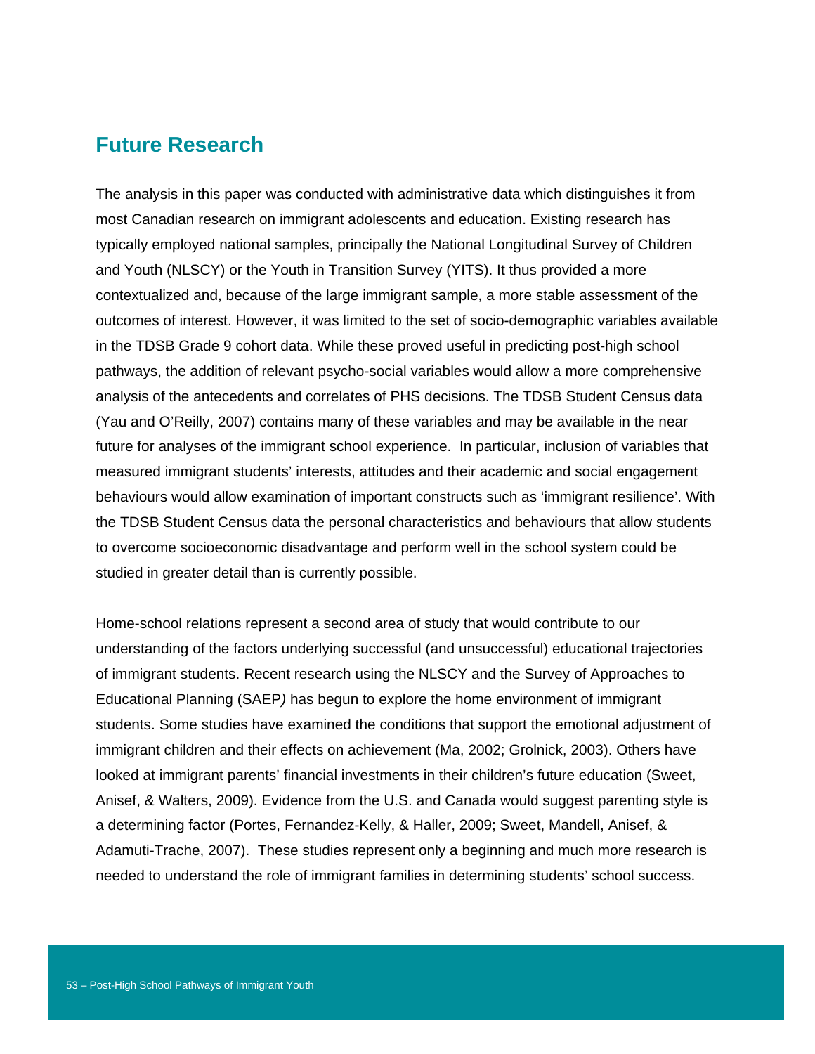## Future Research

The analysis in this paper was conducted with administrative data which distinguishes it from most Canadian research on immigrant adolescents and education. Existing research has typically employed national samples, principally the National Longitudinal Survey of Children and Youth (NLSCY) or the Youth in Transition Survey (YITS). It thus provided a more contextualized and, because of the large immigrant sample, a more stable assessment of the outcomes of interest. However, it was limited to the set of socio-demographic variables available in the TDSB Grade 9 cohort data. While these proved useful in predicting post-high school pathways, the addition of relevant psycho-social variables would allow a more comprehensive analysis of the antecedents and correlates of PHS decisions. The TDSB Student Census data (Yau and O'Reilly, 2007) contains many of these variables and may be available in the near future for analyses of the immigrant school experience. In particular, inclusion of variables that measured immigrant students' interests, attitudes and their academic and social engagement behaviours would allow examination of important constructs such as 'immigrant resilience'. With the TDSB Student Census data the personal characteristics and behaviours that allow students to overcome socioeconomic disadvantage and perform well in the school system could be studied in greater detail than is currently possible.

Home-school relations represent a second area of study that would contribute to our understanding of the factors underlying successful (and unsuccessful) educational trajectories of immigrant students. Recent research using the NLSCY and the Survey of Approaches to Educational Planning (SAEP*)* has begun to explore the home environment of immigrant students. Some studies have examined the conditions that support the emotional adjustment of immigrant children and their effects on achievement (Ma, 2002; Grolnick, 2003). Others have looked at immigrant parents' financial investments in their children's future education (Sweet, Anisef, & Walters, 2009). Evidence from the U.S. and Canada would suggest parenting style is a determining factor (Portes, Fernandez-Kelly, & Haller, 2009; Sweet, Mandell, Anisef, & Adamuti-Trache, 2007). These studies represent only a beginning and much more research is needed to understand the role of immigrant families in determining students' school success.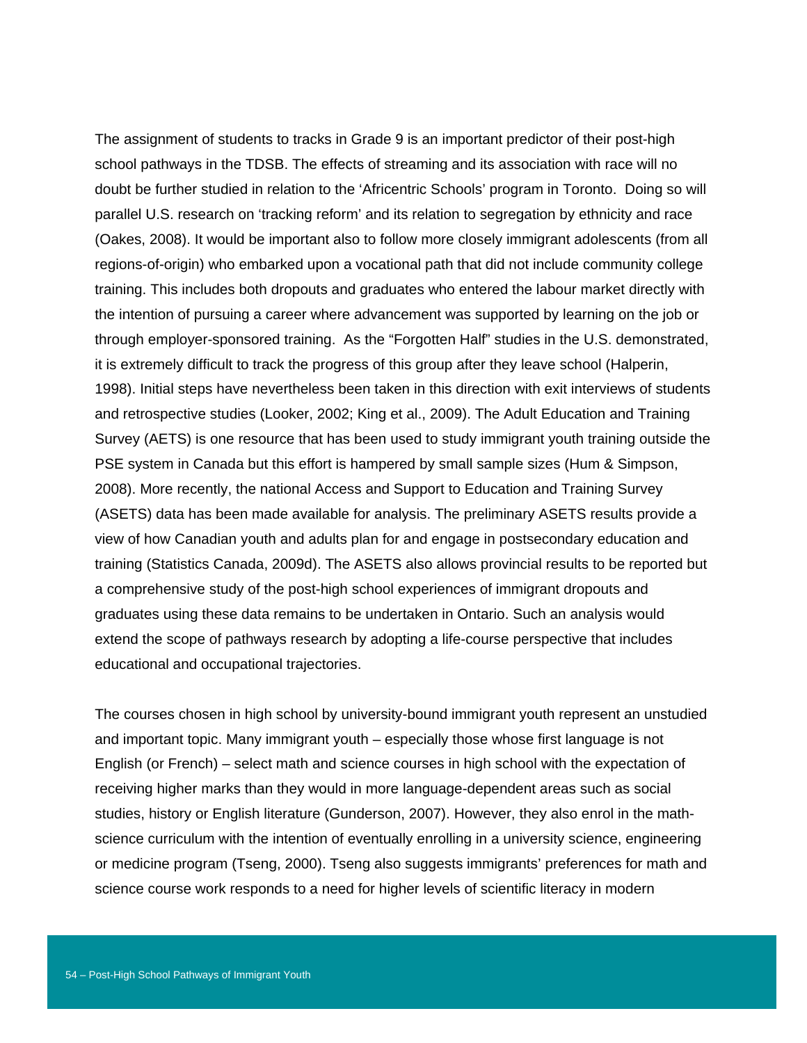The assignment of students to tracks in Grade 9 is an important predictor of their post-high school pathways in the TDSB. The effects of streaming and its association with race will no doubt be further studied in relation to the 'Africentric Schools' program in Toronto. Doing so will parallel U.S. research on 'tracking reform' and its relation to segregation by ethnicity and race (Oakes, 2008). It would be important also to follow more closely immigrant adolescents (from all regions-of-origin) who embarked upon a vocational path that did not include community college training. This includes both dropouts and graduates who entered the labour market directly with the intention of pursuing a career where advancement was supported by learning on the job or through employer-sponsored training. As the "Forgotten Half" studies in the U.S. demonstrated, it is extremely difficult to track the progress of this group after they leave school (Halperin, 1998). Initial steps have nevertheless been taken in this direction with exit interviews of students and retrospective studies (Looker, 2002; King et al., 2009). The Adult Education and Training Survey (AETS) is one resource that has been used to study immigrant youth training outside the PSE system in Canada but this effort is hampered by small sample sizes (Hum & Simpson, 2008). More recently, the national Access and Support to Education and Training Survey (ASETS) data has been made available for analysis. The preliminary ASETS results provide a view of how Canadian youth and adults plan for and engage in postsecondary education and training (Statistics Canada, 2009d). The ASETS also allows provincial results to be reported but a comprehensive study of the post-high school experiences of immigrant dropouts and graduates using these data remains to be undertaken in Ontario. Such an analysis would extend the scope of pathways research by adopting a life-course perspective that includes educational and occupational trajectories.

The courses chosen in high school by university-bound immigrant youth represent an unstudied and important topic. Many immigrant youth – especially those whose first language is not English (or French) – select math and science courses in high school with the expectation of receiving higher marks than they would in more language-dependent areas such as social studies, history or English literature (Gunderson, 2007). However, they also enrol in the math-science curriculum with the intention of eventually enrolling in a university science, engineering or medicine program (Tseng, 2000). Tseng also suggests immigrants' preferences for math and science course work responds to a need for higher levels of scientific literacy in modern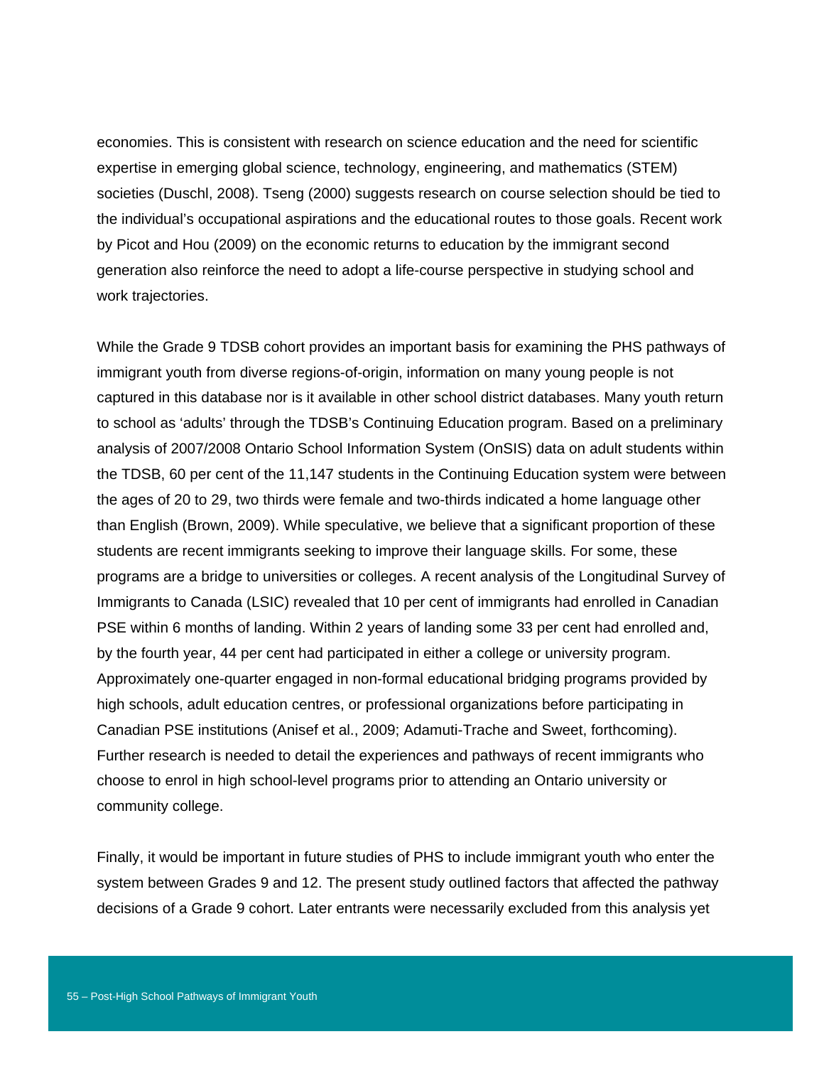economies. This is consistent with research on science education and the need for scientific expertise in emerging global science, technology, engineering, and mathematics (STEM) societies (Duschl, 2008). Tseng (2000) suggests research on course selection should be tied to the individual's occupational aspirations and the educational routes to those goals. Recent work by Picot and Hou (2009) on the economic returns to education by the immigrant second generation also reinforce the need to adopt a life-course perspective in studying school and work trajectories.

While the Grade 9 TDSB cohort provides an important basis for examining the PHS pathways of immigrant youth from diverse regions-of-origin, information on many young people is not captured in this database nor is it available in other school district databases. Many youth return to school as 'adults' through the TDSB's Continuing Education program. Based on a preliminary analysis of 2007/2008 Ontario School Information System (OnSIS) data on adult students within the TDSB, 60 per cent of the 11,147 students in the Continuing Education system were between the ages of 20 to 29, two thirds were female and two-thirds indicated a home language other than English (Brown, 2009). While speculative, we believe that a significant proportion of these students are recent immigrants seeking to improve their language skills. For some, these programs are a bridge to universities or colleges. A recent analysis of the Longitudinal Survey of Immigrants to Canada (LSIC) revealed that 10 per cent of immigrants had enrolled in Canadian PSE within 6 months of landing. Within 2 years of landing some 33 per cent had enrolled and, by the fourth year, 44 per cent had participated in either a college or university program. Approximately one-quarter engaged in non-formal educational bridging programs provided by high schools, adult education centres, or professional organizations before participating in Canadian PSE institutions (Anisef et al., 2009; Adamuti-Trache and Sweet, forthcoming). Further research is needed to detail the experiences and pathways of recent immigrants who choose to enrol in high school-level programs prior to attending an Ontario university or community college.

Finally, it would be important in future studies of PHS to include immigrant youth who enter the system between Grades 9 and 12. The present study outlined factors that affected the pathway decisions of a Grade 9 cohort. Later entrants were necessarily excluded from this analysis yet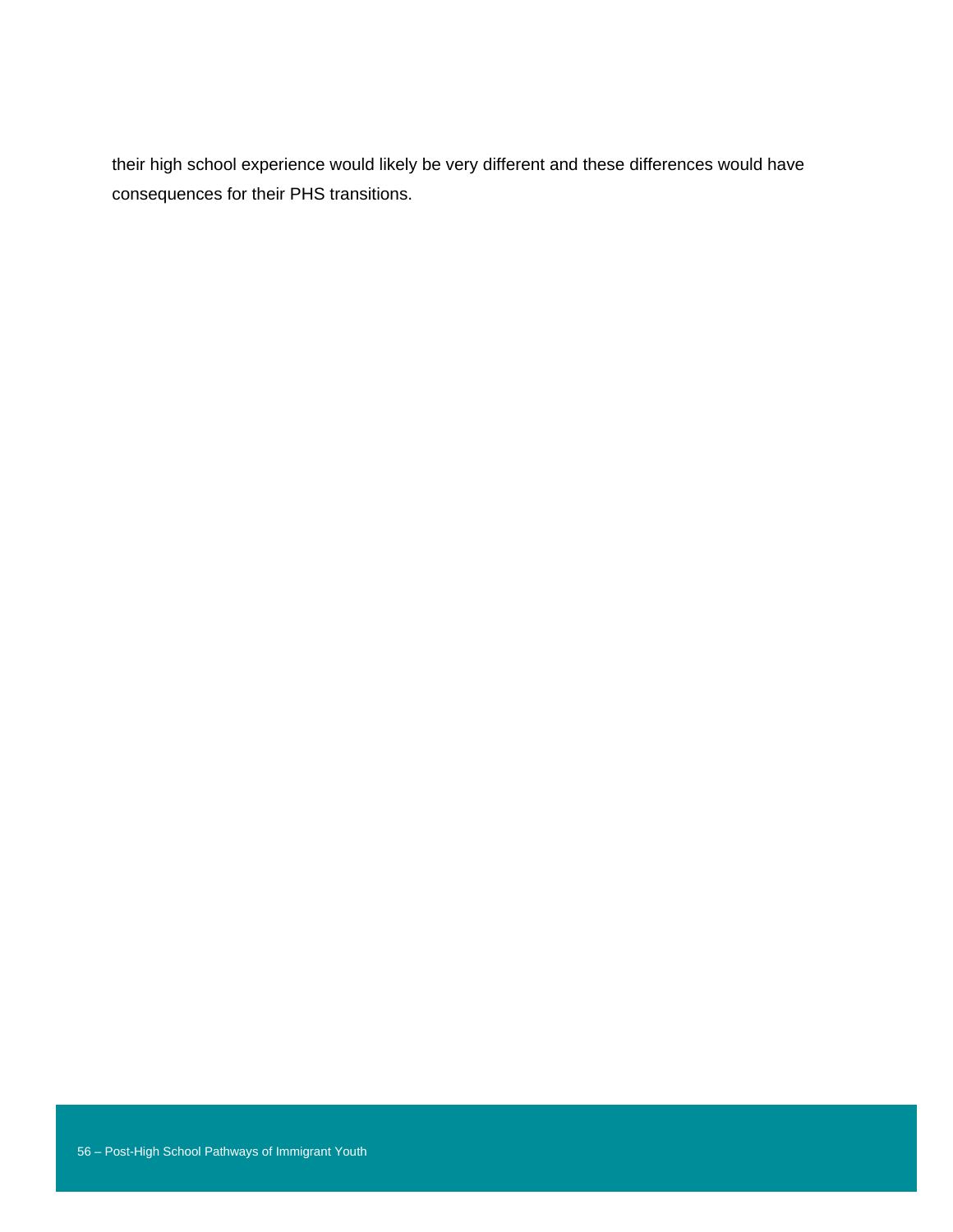their high school experience would likely be very different and these differences would have consequences for their PHS transitions.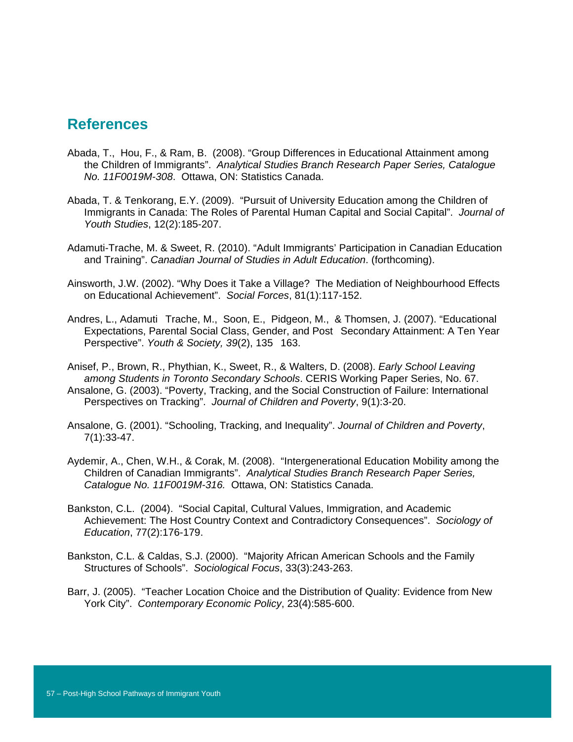## References

Abada, T., Hou, F., & Ram, B. (2008). "Group Differences in Educational Attainment among the Children of Immigrants". *Analytical Studies Branch Research Paper Series, Catalogue No. 11F0019M-308*. Ottawa, ON: Statistics Canada.

Abada, T. & Tenkorang, E.Y. (2009). "Pursuit of University Education among the Children of Immigrants in Canada: The Roles of Parental Human Capital and Social Capital". *Journal of Youth Studies*, 12(2):185-207.

Adamuti-Trache, M. & Sweet, R. (2010). "Adult Immigrants' Participation in Canadian Education and Training". *Canadian Journal of Studies in Adult Education*. (forthcoming).

Ainsworth, J.W. (2002). "Why Does it Take a Village? The Mediation of Neighbourhood Effects on Educational Achievement". *Social Forces*, 81(1):117-152.

Andres, L., Adamuti Trache, M., Soon, E., Pidgeon, M., & Thomsen, J. (2007). "Educational Expectations, Parental Social Class, Gender, and Post Secondary Attainment: A Ten Year Perspective". *Youth & Society, 39*(2), 135 163.

Anisef, P., Brown, R., Phythian, K., Sweet, R., & Walters, D. (2008). *Early School Leaving among Students in Toronto Secondary Schools*. CERIS Working Paper Series, No. 67.

Ansalone, G. (2003). "Poverty, Tracking, and the Social Construction of Failure: International Perspectives on Tracking". *Journal of Children and Poverty*, 9(1):3-20.

Ansalone, G. (2001). "Schooling, Tracking, and Inequality". *Journal of Children and Poverty*, 7(1):33-47.

Aydemir, A., Chen, W.H., & Corak, M. (2008). "Intergenerational Education Mobility among the Children of Canadian Immigrants". *Analytical Studies Branch Research Paper Series, Catalogue No. 11F0019M-316.* Ottawa, ON: Statistics Canada.

Bankston, C.L. (2004). "Social Capital, Cultural Values, Immigration, and Academic Achievement: The Host Country Context and Contradictory Consequences". *Sociology of Education*, 77(2):176-179.

Bankston, C.L. & Caldas, S.J. (2000). "Majority African American Schools and the Family Structures of Schools". *Sociological Focus*, 33(3):243-263.

Barr, J. (2005). "Teacher Location Choice and the Distribution of Quality: Evidence from New York City". *Contemporary Economic Policy*, 23(4):585-600.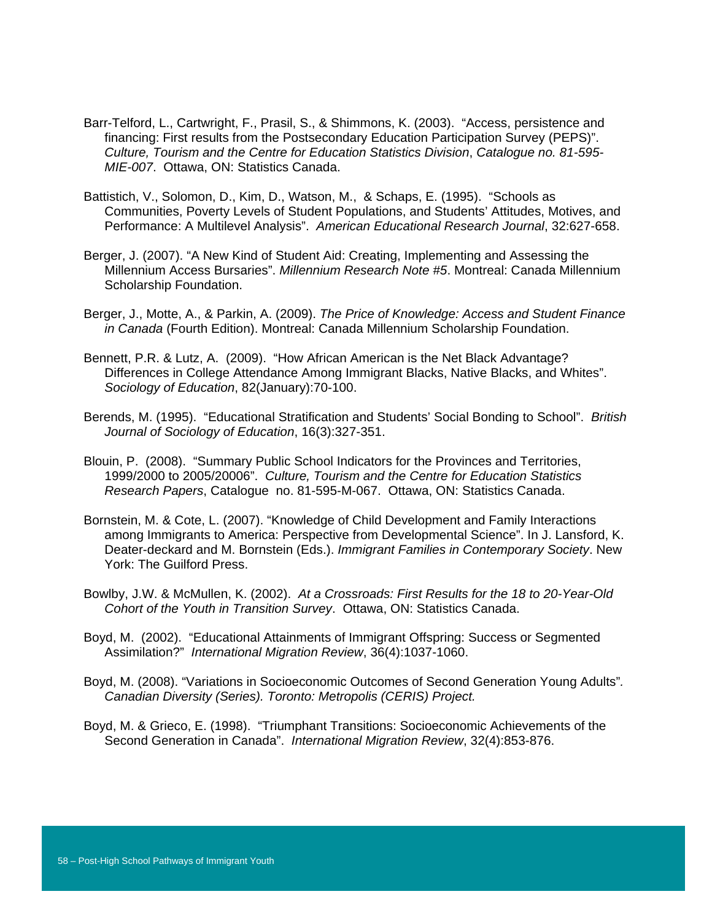Barr-Telford, L., Cartwright, F., Prasil, S., & Shimmons, K. (2003). "Access, persistence and financing: First results from the Postsecondary Education Participation Survey (PEPS)". *Culture, Tourism and the Centre for Education Statistics Division*, *Catalogue no. 81-595-MIE-007*. Ottawa, ON: Statistics Canada.

Battistich, V., Solomon, D., Kim, D., Watson, M., & Schaps, E. (1995). "Schools as Communities, Poverty Levels of Student Populations, and Students' Attitudes, Motives, and Performance: A Multilevel Analysis". *American Educational Research Journal*, 32:627-658.

Berger, J. (2007). "A New Kind of Student Aid: Creating, Implementing and Assessing the Millennium Access Bursaries". *Millennium Research Note #5*. Montreal: Canada Millennium Scholarship Foundation.

Berger, J., Motte, A., & Parkin, A. (2009). *The Price of Knowledge: Access and Student Finance in Canada* (Fourth Edition). Montreal: Canada Millennium Scholarship Foundation.

Bennett, P.R. & Lutz, A. (2009). "How African American is the Net Black Advantage? Differences in College Attendance Among Immigrant Blacks, Native Blacks, and Whites". *Sociology of Education*, 82(January):70-100.

Berends, M. (1995). "Educational Stratification and Students' Social Bonding to School". *British Journal of Sociology of Education*, 16(3):327-351.

Blouin, P. (2008). "Summary Public School Indicators for the Provinces and Territories, 1999/2000 to 2005/20006". *Culture, Tourism and the Centre for Education Statistics Research Papers*, Catalogue no. 81-595-M-067. Ottawa, ON: Statistics Canada.

Bornstein, M. & Cote, L. (2007). "Knowledge of Child Development and Family Interactions among Immigrants to America: Perspective from Developmental Science". In J. Lansford, K. Deater-deckard and M. Bornstein (Eds.). *Immigrant Families in Contemporary Society*. New York: The Guilford Press.

Bowlby, J.W. & McMullen, K. (2002). *At a Crossroads: First Results for the 18 to 20-Year-Old Cohort of the Youth in Transition Survey*. Ottawa, ON: Statistics Canada.

Boyd, M. (2002). "Educational Attainments of Immigrant Offspring: Success or Segmented Assimilation?" *International Migration Review*, 36(4):1037-1060.

Boyd, M. (2008). "Variations in Socioeconomic Outcomes of Second Generation Young Adults". *Canadian Diversity (Series). Toronto: Metropolis (CERIS) Project.*

Boyd, M. & Grieco, E. (1998). "Triumphant Transitions: Socioeconomic Achievements of the Second Generation in Canada". *International Migration Review*, 32(4):853-876.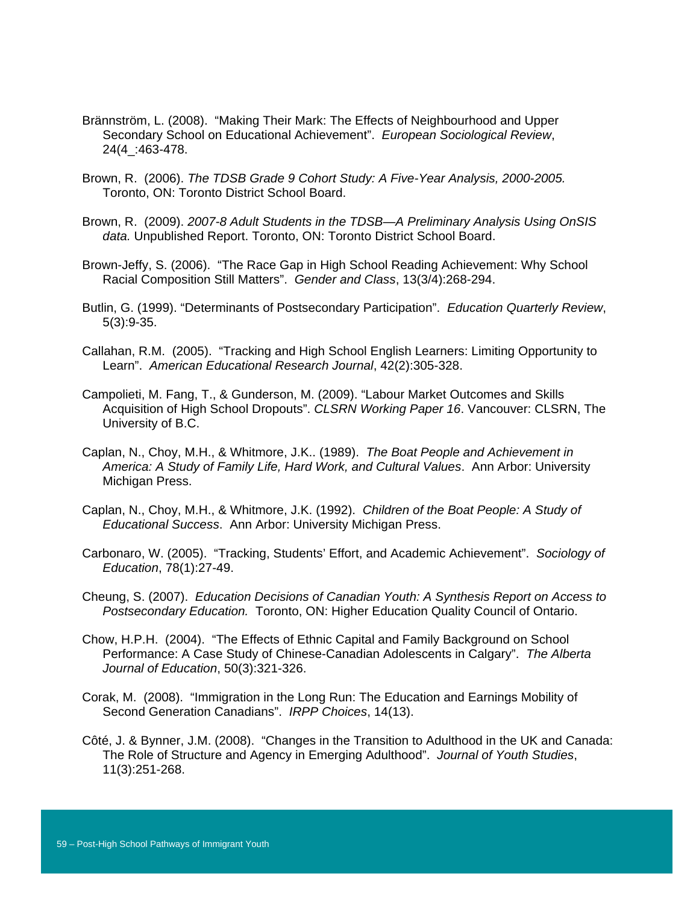Brännström, L. (2008). "Making Their Mark: The Effects of Neighbourhood and Upper Secondary School on Educational Achievement". *European Sociological Review*, 24(4_:463-478.

Brown, R. (2006). *The TDSB Grade 9 Cohort Study: A Five-Year Analysis, 2000-2005.* Toronto, ON: Toronto District School Board.

Brown, R. (2009). *2007-8 Adult Students in the TDSB—A Preliminary Analysis Using OnSIS data.* Unpublished Report. Toronto, ON: Toronto District School Board.

Brown-Jeffy, S. (2006). "The Race Gap in High School Reading Achievement: Why School Racial Composition Still Matters". *Gender and Class*, 13(3/4):268-294.

Butlin, G. (1999). "Determinants of Postsecondary Participation". *Education Quarterly Review*, 5(3):9-35.

Callahan, R.M. (2005). "Tracking and High School English Learners: Limiting Opportunity to Learn". *American Educational Research Journal*, 42(2):305-328.

Campolieti, M. Fang, T., & Gunderson, M. (2009). "Labour Market Outcomes and Skills Acquisition of High School Dropouts". *CLSRN Working Paper 16*. Vancouver: CLSRN, The University of B.C.

Caplan, N., Choy, M.H., & Whitmore, J.K.. (1989). *The Boat People and Achievement in America: A Study of Family Life, Hard Work, and Cultural Values*. Ann Arbor: University Michigan Press.

Caplan, N., Choy, M.H., & Whitmore, J.K. (1992). *Children of the Boat People: A Study of Educational Success*. Ann Arbor: University Michigan Press.

Carbonaro, W. (2005). "Tracking, Students' Effort, and Academic Achievement". *Sociology of Education*, 78(1):27-49.

Cheung, S. (2007). *Education Decisions of Canadian Youth: A Synthesis Report on Access to Postsecondary Education.* Toronto, ON: Higher Education Quality Council of Ontario.

Chow, H.P.H. (2004). "The Effects of Ethnic Capital and Family Background on School Performance: A Case Study of Chinese-Canadian Adolescents in Calgary". *The Alberta Journal of Education*, 50(3):321-326.

Corak, M. (2008). "Immigration in the Long Run: The Education and Earnings Mobility of Second Generation Canadians". *IRPP Choices*, 14(13).

Côté, J. & Bynner, J.M. (2008). "Changes in the Transition to Adulthood in the UK and Canada: The Role of Structure and Agency in Emerging Adulthood". *Journal of Youth Studies*, 11(3):251-268.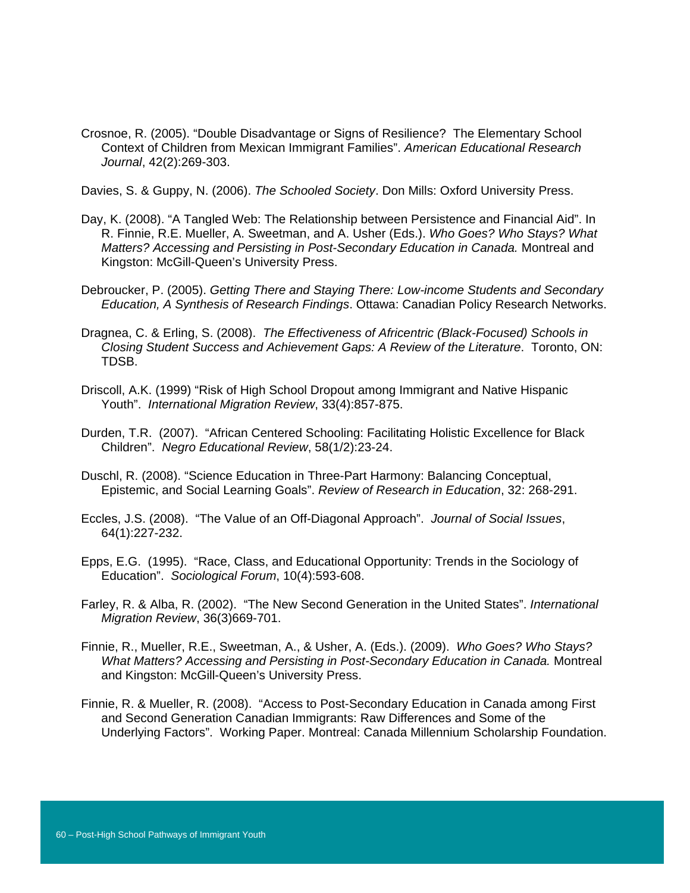Crosnoe, R. (2005). “Double Disadvantage or Signs of Resilience? The Elementary School Context of Children from Mexican Immigrant Families”. *American Educational Research Journal*, 42(2):269-303.

Davies, S. & Guppy, N. (2006). *The Schooled Society*. Don Mills: Oxford University Press.

Day, K. (2008). “A Tangled Web: The Relationship between Persistence and Financial Aid”. In R. Finnie, R.E. Mueller, A. Sweetman, and A. Usher (Eds.). *Who Goes? Who Stays? What Matters? Accessing and Persisting in Post-Secondary Education in Canada.* Montreal and Kingston: McGill-Queen’s University Press.

Debroucker, P. (2005). *Getting There and Staying There: Low-income Students and Secondary Education, A Synthesis of Research Findings*. Ottawa: Canadian Policy Research Networks.

Dragnea, C. & Erling, S. (2008). *The Effectiveness of Africentric (Black-Focused) Schools in Closing Student Success and Achievement Gaps: A Review of the Literature*. Toronto, ON: TDSB.

Driscoll, A.K. (1999) “Risk of High School Dropout among Immigrant and Native Hispanic Youth”. *International Migration Review*, 33(4):857-875.

Durden, T.R. (2007). “African Centered Schooling: Facilitating Holistic Excellence for Black Children”. *Negro Educational Review*, 58(1/2):23-24.

Duschl, R. (2008). “Science Education in Three-Part Harmony: Balancing Conceptual, Epistemic, and Social Learning Goals”. *Review of Research in Education*, 32: 268-291.

Eccles, J.S. (2008). “The Value of an Off-Diagonal Approach”. *Journal of Social Issues*, 64(1):227-232.

Epps, E.G. (1995). “Race, Class, and Educational Opportunity: Trends in the Sociology of Education”. *Sociological Forum*, 10(4):593-608.

Farley, R. & Alba, R. (2002). “The New Second Generation in the United States”. *International Migration Review*, 36(3)669-701.

Finnie, R., Mueller, R.E., Sweetman, A., & Usher, A. (Eds.). (2009). *Who Goes? Who Stays? What Matters? Accessing and Persisting in Post-Secondary Education in Canada.* Montreal and Kingston: McGill-Queen’s University Press.

Finnie, R. & Mueller, R. (2008). “Access to Post-Secondary Education in Canada among First and Second Generation Canadian Immigrants: Raw Differences and Some of the Underlying Factors”. Working Paper. Montreal: Canada Millennium Scholarship Foundation.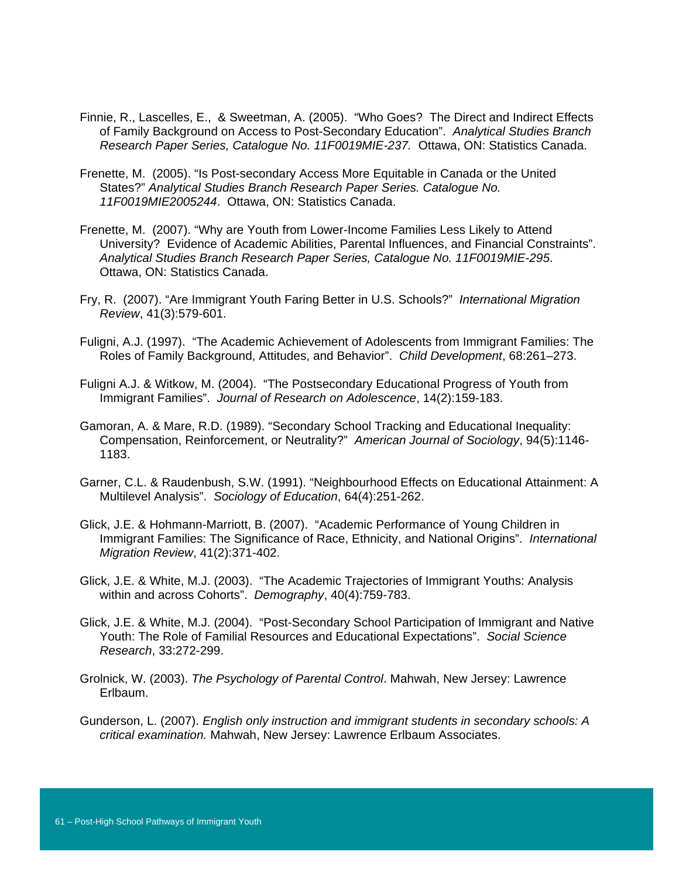Finnie, R., Lascelles, E., & Sweetman, A. (2005). "Who Goes? The Direct and Indirect Effects of Family Background on Access to Post-Secondary Education". *Analytical Studies Branch Research Paper Series, Catalogue No. 11F0019MIE-237.* Ottawa, ON: Statistics Canada.

Frenette, M. (2005). "Is Post-secondary Access More Equitable in Canada or the United States?" *Analytical Studies Branch Research Paper Series. Catalogue No. 11F0019MIE2005244*. Ottawa, ON: Statistics Canada.

Frenette, M. (2007). "Why are Youth from Lower-Income Families Less Likely to Attend University? Evidence of Academic Abilities, Parental Influences, and Financial Constraints". *Analytical Studies Branch Research Paper Series, Catalogue No. 11F0019MIE-295*. Ottawa, ON: Statistics Canada.

Fry, R. (2007). "Are Immigrant Youth Faring Better in U.S. Schools?" *International Migration Review*, 41(3):579-601.

Fuligni, A.J. (1997). "The Academic Achievement of Adolescents from Immigrant Families: The Roles of Family Background, Attitudes, and Behavior". *Child Development*, 68:261–273.

Fuligni A.J. & Witkow, M. (2004). "The Postsecondary Educational Progress of Youth from Immigrant Families". *Journal of Research on Adolescence*, 14(2):159-183.

Gamoran, A. & Mare, R.D. (1989). "Secondary School Tracking and Educational Inequality: Compensation, Reinforcement, or Neutrality?" *American Journal of Sociology*, 94(5):1146-1183.

Garner, C.L. & Raudenbush, S.W. (1991). "Neighbourhood Effects on Educational Attainment: A Multilevel Analysis". *Sociology of Education*, 64(4):251-262.

Glick, J.E. & Hohmann-Marriott, B. (2007). "Academic Performance of Young Children in Immigrant Families: The Significance of Race, Ethnicity, and National Origins". *International Migration Review*, 41(2):371-402.

Glick, J.E. & White, M.J. (2003). "The Academic Trajectories of Immigrant Youths: Analysis within and across Cohorts". *Demography*, 40(4):759-783.

Glick, J.E. & White, M.J. (2004). "Post-Secondary School Participation of Immigrant and Native Youth: The Role of Familial Resources and Educational Expectations". *Social Science Research*, 33:272-299.

Grolnick, W. (2003). *The Psychology of Parental Control*. Mahwah, New Jersey: Lawrence Erlbaum.

Gunderson, L. (2007). *English only instruction and immigrant students in secondary schools: A critical examination.* Mahwah, New Jersey: Lawrence Erlbaum Associates.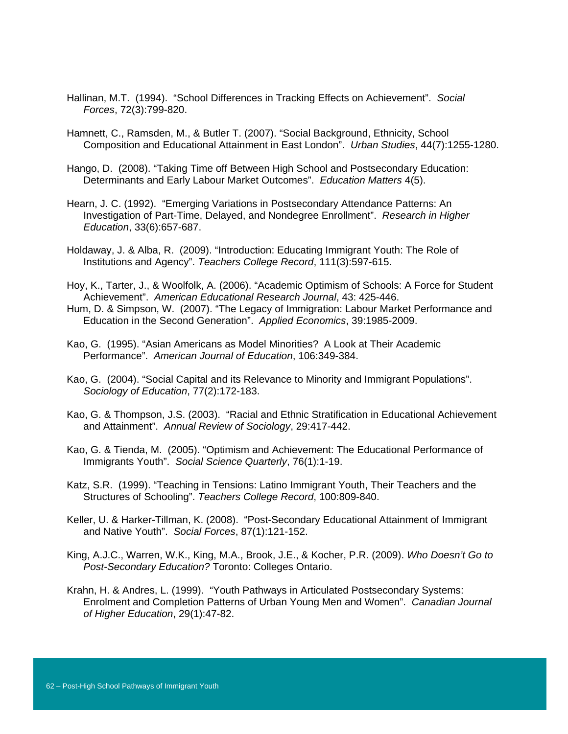Hallinan, M.T. (1994). "School Differences in Tracking Effects on Achievement". *Social Forces*, 72(3):799-820.

Hamnett, C., Ramsden, M., & Butler T. (2007). "Social Background, Ethnicity, School Composition and Educational Attainment in East London". *Urban Studies*, 44(7):1255-1280.

Hango, D. (2008). "Taking Time off Between High School and Postsecondary Education: Determinants and Early Labour Market Outcomes". *Education Matters* 4(5).

Hearn, J. C. (1992). "Emerging Variations in Postsecondary Attendance Patterns: An Investigation of Part-Time, Delayed, and Nondegree Enrollment". *Research in Higher Education*, 33(6):657-687.

Holdaway, J. & Alba, R. (2009). "Introduction: Educating Immigrant Youth: The Role of Institutions and Agency". *Teachers College Record*, 111(3):597-615.

Hoy, K., Tarter, J., & Woolfolk, A. (2006). "Academic Optimism of Schools: A Force for Student Achievement". *American Educational Research Journal*, 43: 425-446.

Hum, D. & Simpson, W. (2007). "The Legacy of Immigration: Labour Market Performance and Education in the Second Generation". *Applied Economics*, 39:1985-2009.

Kao, G. (1995). "Asian Americans as Model Minorities? A Look at Their Academic Performance". *American Journal of Education*, 106:349-384.

Kao, G. (2004). "Social Capital and its Relevance to Minority and Immigrant Populations". *Sociology of Education*, 77(2):172-183.

Kao, G. & Thompson, J.S. (2003). "Racial and Ethnic Stratification in Educational Achievement and Attainment". *Annual Review of Sociology*, 29:417-442.

Kao, G. & Tienda, M. (2005). "Optimism and Achievement: The Educational Performance of Immigrants Youth". *Social Science Quarterly*, 76(1):1-19.

Katz, S.R. (1999). "Teaching in Tensions: Latino Immigrant Youth, Their Teachers and the Structures of Schooling". *Teachers College Record*, 100:809-840.

Keller, U. & Harker-Tillman, K. (2008). "Post-Secondary Educational Attainment of Immigrant and Native Youth". *Social Forces*, 87(1):121-152.

King, A.J.C., Warren, W.K., King, M.A., Brook, J.E., & Kocher, P.R. (2009). *Who Doesn't Go to Post-Secondary Education?* Toronto: Colleges Ontario.

Krahn, H. & Andres, L. (1999). "Youth Pathways in Articulated Postsecondary Systems: Enrolment and Completion Patterns of Urban Young Men and Women". *Canadian Journal of Higher Education*, 29(1):47-82.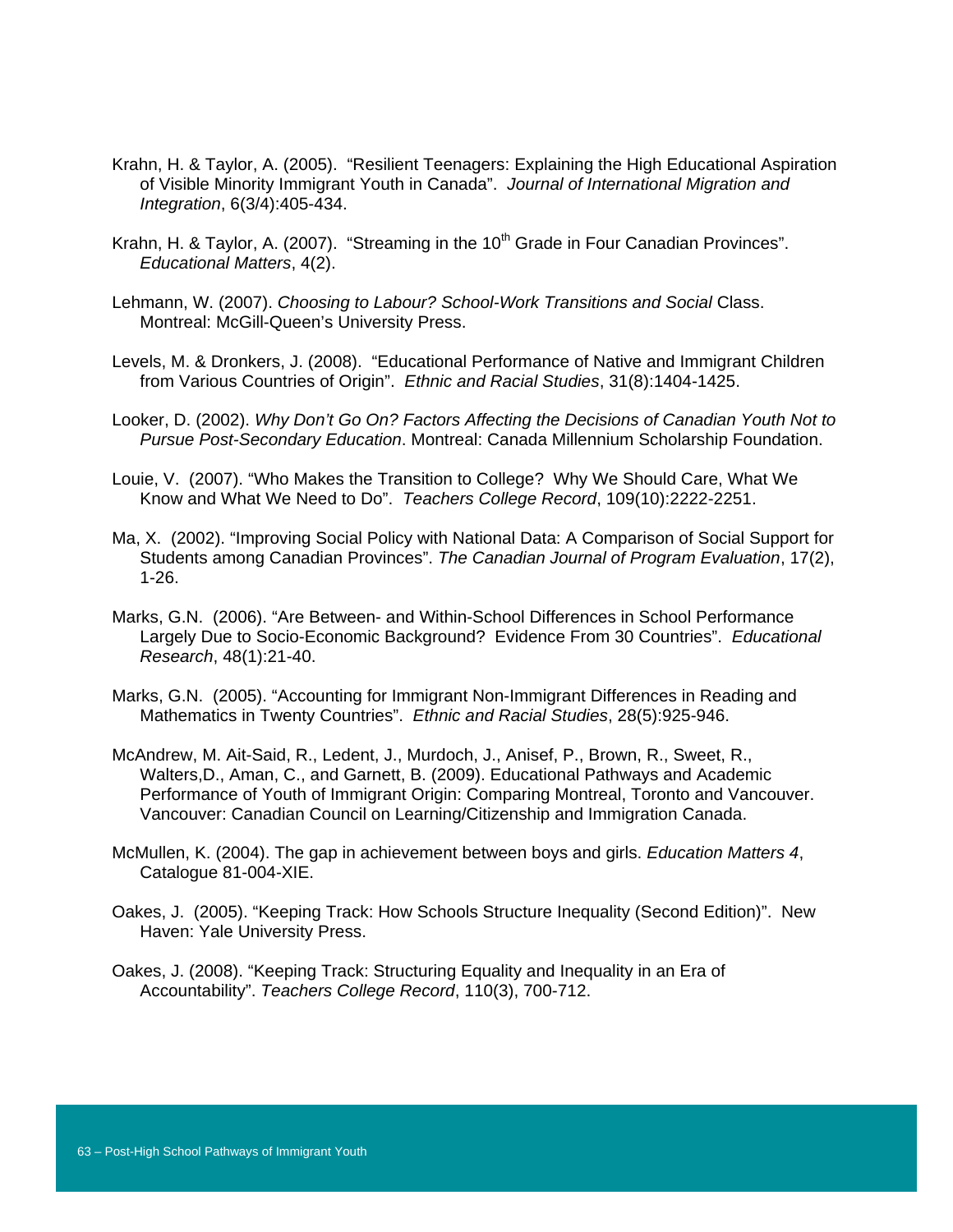Krahn, H. & Taylor, A. (2005). "Resilient Teenagers: Explaining the High Educational Aspiration of Visible Minority Immigrant Youth in Canada". *Journal of International Migration and Integration*, 6(3/4):405-434.

Krahn, H. & Taylor, A. (2007). "Streaming in the 10th Grade in Four Canadian Provinces". *Educational Matters*, 4(2).

Lehmann, W. (2007). *Choosing to Labour? School-Work Transitions and Social* Class. Montreal: McGill-Queen's University Press.

Levels, M. & Dronkers, J. (2008). "Educational Performance of Native and Immigrant Children from Various Countries of Origin". *Ethnic and Racial Studies*, 31(8):1404-1425.

Looker, D. (2002). *Why Don't Go On? Factors Affecting the Decisions of Canadian Youth Not to Pursue Post-Secondary Education*. Montreal: Canada Millennium Scholarship Foundation.

Louie, V. (2007). "Who Makes the Transition to College? Why We Should Care, What We Know and What We Need to Do". *Teachers College Record*, 109(10):2222-2251.

Ma, X. (2002). "Improving Social Policy with National Data: A Comparison of Social Support for Students among Canadian Provinces". *The Canadian Journal of Program Evaluation*, 17(2), 1-26.

Marks, G.N. (2006). "Are Between- and Within-School Differences in School Performance Largely Due to Socio-Economic Background? Evidence From 30 Countries". *Educational Research*, 48(1):21-40.

Marks, G.N. (2005). "Accounting for Immigrant Non-Immigrant Differences in Reading and Mathematics in Twenty Countries". *Ethnic and Racial Studies*, 28(5):925-946.

McAndrew, M. Ait-Said, R., Ledent, J., Murdoch, J., Anisef, P., Brown, R., Sweet, R., Walters,D., Aman, C., and Garnett, B. (2009). Educational Pathways and Academic Performance of Youth of Immigrant Origin: Comparing Montreal, Toronto and Vancouver. Vancouver: Canadian Council on Learning/Citizenship and Immigration Canada.

McMullen, K. (2004). The gap in achievement between boys and girls. *Education Matters 4*, Catalogue 81-004-XIE.

Oakes, J. (2005). "Keeping Track: How Schools Structure Inequality (Second Edition)". New Haven: Yale University Press.

Oakes, J. (2008). "Keeping Track: Structuring Equality and Inequality in an Era of Accountability". *Teachers College Record*, 110(3), 700-712.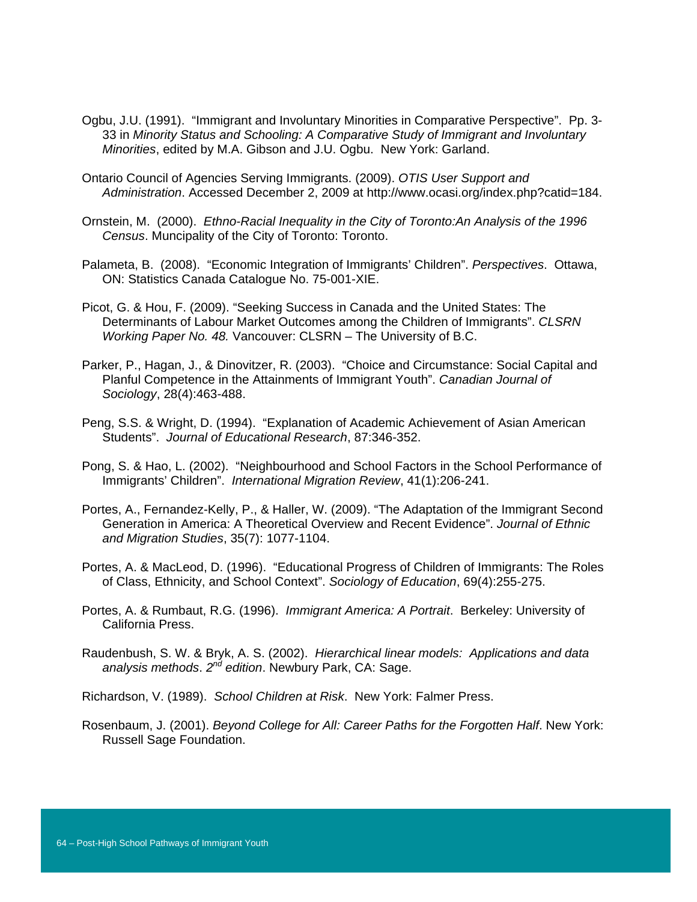Ogbu, J.U. (1991). "Immigrant and Involuntary Minorities in Comparative Perspective". Pp. 3-33 in *Minority Status and Schooling: A Comparative Study of Immigrant and Involuntary Minorities*, edited by M.A. Gibson and J.U. Ogbu. New York: Garland.

Ontario Council of Agencies Serving Immigrants. (2009). *OTIS User Support and Administration*. Accessed December 2, 2009 at http://www.ocasi.org/index.php?catid=184.

Ornstein, M. (2000). *Ethno-Racial Inequality in the City of Toronto:An Analysis of the 1996 Census*. Muncipality of the City of Toronto: Toronto.

Palameta, B. (2008). "Economic Integration of Immigrants' Children". *Perspectives*. Ottawa, ON: Statistics Canada Catalogue No. 75-001-XIE.

Picot, G. & Hou, F. (2009). "Seeking Success in Canada and the United States: The Determinants of Labour Market Outcomes among the Children of Immigrants". *CLSRN Working Paper No. 48.* Vancouver: CLSRN – The University of B.C.

Parker, P., Hagan, J., & Dinovitzer, R. (2003). "Choice and Circumstance: Social Capital and Planful Competence in the Attainments of Immigrant Youth". *Canadian Journal of Sociology*, 28(4):463-488.

Peng, S.S. & Wright, D. (1994). "Explanation of Academic Achievement of Asian American Students". *Journal of Educational Research*, 87:346-352.

Pong, S. & Hao, L. (2002). "Neighbourhood and School Factors in the School Performance of Immigrants' Children". *International Migration Review*, 41(1):206-241.

Portes, A., Fernandez-Kelly, P., & Haller, W. (2009). "The Adaptation of the Immigrant Second Generation in America: A Theoretical Overview and Recent Evidence". *Journal of Ethnic and Migration Studies*, 35(7): 1077-1104.

Portes, A. & MacLeod, D. (1996). "Educational Progress of Children of Immigrants: The Roles of Class, Ethnicity, and School Context". *Sociology of Education*, 69(4):255-275.

Portes, A. & Rumbaut, R.G. (1996). *Immigrant America: A Portrait*. Berkeley: University of California Press.

Raudenbush, S. W. & Bryk, A. S. (2002). *Hierarchical linear models: Applications and data analysis methods*. *2nd edition*. Newbury Park, CA: Sage.

Richardson, V. (1989). *School Children at Risk*. New York: Falmer Press.

Rosenbaum, J. (2001). *Beyond College for All: Career Paths for the Forgotten Half*. New York: Russell Sage Foundation.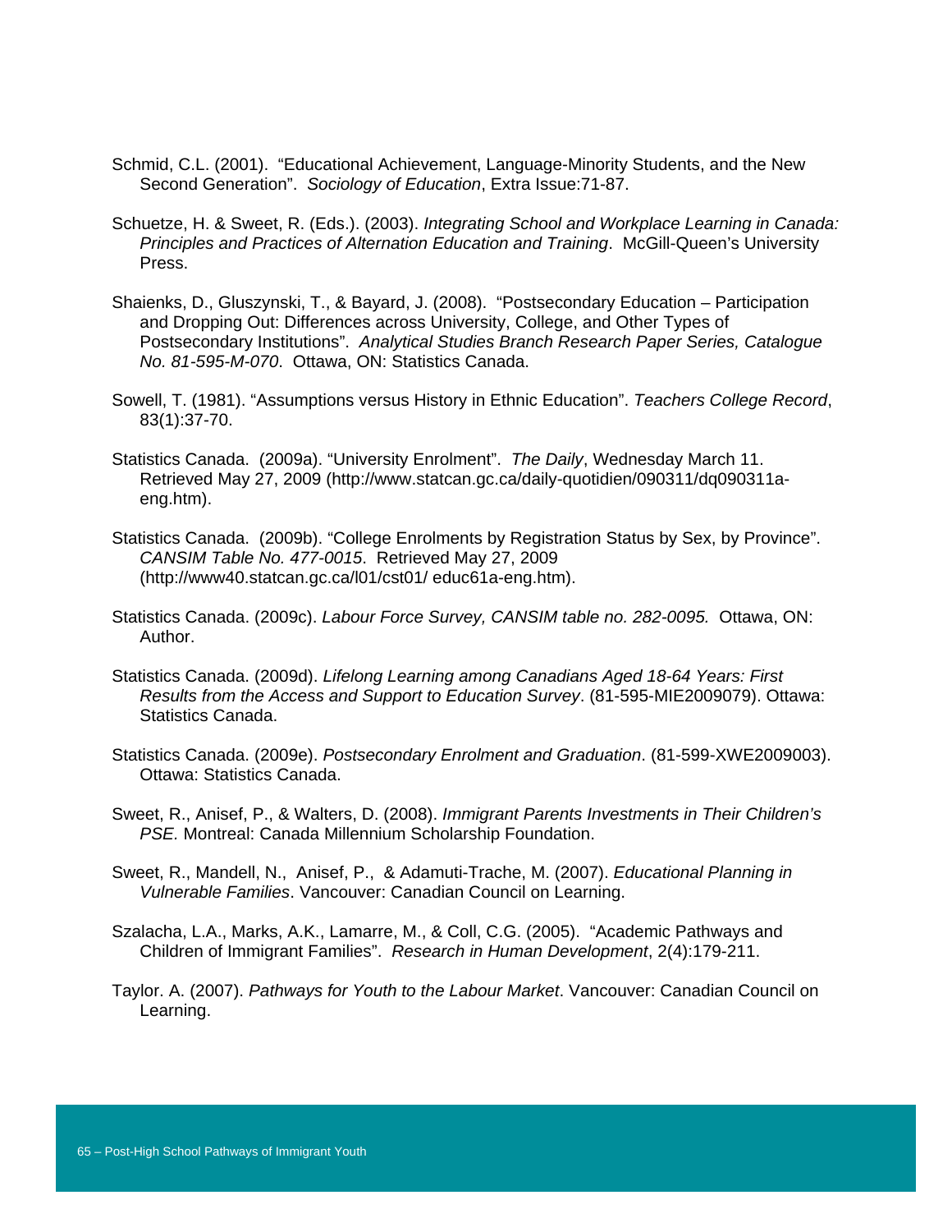Schmid, C.L. (2001). "Educational Achievement, Language-Minority Students, and the New Second Generation". *Sociology of Education*, Extra Issue:71-87.

Schuetze, H. & Sweet, R. (Eds.). (2003). *Integrating School and Workplace Learning in Canada: Principles and Practices of Alternation Education and Training*. McGill-Queen's University Press.

Shaienks, D., Gluszynski, T., & Bayard, J. (2008). "Postsecondary Education – Participation and Dropping Out: Differences across University, College, and Other Types of Postsecondary Institutions". *Analytical Studies Branch Research Paper Series, Catalogue No. 81-595-M-070*. Ottawa, ON: Statistics Canada.

Sowell, T. (1981). "Assumptions versus History in Ethnic Education". *Teachers College Record*, 83(1):37-70.

Statistics Canada. (2009a). "University Enrolment". *The Daily*, Wednesday March 11. Retrieved May 27, 2009 (http://www.statcan.gc.ca/daily-quotidien/090311/dq090311a-eng.htm).

Statistics Canada. (2009b). "College Enrolments by Registration Status by Sex, by Province". *CANSIM Table No. 477-0015*. Retrieved May 27, 2009 (http://www40.statcan.gc.ca/l01/cst01/ educ61a-eng.htm).

Statistics Canada. (2009c). *Labour Force Survey, CANSIM table no. 282-0095.* Ottawa, ON: Author.

Statistics Canada. (2009d). *Lifelong Learning among Canadians Aged 18-64 Years: First Results from the Access and Support to Education Survey*. (81-595-MIE2009079). Ottawa: Statistics Canada.

Statistics Canada. (2009e). *Postsecondary Enrolment and Graduation*. (81-599-XWE2009003). Ottawa: Statistics Canada.

Sweet, R., Anisef, P., & Walters, D. (2008). *Immigrant Parents Investments in Their Children's PSE.* Montreal: Canada Millennium Scholarship Foundation.

Sweet, R., Mandell, N., Anisef, P., & Adamuti-Trache, M. (2007). *Educational Planning in Vulnerable Families*. Vancouver: Canadian Council on Learning.

Szalacha, L.A., Marks, A.K., Lamarre, M., & Coll, C.G. (2005). "Academic Pathways and Children of Immigrant Families". *Research in Human Development*, 2(4):179-211.

Taylor. A. (2007). *Pathways for Youth to the Labour Market*. Vancouver: Canadian Council on Learning.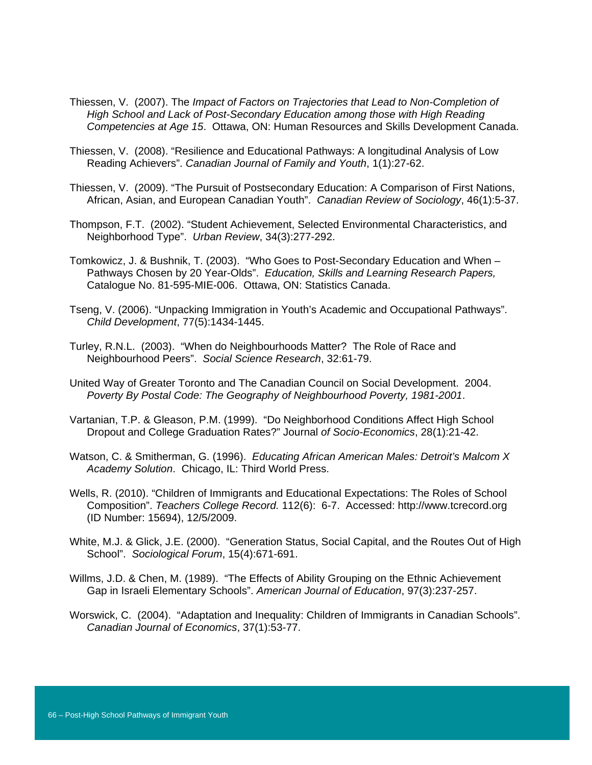Thiessen, V. (2007). The *Impact of Factors on Trajectories that Lead to Non-Completion of High School and Lack of Post-Secondary Education among those with High Reading Competencies at Age 15*. Ottawa, ON: Human Resources and Skills Development Canada.

Thiessen, V. (2008). "Resilience and Educational Pathways: A longitudinal Analysis of Low Reading Achievers". *Canadian Journal of Family and Youth*, 1(1):27-62.

Thiessen, V. (2009). "The Pursuit of Postsecondary Education: A Comparison of First Nations, African, Asian, and European Canadian Youth". *Canadian Review of Sociology*, 46(1):5-37.

Thompson, F.T. (2002). "Student Achievement, Selected Environmental Characteristics, and Neighborhood Type". *Urban Review*, 34(3):277-292.

Tomkowicz, J. & Bushnik, T. (2003). "Who Goes to Post-Secondary Education and When – Pathways Chosen by 20 Year-Olds". *Education, Skills and Learning Research Papers,* Catalogue No. 81-595-MIE-006. Ottawa, ON: Statistics Canada.

Tseng, V. (2006). "Unpacking Immigration in Youth's Academic and Occupational Pathways". *Child Development*, 77(5):1434-1445.

Turley, R.N.L. (2003). "When do Neighbourhoods Matter? The Role of Race and Neighbourhood Peers". *Social Science Research*, 32:61-79.

United Way of Greater Toronto and The Canadian Council on Social Development. 2004. *Poverty By Postal Code: The Geography of Neighbourhood Poverty, 1981-2001*.

Vartanian, T.P. & Gleason, P.M. (1999). "Do Neighborhood Conditions Affect High School Dropout and College Graduation Rates?" Journal *of Socio-Economics*, 28(1):21-42.

Watson, C. & Smitherman, G. (1996). *Educating African American Males: Detroit's Malcom X Academy Solution*. Chicago, IL: Third World Press.

Wells, R. (2010). "Children of Immigrants and Educational Expectations: The Roles of School Composition". *Teachers College Record.* 112(6): 6-7. Accessed: http://www.tcrecord.org (ID Number: 15694), 12/5/2009.

White, M.J. & Glick, J.E. (2000). "Generation Status, Social Capital, and the Routes Out of High School". *Sociological Forum*, 15(4):671-691.

Willms, J.D. & Chen, M. (1989). "The Effects of Ability Grouping on the Ethnic Achievement Gap in Israeli Elementary Schools". *American Journal of Education*, 97(3):237-257.

Worswick, C. (2004). "Adaptation and Inequality: Children of Immigrants in Canadian Schools". *Canadian Journal of Economics*, 37(1):53-77.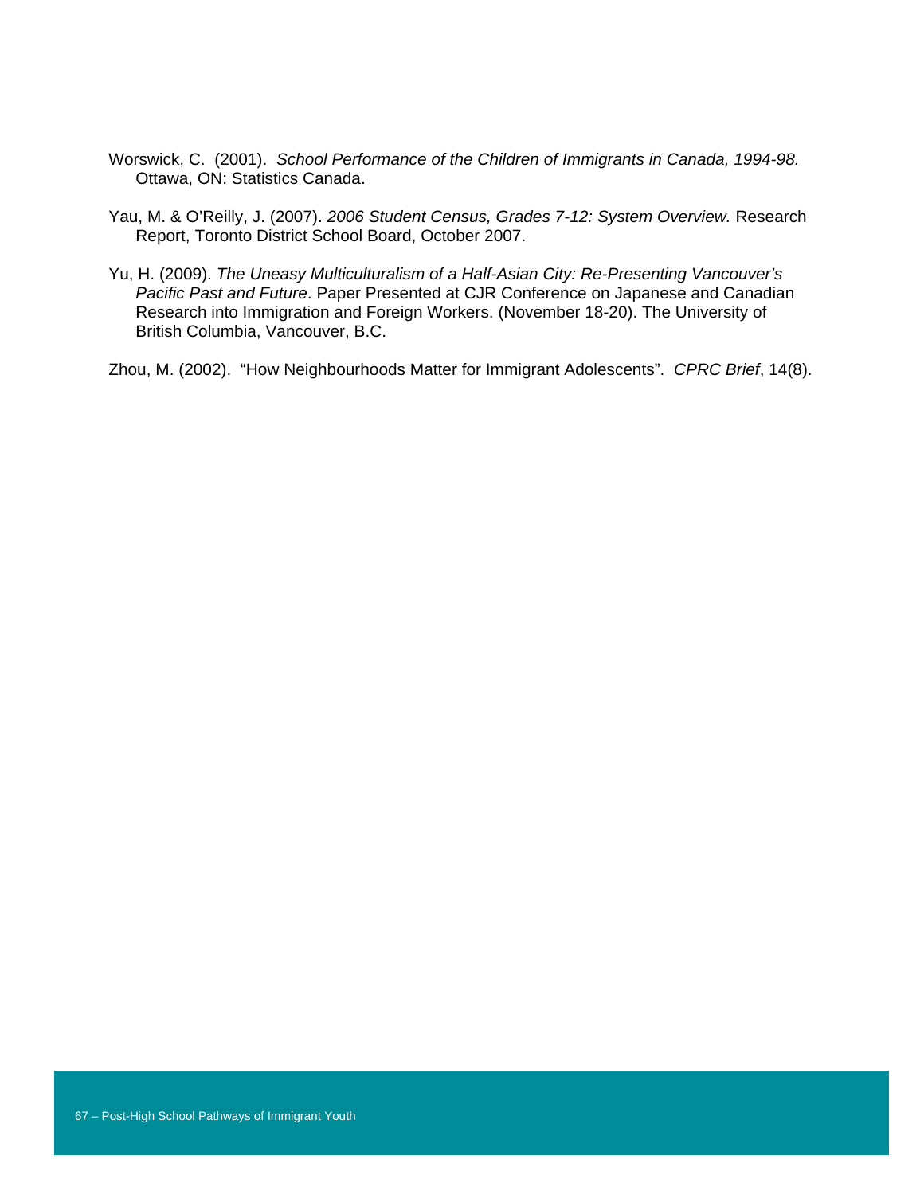Worswick, C. (2001). *School Performance of the Children of Immigrants in Canada, 1994-98.* Ottawa, ON: Statistics Canada.

Yau, M. & O'Reilly, J. (2007). *2006 Student Census, Grades 7-12: System Overview.* Research Report, Toronto District School Board, October 2007.

Yu, H. (2009). *The Uneasy Multiculturalism of a Half-Asian City: Re-Presenting Vancouver's Pacific Past and Future*. Paper Presented at CJR Conference on Japanese and Canadian Research into Immigration and Foreign Workers. (November 18-20). The University of British Columbia, Vancouver, B.C.

Zhou, M. (2002). "How Neighbourhoods Matter for Immigrant Adolescents". *CPRC Brief*, 14(8).